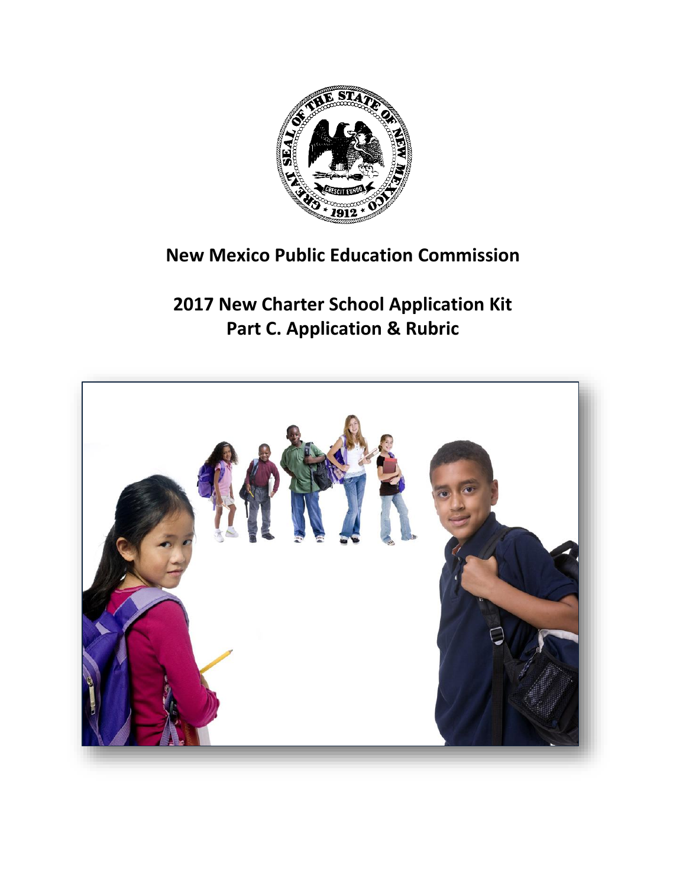# New Mexico Public Education Commission

## 2017 New Charter School Application Kit
## Part C. Application & Rubric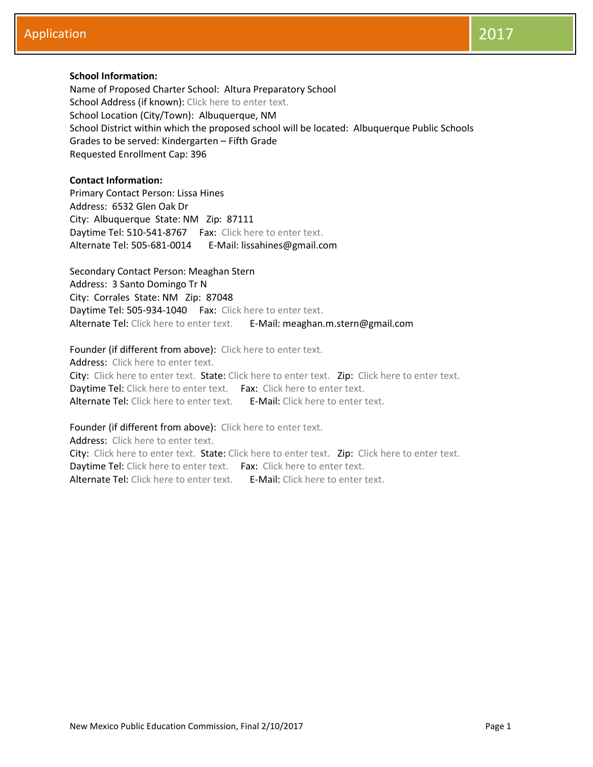# Application 2017

**School Information:**

Name of Proposed Charter School: Altura Preparatory School
School Address (if known): Click here to enter text.
School Location (City/Town): Albuquerque, NM
School District within which the proposed school will be located: Albuquerque Public Schools
Grades to be served: Kindergarten – Fifth Grade
Requested Enrollment Cap: 396

**Contact Information:**

Primary Contact Person: Lissa Hines
Address: 6532 Glen Oak Dr
City: Albuquerque State: NM Zip: 87111
Daytime Tel: 510-541-8767 Fax: Click here to enter text.
Alternate Tel: 505-681-0014 E-Mail: lissahines@gmail.com

Secondary Contact Person: Meaghan Stern
Address: 3 Santo Domingo Tr N
City: Corrales State: NM Zip: 87048
Daytime Tel: 505-934-1040 Fax: Click here to enter text.
Alternate Tel: Click here to enter text. E-Mail: meaghan.m.stern@gmail.com

Founder (if different from above): Click here to enter text.
Address: Click here to enter text.
City: Click here to enter text. State: Click here to enter text. Zip: Click here to enter text.
Daytime Tel: Click here to enter text. Fax: Click here to enter text.
Alternate Tel: Click here to enter text. E-Mail: Click here to enter text.

Founder (if different from above): Click here to enter text.
Address: Click here to enter text.
City: Click here to enter text. State: Click here to enter text. Zip: Click here to enter text.
Daytime Tel: Click here to enter text. Fax: Click here to enter text.
Alternate Tel: Click here to enter text. E-Mail: Click here to enter text.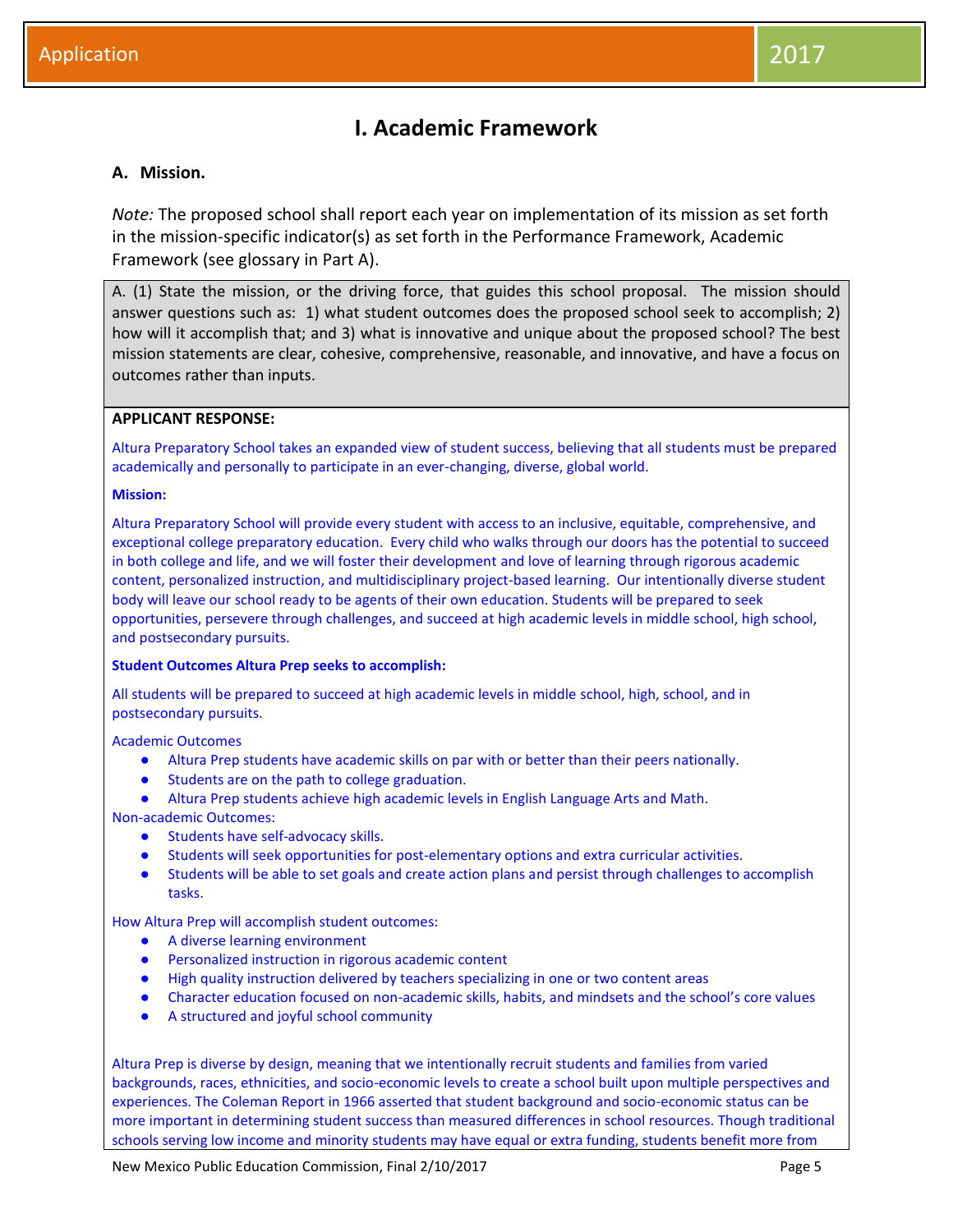# I. Academic Framework

## A. Mission.

*Note:* The proposed school shall report each year on implementation of its mission as set forth in the mission-specific indicator(s) as set forth in the Performance Framework, Academic Framework (see glossary in Part A).

A. (1) State the mission, or the driving force, that guides this school proposal. The mission should answer questions such as: 1) what student outcomes does the proposed school seek to accomplish; 2) how will it accomplish that; and 3) what is innovative and unique about the proposed school? The best mission statements are clear, cohesive, comprehensive, reasonable, and innovative, and have a focus on outcomes rather than inputs.

**APPLICANT RESPONSE:**

Altura Preparatory School takes an expanded view of student success, believing that all students must be prepared academically and personally to participate in an ever-changing, diverse, global world.

**Mission:**

Altura Preparatory School will provide every student with access to an inclusive, equitable, comprehensive, and exceptional college preparatory education. Every child who walks through our doors has the potential to succeed in both college and life, and we will foster their development and love of learning through rigorous academic content, personalized instruction, and multidisciplinary project-based learning. Our intentionally diverse student body will leave our school ready to be agents of their own education. Students will be prepared to seek opportunities, persevere through challenges, and succeed at high academic levels in middle school, high school, and postsecondary pursuits.

**Student Outcomes Altura Prep seeks to accomplish:**

All students will be prepared to succeed at high academic levels in middle school, high, school, and in postsecondary pursuits.

Academic Outcomes

- Altura Prep students have academic skills on par with or better than their peers nationally.
- Students are on the path to college graduation.
- Altura Prep students achieve high academic levels in English Language Arts and Math.

Non-academic Outcomes:

- Students have self-advocacy skills.
- Students will seek opportunities for post-elementary options and extra curricular activities.
- Students will be able to set goals and create action plans and persist through challenges to accomplish tasks.

How Altura Prep will accomplish student outcomes:

- A diverse learning environment
- Personalized instruction in rigorous academic content
- High quality instruction delivered by teachers specializing in one or two content areas
- Character education focused on non-academic skills, habits, and mindsets and the school's core values
- A structured and joyful school community

Altura Prep is diverse by design, meaning that we intentionally recruit students and families from varied backgrounds, races, ethnicities, and socio-economic levels to create a school built upon multiple perspectives and experiences. The Coleman Report in 1966 asserted that student background and socio-economic status can be more important in determining student success than measured differences in school resources. Though traditional schools serving low income and minority students may have equal or extra funding, students benefit more from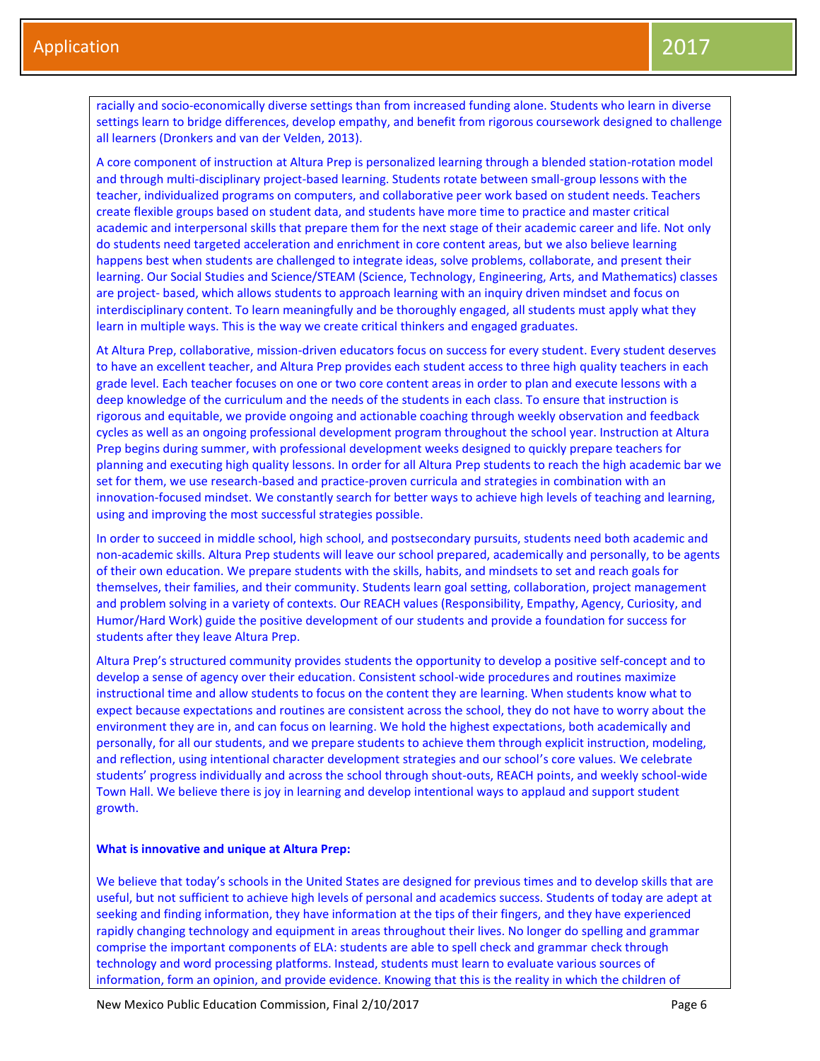racially and socio-economically diverse settings than from increased funding alone. Students who learn in diverse settings learn to bridge differences, develop empathy, and benefit from rigorous coursework designed to challenge all learners (Dronkers and van der Velden, 2013).

A core component of instruction at Altura Prep is personalized learning through a blended station-rotation model and through multi-disciplinary project-based learning. Students rotate between small-group lessons with the teacher, individualized programs on computers, and collaborative peer work based on student needs. Teachers create flexible groups based on student data, and students have more time to practice and master critical academic and interpersonal skills that prepare them for the next stage of their academic career and life. Not only do students need targeted acceleration and enrichment in core content areas, but we also believe learning happens best when students are challenged to integrate ideas, solve problems, collaborate, and present their learning. Our Social Studies and Science/STEAM (Science, Technology, Engineering, Arts, and Mathematics) classes are project- based, which allows students to approach learning with an inquiry driven mindset and focus on interdisciplinary content. To learn meaningfully and be thoroughly engaged, all students must apply what they learn in multiple ways. This is the way we create critical thinkers and engaged graduates.

At Altura Prep, collaborative, mission-driven educators focus on success for every student. Every student deserves to have an excellent teacher, and Altura Prep provides each student access to three high quality teachers in each grade level. Each teacher focuses on one or two core content areas in order to plan and execute lessons with a deep knowledge of the curriculum and the needs of the students in each class. To ensure that instruction is rigorous and equitable, we provide ongoing and actionable coaching through weekly observation and feedback cycles as well as an ongoing professional development program throughout the school year. Instruction at Altura Prep begins during summer, with professional development weeks designed to quickly prepare teachers for planning and executing high quality lessons. In order for all Altura Prep students to reach the high academic bar we set for them, we use research-based and practice-proven curricula and strategies in combination with an innovation-focused mindset. We constantly search for better ways to achieve high levels of teaching and learning, using and improving the most successful strategies possible.

In order to succeed in middle school, high school, and postsecondary pursuits, students need both academic and non-academic skills. Altura Prep students will leave our school prepared, academically and personally, to be agents of their own education. We prepare students with the skills, habits, and mindsets to set and reach goals for themselves, their families, and their community. Students learn goal setting, collaboration, project management and problem solving in a variety of contexts. Our REACH values (Responsibility, Empathy, Agency, Curiosity, and Humor/Hard Work) guide the positive development of our students and provide a foundation for success for students after they leave Altura Prep.

Altura Prep's structured community provides students the opportunity to develop a positive self-concept and to develop a sense of agency over their education. Consistent school-wide procedures and routines maximize instructional time and allow students to focus on the content they are learning. When students know what to expect because expectations and routines are consistent across the school, they do not have to worry about the environment they are in, and can focus on learning. We hold the highest expectations, both academically and personally, for all our students, and we prepare students to achieve them through explicit instruction, modeling, and reflection, using intentional character development strategies and our school's core values. We celebrate students' progress individually and across the school through shout-outs, REACH points, and weekly school-wide Town Hall. We believe there is joy in learning and develop intentional ways to applaud and support student growth.

**What is innovative and unique at Altura Prep:**

We believe that today's schools in the United States are designed for previous times and to develop skills that are useful, but not sufficient to achieve high levels of personal and academics success. Students of today are adept at seeking and finding information, they have information at the tips of their fingers, and they have experienced rapidly changing technology and equipment in areas throughout their lives. No longer do spelling and grammar comprise the important components of ELA: students are able to spell check and grammar check through technology and word processing platforms. Instead, students must learn to evaluate various sources of information, form an opinion, and provide evidence. Knowing that this is the reality in which the children of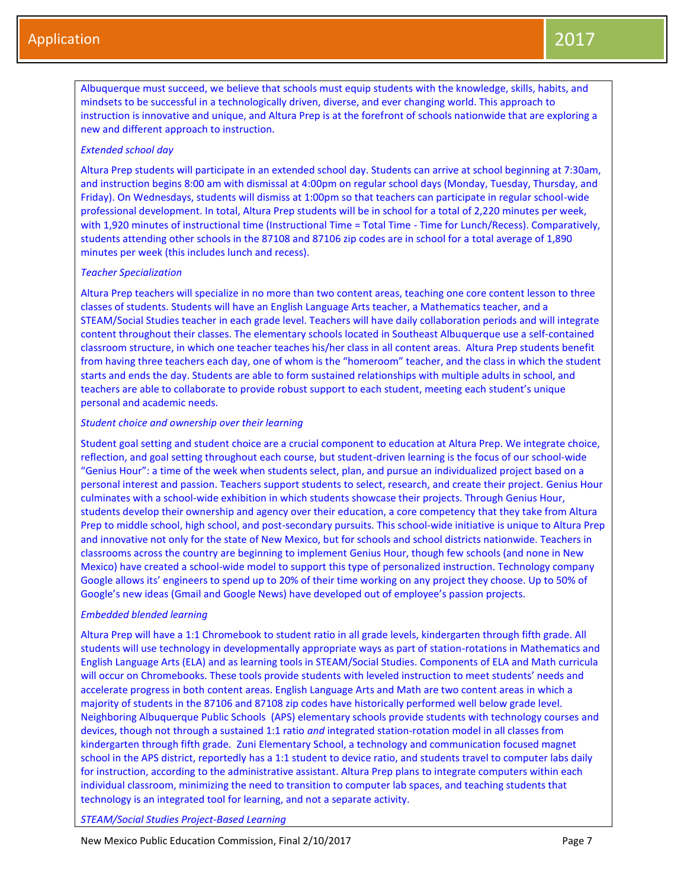Albuquerque must succeed, we believe that schools must equip students with the knowledge, skills, habits, and mindsets to be successful in a technologically driven, diverse, and ever changing world. This approach to instruction is innovative and unique, and Altura Prep is at the forefront of schools nationwide that are exploring a new and different approach to instruction.

*Extended school day*

Altura Prep students will participate in an extended school day. Students can arrive at school beginning at 7:30am, and instruction begins 8:00 am with dismissal at 4:00pm on regular school days (Monday, Tuesday, Thursday, and Friday). On Wednesdays, students will dismiss at 1:00pm so that teachers can participate in regular school-wide professional development. In total, Altura Prep students will be in school for a total of 2,220 minutes per week, with 1,920 minutes of instructional time (Instructional Time = Total Time - Time for Lunch/Recess). Comparatively, students attending other schools in the 87108 and 87106 zip codes are in school for a total average of 1,890 minutes per week (this includes lunch and recess).

*Teacher Specialization*

Altura Prep teachers will specialize in no more than two content areas, teaching one core content lesson to three classes of students. Students will have an English Language Arts teacher, a Mathematics teacher, and a STEAM/Social Studies teacher in each grade level. Teachers will have daily collaboration periods and will integrate content throughout their classes. The elementary schools located in Southeast Albuquerque use a self-contained classroom structure, in which one teacher teaches his/her class in all content areas. Altura Prep students benefit from having three teachers each day, one of whom is the "homeroom" teacher, and the class in which the student starts and ends the day. Students are able to form sustained relationships with multiple adults in school, and teachers are able to collaborate to provide robust support to each student, meeting each student's unique personal and academic needs.

*Student choice and ownership over their learning*

Student goal setting and student choice are a crucial component to education at Altura Prep. We integrate choice, reflection, and goal setting throughout each course, but student-driven learning is the focus of our school-wide "Genius Hour": a time of the week when students select, plan, and pursue an individualized project based on a personal interest and passion. Teachers support students to select, research, and create their project. Genius Hour culminates with a school-wide exhibition in which students showcase their projects. Through Genius Hour, students develop their ownership and agency over their education, a core competency that they take from Altura Prep to middle school, high school, and post-secondary pursuits. This school-wide initiative is unique to Altura Prep and innovative not only for the state of New Mexico, but for schools and school districts nationwide. Teachers in classrooms across the country are beginning to implement Genius Hour, though few schools (and none in New Mexico) have created a school-wide model to support this type of personalized instruction. Technology company Google allows its' engineers to spend up to 20% of their time working on any project they choose. Up to 50% of Google's new ideas (Gmail and Google News) have developed out of employee's passion projects.

*Embedded blended learning*

Altura Prep will have a 1:1 Chromebook to student ratio in all grade levels, kindergarten through fifth grade. All students will use technology in developmentally appropriate ways as part of station-rotations in Mathematics and English Language Arts (ELA) and as learning tools in STEAM/Social Studies. Components of ELA and Math curricula will occur on Chromebooks. These tools provide students with leveled instruction to meet students' needs and accelerate progress in both content areas. English Language Arts and Math are two content areas in which a majority of students in the 87106 and 87108 zip codes have historically performed well below grade level. Neighboring Albuquerque Public Schools (APS) elementary schools provide students with technology courses and devices, though not through a sustained 1:1 ratio *and* integrated station-rotation model in all classes from kindergarten through fifth grade. Zuni Elementary School, a technology and communication focused magnet school in the APS district, reportedly has a 1:1 student to device ratio, and students travel to computer labs daily for instruction, according to the administrative assistant. Altura Prep plans to integrate computers within each individual classroom, minimizing the need to transition to computer lab spaces, and teaching students that technology is an integrated tool for learning, and not a separate activity.

*STEAM/Social Studies Project-Based Learning*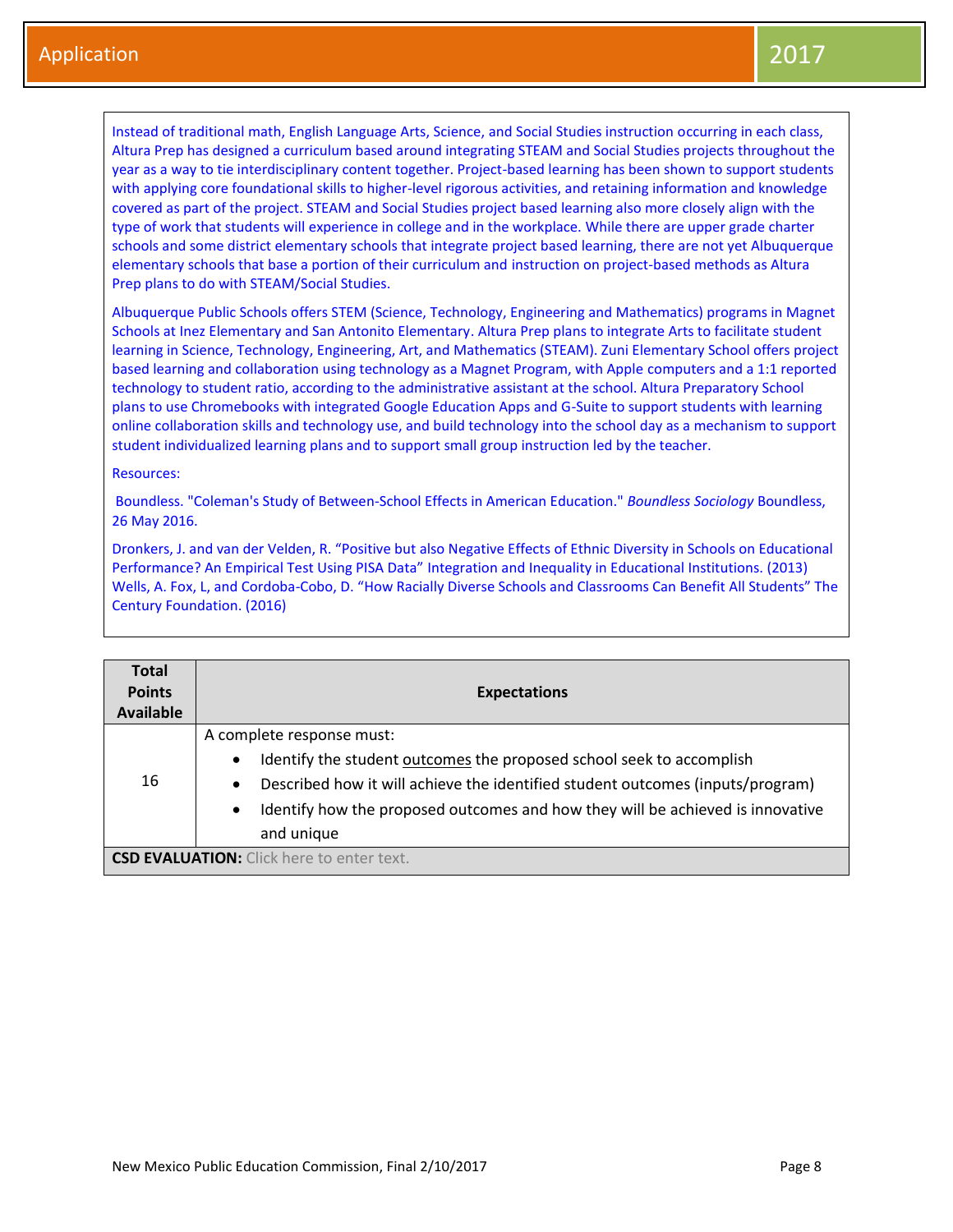Instead of traditional math, English Language Arts, Science, and Social Studies instruction occurring in each class, Altura Prep has designed a curriculum based around integrating STEAM and Social Studies projects throughout the year as a way to tie interdisciplinary content together. Project-based learning has been shown to support students with applying core foundational skills to higher-level rigorous activities, and retaining information and knowledge covered as part of the project. STEAM and Social Studies project based learning also more closely align with the type of work that students will experience in college and in the workplace. While there are upper grade charter schools and some district elementary schools that integrate project based learning, there are not yet Albuquerque elementary schools that base a portion of their curriculum and instruction on project-based methods as Altura Prep plans to do with STEAM/Social Studies.

Albuquerque Public Schools offers STEM (Science, Technology, Engineering and Mathematics) programs in Magnet Schools at Inez Elementary and San Antonito Elementary. Altura Prep plans to integrate Arts to facilitate student learning in Science, Technology, Engineering, Art, and Mathematics (STEAM). Zuni Elementary School offers project based learning and collaboration using technology as a Magnet Program, with Apple computers and a 1:1 reported technology to student ratio, according to the administrative assistant at the school. Altura Preparatory School plans to use Chromebooks with integrated Google Education Apps and G-Suite to support students with learning online collaboration skills and technology use, and build technology into the school day as a mechanism to support student individualized learning plans and to support small group instruction led by the teacher.

Resources:

Boundless. "Coleman's Study of Between-School Effects in American Education." *Boundless Sociology* Boundless, 26 May 2016.

Dronkers, J. and van der Velden, R. "Positive but also Negative Effects of Ethnic Diversity in Schools on Educational Performance? An Empirical Test Using PISA Data" Integration and Inequality in Educational Institutions. (2013) Wells, A. Fox, L, and Cordoba-Cobo, D. "How Racially Diverse Schools and Classrooms Can Benefit All Students" The Century Foundation. (2016)

| Total Points Available | Expectations |
|---|---|
| 16 | A complete response must:<br>• Identify the student <u>outcomes</u> the proposed school seek to accomplish<br>• Described how it will achieve the identified student outcomes (inputs/program)<br>• Identify how the proposed outcomes and how they will be achieved is innovative and unique |
| **CSD EVALUATION:** Click here to enter text. | |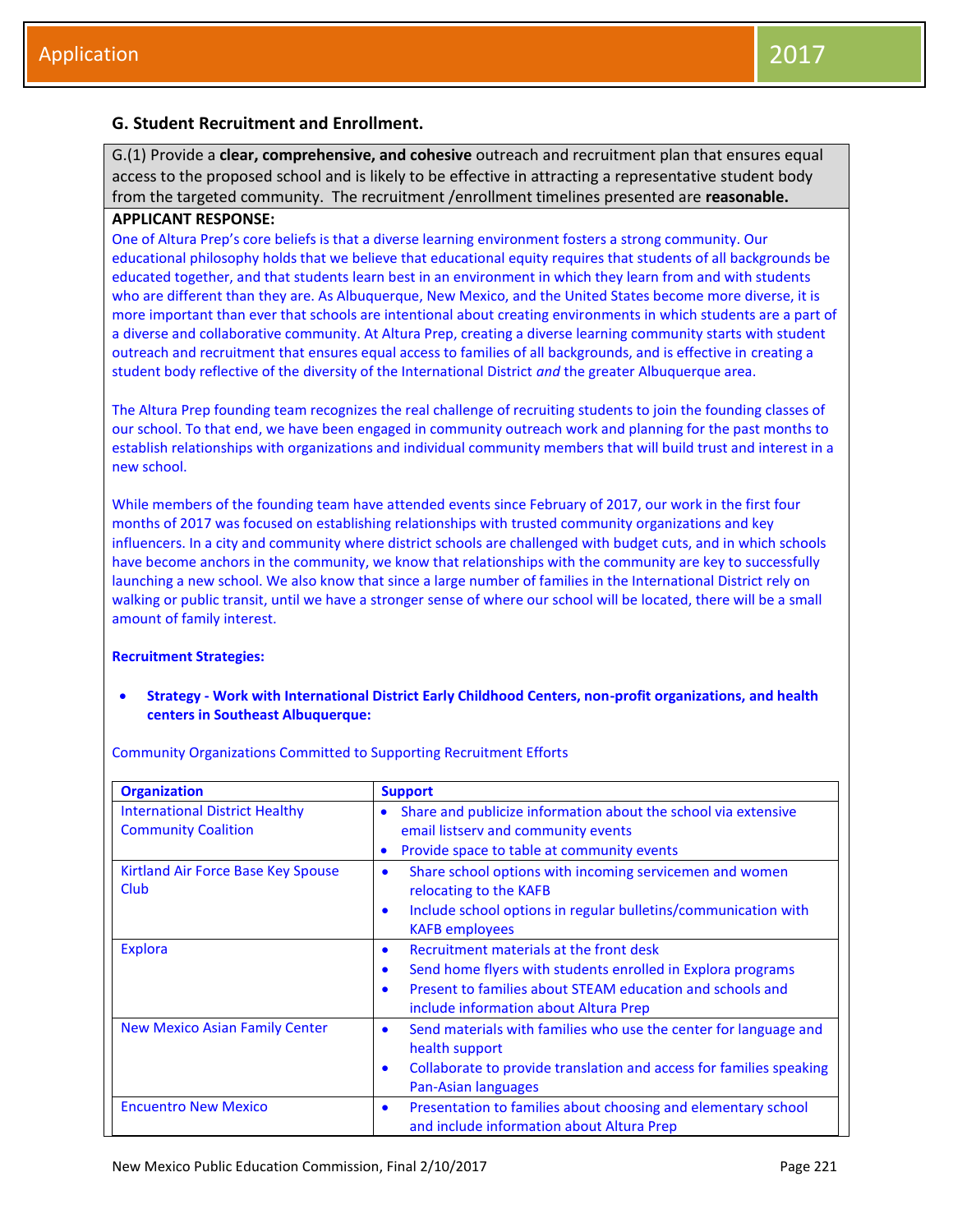## G. Student Recruitment and Enrollment.

G.(1) Provide a **clear, comprehensive, and cohesive** outreach and recruitment plan that ensures equal access to the proposed school and is likely to be effective in attracting a representative student body from the targeted community. The recruitment /enrollment timelines presented are **reasonable.**

**APPLICANT RESPONSE:**

One of Altura Prep's core beliefs is that a diverse learning environment fosters a strong community. Our educational philosophy holds that we believe that educational equity requires that students of all backgrounds be educated together, and that students learn best in an environment in which they learn from and with students who are different than they are. As Albuquerque, New Mexico, and the United States become more diverse, it is more important than ever that schools are intentional about creating environments in which students are a part of a diverse and collaborative community. At Altura Prep, creating a diverse learning community starts with student outreach and recruitment that ensures equal access to families of all backgrounds, and is effective in creating a student body reflective of the diversity of the International District *and* the greater Albuquerque area.

The Altura Prep founding team recognizes the real challenge of recruiting students to join the founding classes of our school. To that end, we have been engaged in community outreach work and planning for the past months to establish relationships with organizations and individual community members that will build trust and interest in a new school.

While members of the founding team have attended events since February of 2017, our work in the first four months of 2017 was focused on establishing relationships with trusted community organizations and key influencers. In a city and community where district schools are challenged with budget cuts, and in which schools have become anchors in the community, we know that relationships with the community are key to successfully launching a new school. We also know that since a large number of families in the International District rely on walking or public transit, until we have a stronger sense of where our school will be located, there will be a small amount of family interest.

**Recruitment Strategies:**

- **Strategy - Work with International District Early Childhood Centers, non-profit organizations, and health centers in Southeast Albuquerque:**

Community Organizations Committed to Supporting Recruitment Efforts

| Organization | Support |
|---|---|
| International District Healthy Community Coalition | • Share and publicize information about the school via extensive email listserv and community events<br>• Provide space to table at community events |
| Kirtland Air Force Base Key Spouse Club | • Share school options with incoming servicemen and women relocating to the KAFB<br>• Include school options in regular bulletins/communication with KAFB employees |
| Explora | • Recruitment materials at the front desk<br>• Send home flyers with students enrolled in Explora programs<br>• Present to families about STEAM education and schools and include information about Altura Prep |
| New Mexico Asian Family Center | • Send materials with families who use the center for language and health support<br>• Collaborate to provide translation and access for families speaking Pan-Asian languages |
| Encuentro New Mexico | • Presentation to families about choosing and elementary school and include information about Altura Prep |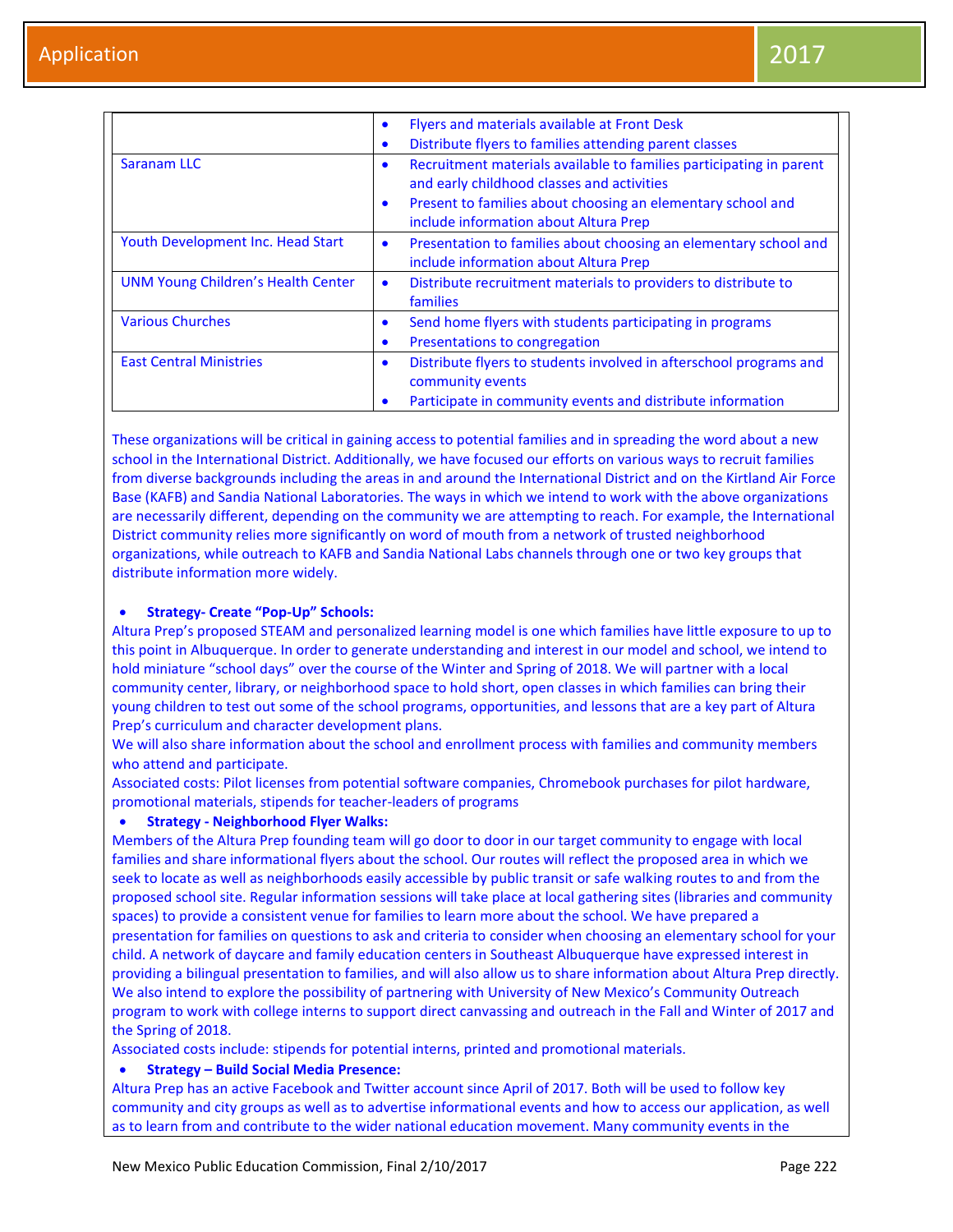| | |
|---|---|
| | • Flyers and materials available at Front Desk<br>• Distribute flyers to families attending parent classes |
| Saranam LLC | • Recruitment materials available to families participating in parent and early childhood classes and activities<br>• Present to families about choosing an elementary school and include information about Altura Prep |
| Youth Development Inc. Head Start | • Presentation to families about choosing an elementary school and include information about Altura Prep |
| UNM Young Children's Health Center | • Distribute recruitment materials to providers to distribute to families |
| Various Churches | • Send home flyers with students participating in programs<br>• Presentations to congregation |
| East Central Ministries | • Distribute flyers to students involved in afterschool programs and community events<br>• Participate in community events and distribute information |

These organizations will be critical in gaining access to potential families and in spreading the word about a new school in the International District. Additionally, we have focused our efforts on various ways to recruit families from diverse backgrounds including the areas in and around the International District and on the Kirtland Air Force Base (KAFB) and Sandia National Laboratories. The ways in which we intend to work with the above organizations are necessarily different, depending on the community we are attempting to reach. For example, the International District community relies more significantly on word of mouth from a network of trusted neighborhood organizations, while outreach to KAFB and Sandia National Labs channels through one or two key groups that distribute information more widely.

- **Strategy- Create "Pop-Up" Schools:**

Altura Prep's proposed STEAM and personalized learning model is one which families have little exposure to up to this point in Albuquerque. In order to generate understanding and interest in our model and school, we intend to hold miniature "school days" over the course of the Winter and Spring of 2018. We will partner with a local community center, library, or neighborhood space to hold short, open classes in which families can bring their young children to test out some of the school programs, opportunities, and lessons that are a key part of Altura Prep's curriculum and character development plans.
We will also share information about the school and enrollment process with families and community members who attend and participate.
Associated costs: Pilot licenses from potential software companies, Chromebook purchases for pilot hardware, promotional materials, stipends for teacher-leaders of programs

- **Strategy - Neighborhood Flyer Walks:**

Members of the Altura Prep founding team will go door to door in our target community to engage with local families and share informational flyers about the school. Our routes will reflect the proposed area in which we seek to locate as well as neighborhoods easily accessible by public transit or safe walking routes to and from the proposed school site. Regular information sessions will take place at local gathering sites (libraries and community spaces) to provide a consistent venue for families to learn more about the school. We have prepared a presentation for families on questions to ask and criteria to consider when choosing an elementary school for your child. A network of daycare and family education centers in Southeast Albuquerque have expressed interest in providing a bilingual presentation to families, and will also allow us to share information about Altura Prep directly. We also intend to explore the possibility of partnering with University of New Mexico's Community Outreach program to work with college interns to support direct canvassing and outreach in the Fall and Winter of 2017 and the Spring of 2018.
Associated costs include: stipends for potential interns, printed and promotional materials.

- **Strategy – Build Social Media Presence:**

Altura Prep has an active Facebook and Twitter account since April of 2017. Both will be used to follow key community and city groups as well as to advertise informational events and how to access our application, as well as to learn from and contribute to the wider national education movement. Many community events in the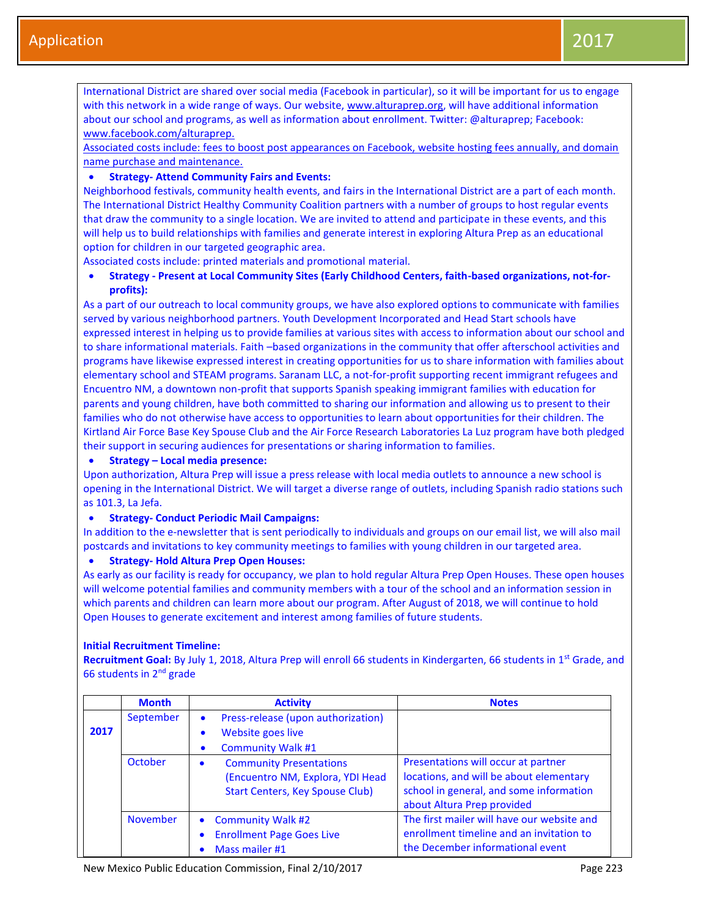International District are shared over social media (Facebook in particular), so it will be important for us to engage with this network in a wide range of ways. Our website, www.alturaprep.org, will have additional information about our school and programs, as well as information about enrollment. Twitter: @alturaprep; Facebook: www.facebook.com/alturaprep.

Associated costs include: fees to boost post appearances on Facebook, website hosting fees annually, and domain name purchase and maintenance.

- **Strategy- Attend Community Fairs and Events:**

Neighborhood festivals, community health events, and fairs in the International District are a part of each month. The International District Healthy Community Coalition partners with a number of groups to host regular events that draw the community to a single location. We are invited to attend and participate in these events, and this will help us to build relationships with families and generate interest in exploring Altura Prep as an educational option for children in our targeted geographic area.

Associated costs include: printed materials and promotional material.

- **Strategy - Present at Local Community Sites (Early Childhood Centers, faith-based organizations, not-for-profits):**

As a part of our outreach to local community groups, we have also explored options to communicate with families served by various neighborhood partners. Youth Development Incorporated and Head Start schools have expressed interest in helping us to provide families at various sites with access to information about our school and to share informational materials. Faith –based organizations in the community that offer afterschool activities and programs have likewise expressed interest in creating opportunities for us to share information with families about elementary school and STEAM programs. Saranam LLC, a not-for-profit supporting recent immigrant refugees and Encuentro NM, a downtown non-profit that supports Spanish speaking immigrant families with education for parents and young children, have both committed to sharing our information and allowing us to present to their families who do not otherwise have access to opportunities to learn about opportunities for their children. The Kirtland Air Force Base Key Spouse Club and the Air Force Research Laboratories La Luz program have both pledged their support in securing audiences for presentations or sharing information to families.

- **Strategy – Local media presence:**

Upon authorization, Altura Prep will issue a press release with local media outlets to announce a new school is opening in the International District. We will target a diverse range of outlets, including Spanish radio stations such as 101.3, La Jefa.

- **Strategy- Conduct Periodic Mail Campaigns:**

In addition to the e-newsletter that is sent periodically to individuals and groups on our email list, we will also mail postcards and invitations to key community meetings to families with young children in our targeted area.

- **Strategy- Hold Altura Prep Open Houses:**

As early as our facility is ready for occupancy, we plan to hold regular Altura Prep Open Houses. These open houses will welcome potential families and community members with a tour of the school and an information session in which parents and children can learn more about our program. After August of 2018, we will continue to hold Open Houses to generate excitement and interest among families of future students.

**Initial Recruitment Timeline:**

**Recruitment Goal:** By July 1, 2018, Altura Prep will enroll 66 students in Kindergarten, 66 students in 1st Grade, and 66 students in 2nd grade

| | Month | Activity | Notes |
|---|---|---|---|
| **2017** | September | • Press-release (upon authorization)<br>• Website goes live<br>• Community Walk #1 | |
| | October | • Community Presentations (Encuentro NM, Explora, YDI Head Start Centers, Key Spouse Club) | Presentations will occur at partner locations, and will be about elementary school in general, and some information about Altura Prep provided |
| | November | • Community Walk #2<br>• Enrollment Page Goes Live<br>• Mass mailer #1 | The first mailer will have our website and enrollment timeline and an invitation to the December informational event |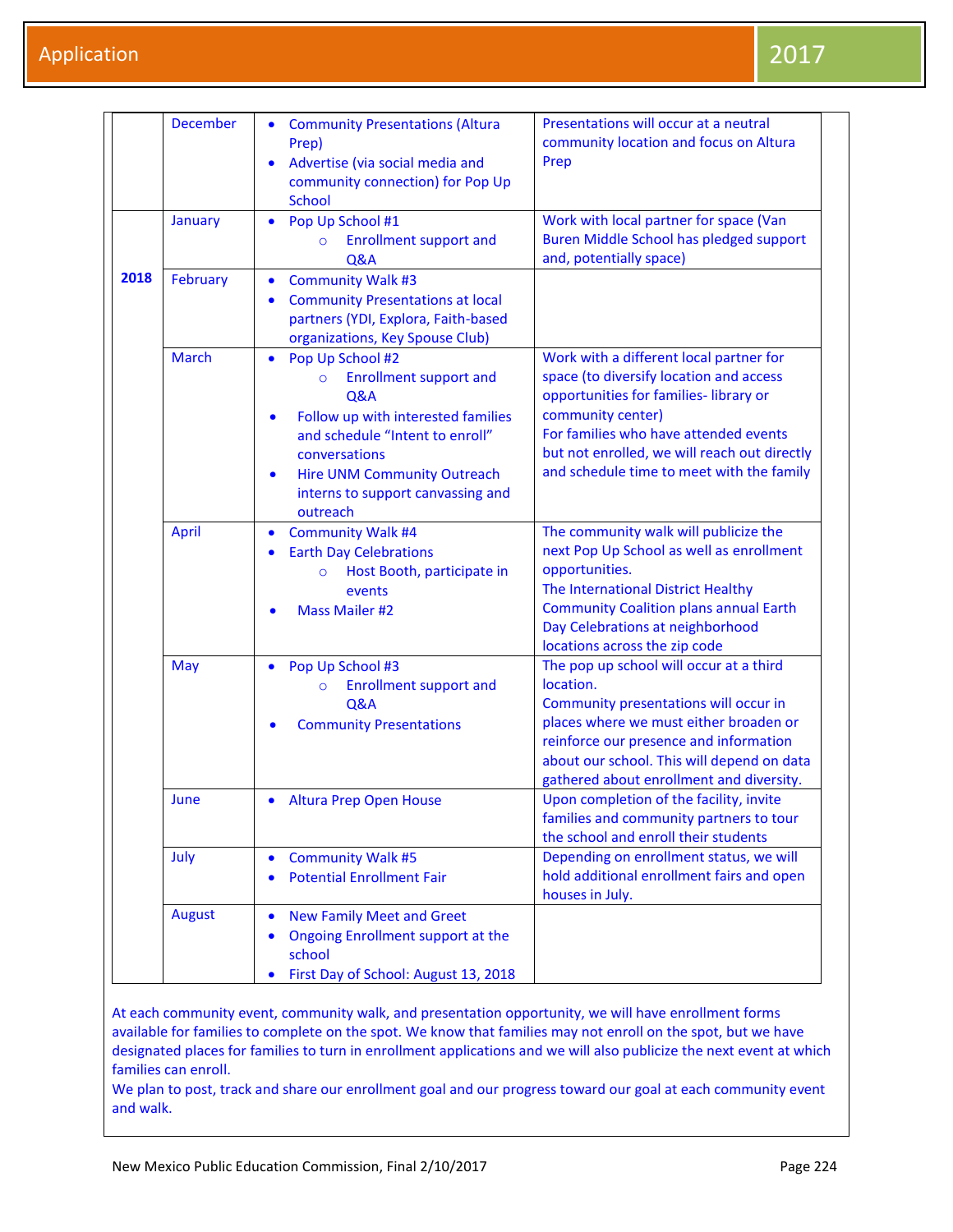| | | | |
|---|---|---|---|
| | December | • Community Presentations (Altura Prep)<br>• Advertise (via social media and community connection) for Pop Up School | Presentations will occur at a neutral community location and focus on Altura Prep |
| **2018** | January | • Pop Up School #1<br>  ○ Enrollment support and Q&A | Work with local partner for space (Van Buren Middle School has pledged support and, potentially space) |
| | February | • Community Walk #3<br>• Community Presentations at local partners (YDI, Explora, Faith-based organizations, Key Spouse Club) | |
| | March | • Pop Up School #2<br>  ○ Enrollment support and Q&A<br>• Follow up with interested families and schedule "Intent to enroll" conversations<br>• Hire UNM Community Outreach interns to support canvassing and outreach | Work with a different local partner for space (to diversify location and access opportunities for families- library or community center)<br>For families who have attended events but not enrolled, we will reach out directly and schedule time to meet with the family |
| | April | • Community Walk #4<br>• Earth Day Celebrations<br>  ○ Host Booth, participate in events<br>• Mass Mailer #2 | The community walk will publicize the next Pop Up School as well as enrollment opportunities.<br>The International District Healthy Community Coalition plans annual Earth Day Celebrations at neighborhood locations across the zip code |
| | May | • Pop Up School #3<br>  ○ Enrollment support and Q&A<br>• Community Presentations | The pop up school will occur at a third location.<br>Community presentations will occur in places where we must either broaden or reinforce our presence and information about our school. This will depend on data gathered about enrollment and diversity. |
| | June | • Altura Prep Open House | Upon completion of the facility, invite families and community partners to tour the school and enroll their students |
| | July | • Community Walk #5<br>• Potential Enrollment Fair | Depending on enrollment status, we will hold additional enrollment fairs and open houses in July. |
| | August | • New Family Meet and Greet<br>• Ongoing Enrollment support at the school<br>• First Day of School: August 13, 2018 | |

At each community event, community walk, and presentation opportunity, we will have enrollment forms available for families to complete on the spot. We know that families may not enroll on the spot, but we have designated places for families to turn in enrollment applications and we will also publicize the next event at which families can enroll.

We plan to post, track and share our enrollment goal and our progress toward our goal at each community event and walk.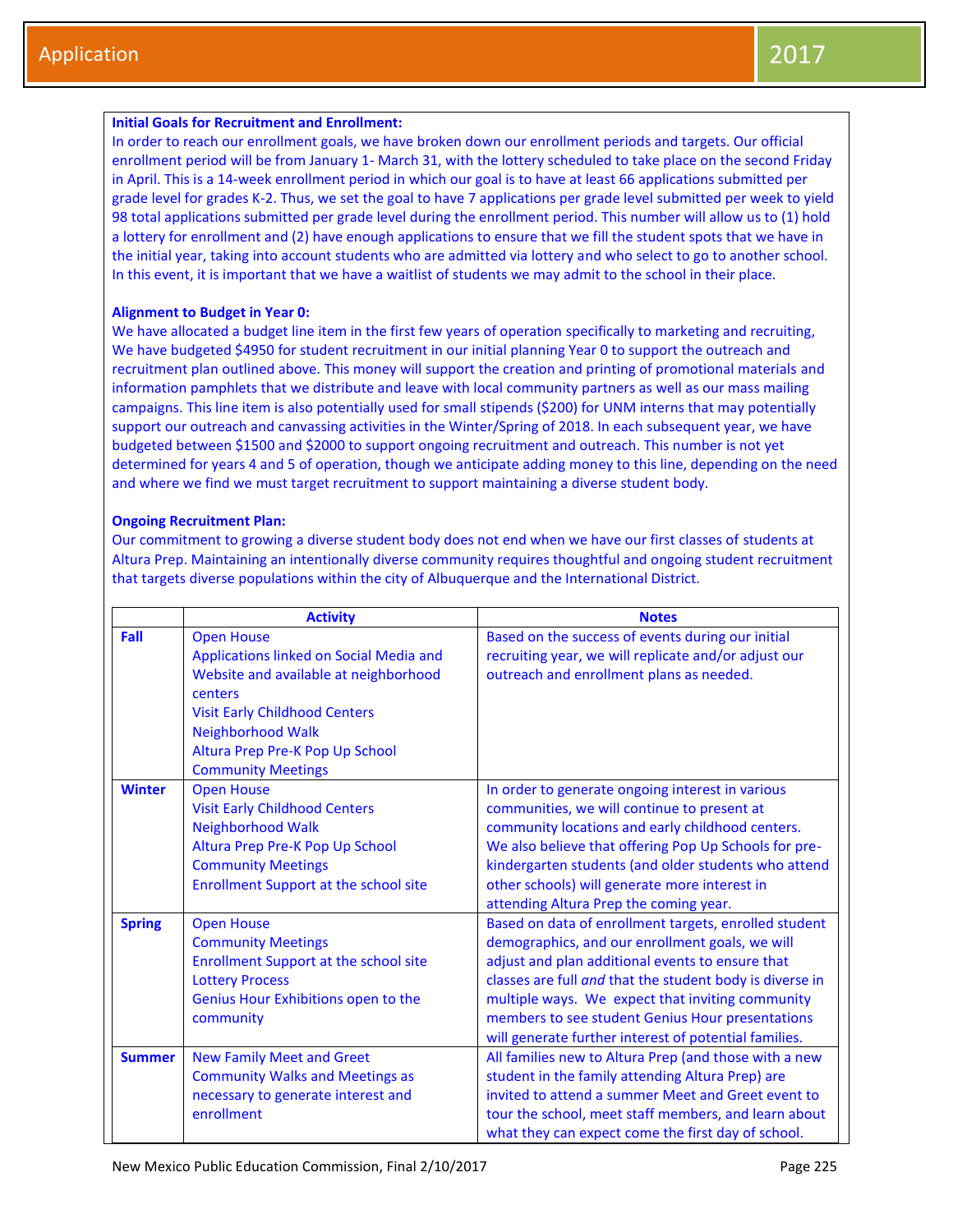**Initial Goals for Recruitment and Enrollment:**

In order to reach our enrollment goals, we have broken down our enrollment periods and targets. Our official enrollment period will be from January 1- March 31, with the lottery scheduled to take place on the second Friday in April. This is a 14-week enrollment period in which our goal is to have at least 66 applications submitted per grade level for grades K-2. Thus, we set the goal to have 7 applications per grade level submitted per week to yield 98 total applications submitted per grade level during the enrollment period. This number will allow us to (1) hold a lottery for enrollment and (2) have enough applications to ensure that we fill the student spots that we have in the initial year, taking into account students who are admitted via lottery and who select to go to another school. In this event, it is important that we have a waitlist of students we may admit to the school in their place.

**Alignment to Budget in Year 0:**

We have allocated a budget line item in the first few years of operation specifically to marketing and recruiting, We have budgeted $4950 for student recruitment in our initial planning Year 0 to support the outreach and recruitment plan outlined above. This money will support the creation and printing of promotional materials and information pamphlets that we distribute and leave with local community partners as well as our mass mailing campaigns. This line item is also potentially used for small stipends ($200) for UNM interns that may potentially support our outreach and canvassing activities in the Winter/Spring of 2018. In each subsequent year, we have budgeted between $1500 and $2000 to support ongoing recruitment and outreach. This number is not yet determined for years 4 and 5 of operation, though we anticipate adding money to this line, depending on the need and where we find we must target recruitment to support maintaining a diverse student body.

**Ongoing Recruitment Plan:**

Our commitment to growing a diverse student body does not end when we have our first classes of students at Altura Prep. Maintaining an intentionally diverse community requires thoughtful and ongoing student recruitment that targets diverse populations within the city of Albuquerque and the International District.

| | Activity | Notes |
|---|---|---|
| **Fall** | Open House<br>Applications linked on Social Media and Website and available at neighborhood centers<br>Visit Early Childhood Centers<br>Neighborhood Walk<br>Altura Prep Pre-K Pop Up School<br>Community Meetings | Based on the success of events during our initial recruiting year, we will replicate and/or adjust our outreach and enrollment plans as needed. |
| **Winter** | Open House<br>Visit Early Childhood Centers<br>Neighborhood Walk<br>Altura Prep Pre-K Pop Up School<br>Community Meetings<br>Enrollment Support at the school site | In order to generate ongoing interest in various communities, we will continue to present at community locations and early childhood centers. We also believe that offering Pop Up Schools for pre-kindergarten students (and older students who attend other schools) will generate more interest in attending Altura Prep the coming year. |
| **Spring** | Open House<br>Community Meetings<br>Enrollment Support at the school site<br>Lottery Process<br>Genius Hour Exhibitions open to the community | Based on data of enrollment targets, enrolled student demographics, and our enrollment goals, we will adjust and plan additional events to ensure that classes are full *and* that the student body is diverse in multiple ways. We expect that inviting community members to see student Genius Hour presentations will generate further interest of potential families. |
| **Summer** | New Family Meet and Greet<br>Community Walks and Meetings as necessary to generate interest and enrollment | All families new to Altura Prep (and those with a new student in the family attending Altura Prep) are invited to attend a summer Meet and Greet event to tour the school, meet staff members, and learn about what they can expect come the first day of school. |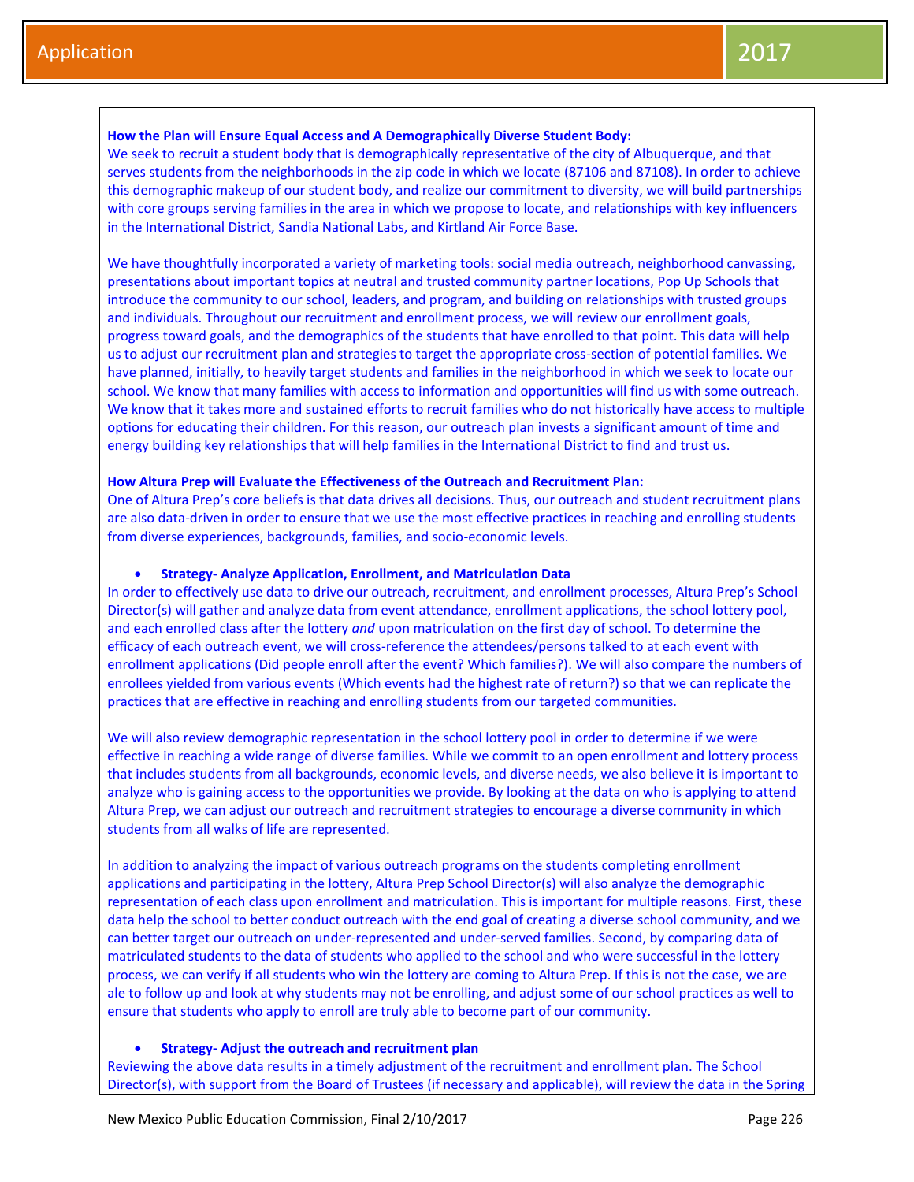**How the Plan will Ensure Equal Access and A Demographically Diverse Student Body:**
We seek to recruit a student body that is demographically representative of the city of Albuquerque, and that serves students from the neighborhoods in the zip code in which we locate (87106 and 87108). In order to achieve this demographic makeup of our student body, and realize our commitment to diversity, we will build partnerships with core groups serving families in the area in which we propose to locate, and relationships with key influencers in the International District, Sandia National Labs, and Kirtland Air Force Base.

We have thoughtfully incorporated a variety of marketing tools: social media outreach, neighborhood canvassing, presentations about important topics at neutral and trusted community partner locations, Pop Up Schools that introduce the community to our school, leaders, and program, and building on relationships with trusted groups and individuals. Throughout our recruitment and enrollment process, we will review our enrollment goals, progress toward goals, and the demographics of the students that have enrolled to that point. This data will help us to adjust our recruitment plan and strategies to target the appropriate cross-section of potential families. We have planned, initially, to heavily target students and families in the neighborhood in which we seek to locate our school. We know that many families with access to information and opportunities will find us with some outreach. We know that it takes more and sustained efforts to recruit families who do not historically have access to multiple options for educating their children. For this reason, our outreach plan invests a significant amount of time and energy building key relationships that will help families in the International District to find and trust us.

**How Altura Prep will Evaluate the Effectiveness of the Outreach and Recruitment Plan:**
One of Altura Prep's core beliefs is that data drives all decisions. Thus, our outreach and student recruitment plans are also data-driven in order to ensure that we use the most effective practices in reaching and enrolling students from diverse experiences, backgrounds, families, and socio-economic levels.

- **Strategy- Analyze Application, Enrollment, and Matriculation Data**

In order to effectively use data to drive our outreach, recruitment, and enrollment processes, Altura Prep's School Director(s) will gather and analyze data from event attendance, enrollment applications, the school lottery pool, and each enrolled class after the lottery *and* upon matriculation on the first day of school. To determine the efficacy of each outreach event, we will cross-reference the attendees/persons talked to at each event with enrollment applications (Did people enroll after the event? Which families?). We will also compare the numbers of enrollees yielded from various events (Which events had the highest rate of return?) so that we can replicate the practices that are effective in reaching and enrolling students from our targeted communities.

We will also review demographic representation in the school lottery pool in order to determine if we were effective in reaching a wide range of diverse families. While we commit to an open enrollment and lottery process that includes students from all backgrounds, economic levels, and diverse needs, we also believe it is important to analyze who is gaining access to the opportunities we provide. By looking at the data on who is applying to attend Altura Prep, we can adjust our outreach and recruitment strategies to encourage a diverse community in which students from all walks of life are represented.

In addition to analyzing the impact of various outreach programs on the students completing enrollment applications and participating in the lottery, Altura Prep School Director(s) will also analyze the demographic representation of each class upon enrollment and matriculation. This is important for multiple reasons. First, these data help the school to better conduct outreach with the end goal of creating a diverse school community, and we can better target our outreach on under-represented and under-served families. Second, by comparing data of matriculated students to the data of students who applied to the school and who were successful in the lottery process, we can verify if all students who win the lottery are coming to Altura Prep. If this is not the case, we are ale to follow up and look at why students may not be enrolling, and adjust some of our school practices as well to ensure that students who apply to enroll are truly able to become part of our community.

- **Strategy- Adjust the outreach and recruitment plan**

Reviewing the above data results in a timely adjustment of the recruitment and enrollment plan. The School Director(s), with support from the Board of Trustees (if necessary and applicable), will review the data in the Spring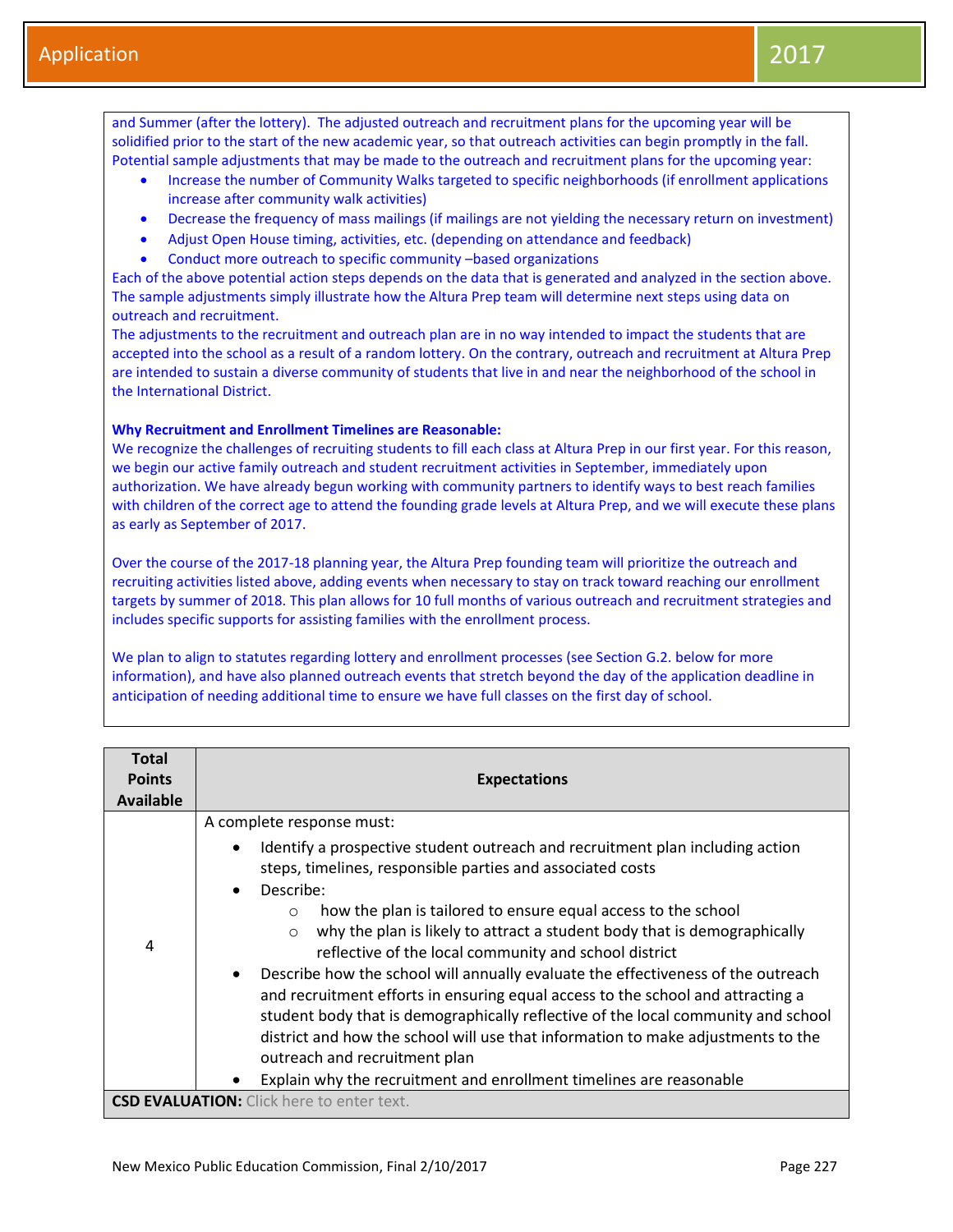and Summer (after the lottery). The adjusted outreach and recruitment plans for the upcoming year will be solidified prior to the start of the new academic year, so that outreach activities can begin promptly in the fall. Potential sample adjustments that may be made to the outreach and recruitment plans for the upcoming year:

- Increase the number of Community Walks targeted to specific neighborhoods (if enrollment applications increase after community walk activities)
- Decrease the frequency of mass mailings (if mailings are not yielding the necessary return on investment)
- Adjust Open House timing, activities, etc. (depending on attendance and feedback)
- Conduct more outreach to specific community –based organizations

Each of the above potential action steps depends on the data that is generated and analyzed in the section above. The sample adjustments simply illustrate how the Altura Prep team will determine next steps using data on outreach and recruitment.

The adjustments to the recruitment and outreach plan are in no way intended to impact the students that are accepted into the school as a result of a random lottery. On the contrary, outreach and recruitment at Altura Prep are intended to sustain a diverse community of students that live in and near the neighborhood of the school in the International District.

**Why Recruitment and Enrollment Timelines are Reasonable:**

We recognize the challenges of recruiting students to fill each class at Altura Prep in our first year. For this reason, we begin our active family outreach and student recruitment activities in September, immediately upon authorization. We have already begun working with community partners to identify ways to best reach families with children of the correct age to attend the founding grade levels at Altura Prep, and we will execute these plans as early as September of 2017.

Over the course of the 2017-18 planning year, the Altura Prep founding team will prioritize the outreach and recruiting activities listed above, adding events when necessary to stay on track toward reaching our enrollment targets by summer of 2018. This plan allows for 10 full months of various outreach and recruitment strategies and includes specific supports for assisting families with the enrollment process.

We plan to align to statutes regarding lottery and enrollment processes (see Section G.2. below for more information), and have also planned outreach events that stretch beyond the day of the application deadline in anticipation of needing additional time to ensure we have full classes on the first day of school.

| Total Points Available | Expectations |
|---|---|
| 4 | A complete response must:<br>• Identify a prospective student outreach and recruitment plan including action steps, timelines, responsible parties and associated costs<br>• Describe:<br>  ○ how the plan is tailored to ensure equal access to the school<br>  ○ why the plan is likely to attract a student body that is demographically reflective of the local community and school district<br>• Describe how the school will annually evaluate the effectiveness of the outreach and recruitment efforts in ensuring equal access to the school and attracting a student body that is demographically reflective of the local community and school district and how the school will use that information to make adjustments to the outreach and recruitment plan<br>• Explain why the recruitment and enrollment timelines are reasonable |
| **CSD EVALUATION:** Click here to enter text. | |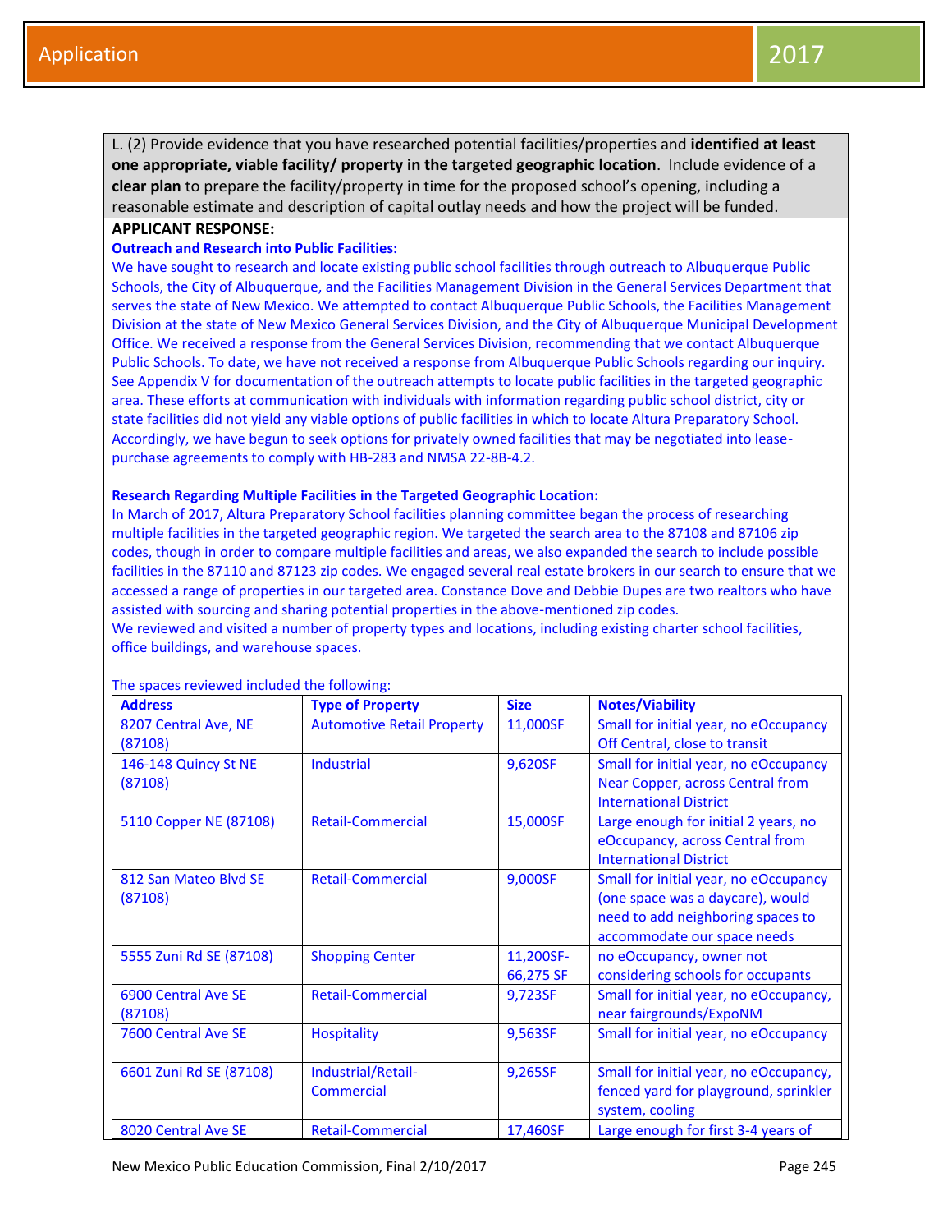L. (2) Provide evidence that you have researched potential facilities/properties and **identified at least one appropriate, viable facility/ property in the targeted geographic location**. Include evidence of a **clear plan** to prepare the facility/property in time for the proposed school's opening, including a reasonable estimate and description of capital outlay needs and how the project will be funded.

**APPLICANT RESPONSE:**

**Outreach and Research into Public Facilities:**

We have sought to research and locate existing public school facilities through outreach to Albuquerque Public Schools, the City of Albuquerque, and the Facilities Management Division in the General Services Department that serves the state of New Mexico. We attempted to contact Albuquerque Public Schools, the Facilities Management Division at the state of New Mexico General Services Division, and the City of Albuquerque Municipal Development Office. We received a response from the General Services Division, recommending that we contact Albuquerque Public Schools. To date, we have not received a response from Albuquerque Public Schools regarding our inquiry. See Appendix V for documentation of the outreach attempts to locate public facilities in the targeted geographic area. These efforts at communication with individuals with information regarding public school district, city or state facilities did not yield any viable options of public facilities in which to locate Altura Preparatory School. Accordingly, we have begun to seek options for privately owned facilities that may be negotiated into lease-purchase agreements to comply with HB-283 and NMSA 22-8B-4.2.

**Research Regarding Multiple Facilities in the Targeted Geographic Location:**

In March of 2017, Altura Preparatory School facilities planning committee began the process of researching multiple facilities in the targeted geographic region. We targeted the search area to the 87108 and 87106 zip codes, though in order to compare multiple facilities and areas, we also expanded the search to include possible facilities in the 87110 and 87123 zip codes. We engaged several real estate brokers in our search to ensure that we accessed a range of properties in our targeted area. Constance Dove and Debbie Dupes are two realtors who have assisted with sourcing and sharing potential properties in the above-mentioned zip codes.

We reviewed and visited a number of property types and locations, including existing charter school facilities, office buildings, and warehouse spaces.

The spaces reviewed included the following:

| Address | Type of Property | Size | Notes/Viability |
|---|---|---|---|
| 8207 Central Ave, NE (87108) | Automotive Retail Property | 11,000SF | Small for initial year, no eOccupancy Off Central, close to transit |
| 146-148 Quincy St NE (87108) | Industrial | 9,620SF | Small for initial year, no eOccupancy Near Copper, across Central from International District |
| 5110 Copper NE (87108) | Retail-Commercial | 15,000SF | Large enough for initial 2 years, no eOccupancy, across Central from International District |
| 812 San Mateo Blvd SE (87108) | Retail-Commercial | 9,000SF | Small for initial year, no eOccupancy (one space was a daycare), would need to add neighboring spaces to accommodate our space needs |
| 5555 Zuni Rd SE (87108) | Shopping Center | 11,200SF-66,275 SF | no eOccupancy, owner not considering schools for occupants |
| 6900 Central Ave SE (87108) | Retail-Commercial | 9,723SF | Small for initial year, no eOccupancy, near fairgrounds/ExpoNM |
| 7600 Central Ave SE | Hospitality | 9,563SF | Small for initial year, no eOccupancy |
| 6601 Zuni Rd SE (87108) | Industrial/Retail-Commercial | 9,265SF | Small for initial year, no eOccupancy, fenced yard for playground, sprinkler system, cooling |
| 8020 Central Ave SE | Retail-Commercial | 17,460SF | Large enough for first 3-4 years of |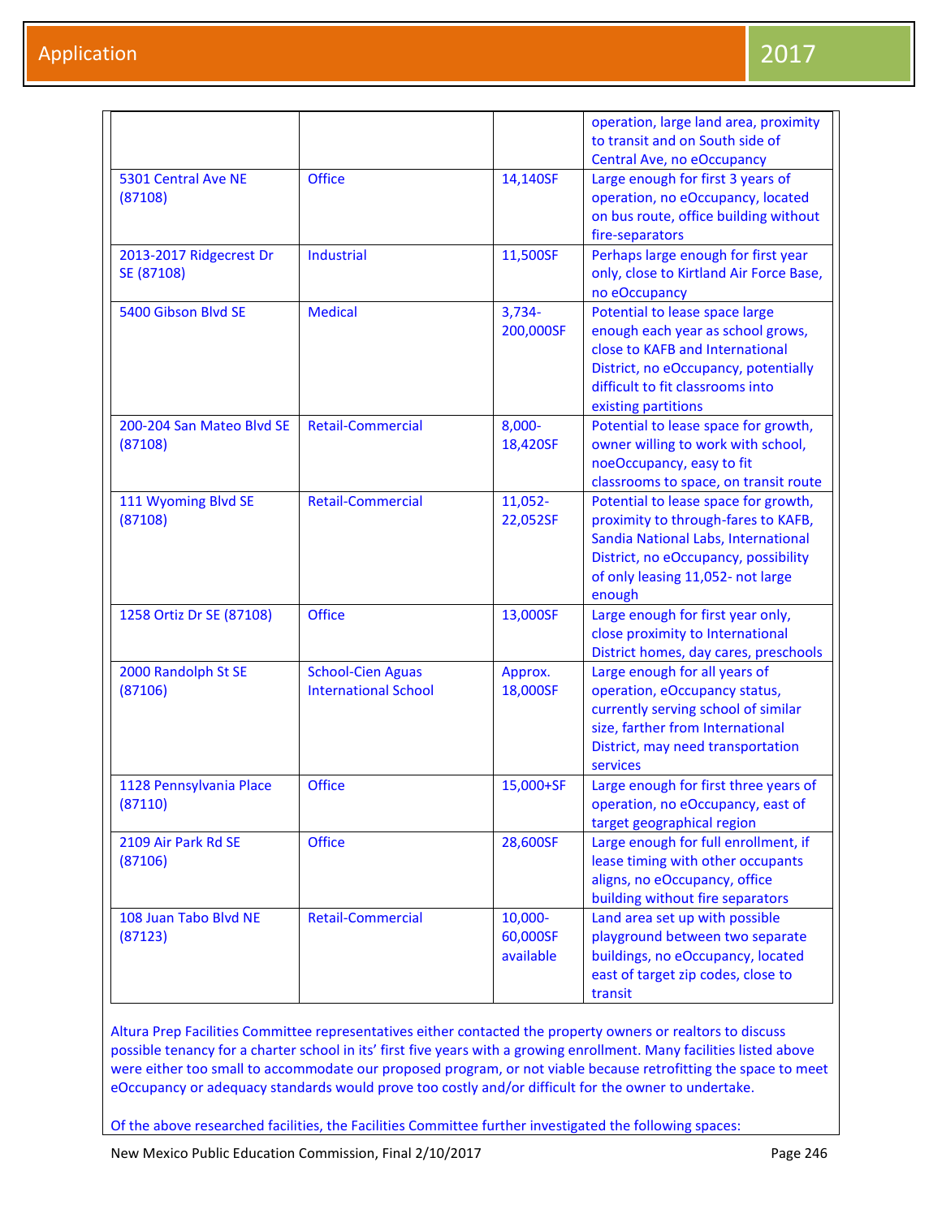| | | | operation, large land area, proximity to transit and on South side of Central Ave, no eOccupancy |
|---|---|---|---|
| 5301 Central Ave NE (87108) | Office | 14,140SF | Large enough for first 3 years of operation, no eOccupancy, located on bus route, office building without fire-separators |
| 2013-2017 Ridgecrest Dr SE (87108) | Industrial | 11,500SF | Perhaps large enough for first year only, close to Kirtland Air Force Base, no eOccupancy |
| 5400 Gibson Blvd SE | Medical | 3,734-200,000SF | Potential to lease space large enough each year as school grows, close to KAFB and International District, no eOccupancy, potentially difficult to fit classrooms into existing partitions |
| 200-204 San Mateo Blvd SE (87108) | Retail-Commercial | 8,000-18,420SF | Potential to lease space for growth, owner willing to work with school, noeOccupancy, easy to fit classrooms to space, on transit route |
| 111 Wyoming Blvd SE (87108) | Retail-Commercial | 11,052-22,052SF | Potential to lease space for growth, proximity to through-fares to KAFB, Sandia National Labs, International District, no eOccupancy, possibility of only leasing 11,052- not large enough |
| 1258 Ortiz Dr SE (87108) | Office | 13,000SF | Large enough for first year only, close proximity to International District homes, day cares, preschools |
| 2000 Randolph St SE (87106) | School-Cien Aguas International School | Approx. 18,000SF | Large enough for all years of operation, eOccupancy status, currently serving school of similar size, farther from International District, may need transportation services |
| 1128 Pennsylvania Place (87110) | Office | 15,000+SF | Large enough for first three years of operation, no eOccupancy, east of target geographical region |
| 2109 Air Park Rd SE (87106) | Office | 28,600SF | Large enough for full enrollment, if lease timing with other occupants aligns, no eOccupancy, office building without fire separators |
| 108 Juan Tabo Blvd NE (87123) | Retail-Commercial | 10,000-60,000SF available | Land area set up with possible playground between two separate buildings, no eOccupancy, located east of target zip codes, close to transit |

Altura Prep Facilities Committee representatives either contacted the property owners or realtors to discuss possible tenancy for a charter school in its' first five years with a growing enrollment. Many facilities listed above were either too small to accommodate our proposed program, or not viable because retrofitting the space to meet eOccupancy or adequacy standards would prove too costly and/or difficult for the owner to undertake.

Of the above researched facilities, the Facilities Committee further investigated the following spaces: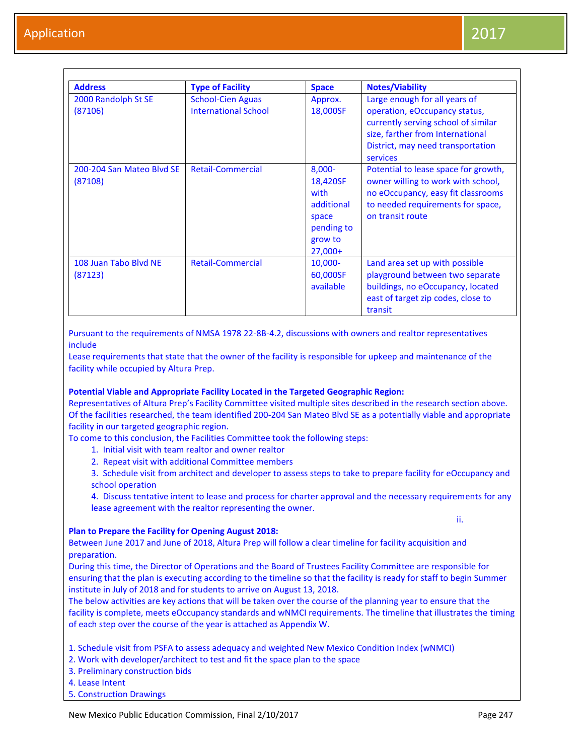| Address | Type of Facility | Space | Notes/Viability |
|---|---|---|---|
| 2000 Randolph St SE (87106) | School-Cien Aguas International School | Approx. 18,000SF | Large enough for all years of operation, eOccupancy status, currently serving school of similar size, farther from International District, may need transportation services |
| 200-204 San Mateo Blvd SE (87108) | Retail-Commercial | 8,000-18,420SF with additional space pending to grow to 27,000+ | Potential to lease space for growth, owner willing to work with school, no eOccupancy, easy fit classrooms to needed requirements for space, on transit route |
| 108 Juan Tabo Blvd NE (87123) | Retail-Commercial | 10,000-60,000SF available | Land area set up with possible playground between two separate buildings, no eOccupancy, located east of target zip codes, close to transit |

Pursuant to the requirements of NMSA 1978 22-8B-4.2, discussions with owners and realtor representatives include

Lease requirements that state that the owner of the facility is responsible for upkeep and maintenance of the facility while occupied by Altura Prep.

**Potential Viable and Appropriate Facility Located in the Targeted Geographic Region:**

Representatives of Altura Prep's Facility Committee visited multiple sites described in the research section above. Of the facilities researched, the team identified 200-204 San Mateo Blvd SE as a potentially viable and appropriate facility in our targeted geographic region.

To come to this conclusion, the Facilities Committee took the following steps:

1. Initial visit with team realtor and owner realtor
2. Repeat visit with additional Committee members
3. Schedule visit from architect and developer to assess steps to take to prepare facility for eOccupancy and school operation
4. Discuss tentative intent to lease and process for charter approval and the necessary requirements for any lease agreement with the realtor representing the owner.

ii.

**Plan to Prepare the Facility for Opening August 2018:**

Between June 2017 and June of 2018, Altura Prep will follow a clear timeline for facility acquisition and preparation.

During this time, the Director of Operations and the Board of Trustees Facility Committee are responsible for ensuring that the plan is executing according to the timeline so that the facility is ready for staff to begin Summer institute in July of 2018 and for students to arrive on August 13, 2018.

The below activities are key actions that will be taken over the course of the planning year to ensure that the facility is complete, meets eOccupancy standards and wNMCI requirements. The timeline that illustrates the timing of each step over the course of the year is attached as Appendix W.

1. Schedule visit from PSFA to assess adequacy and weighted New Mexico Condition Index (wNMCI)
2. Work with developer/architect to test and fit the space plan to the space
3. Preliminary construction bids
4. Lease Intent
5. Construction Drawings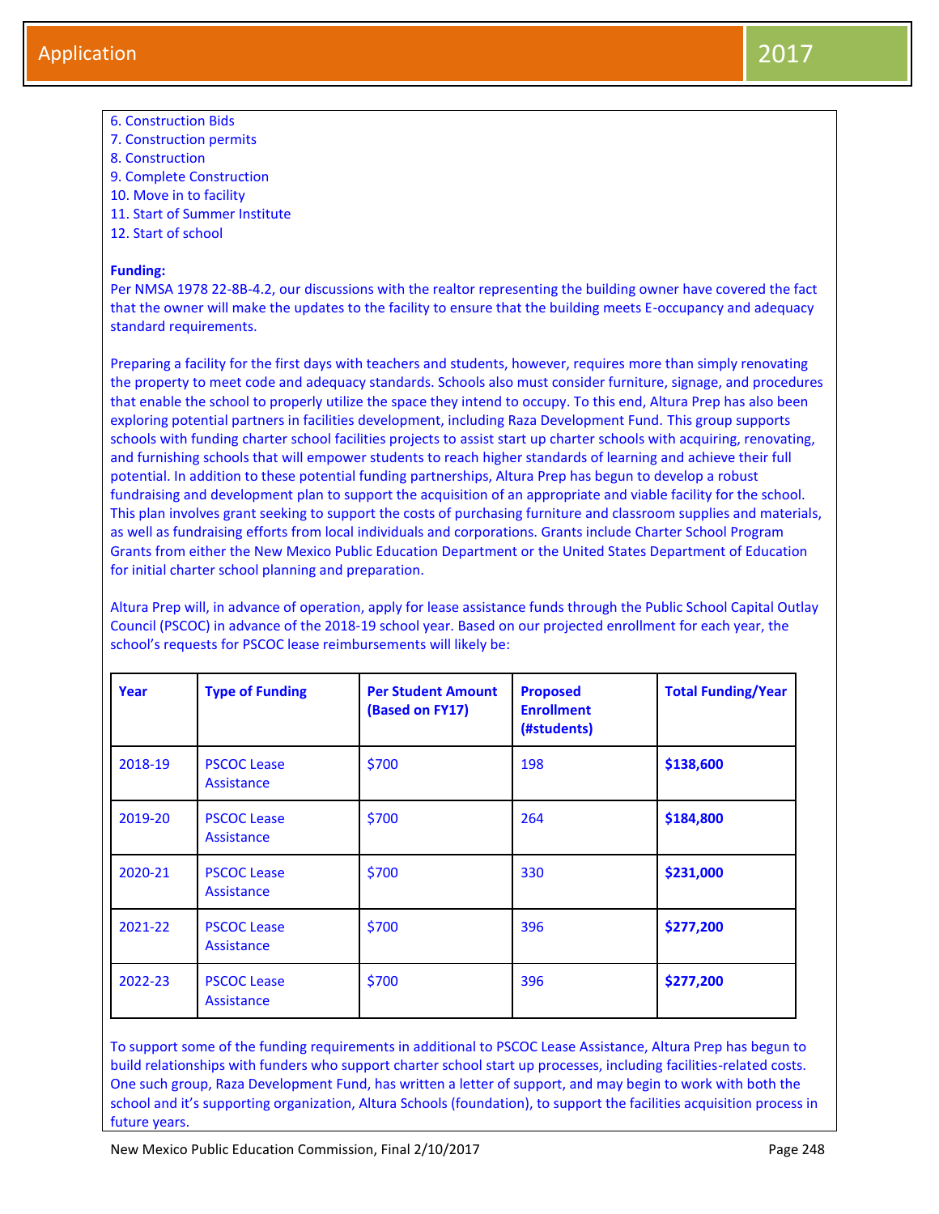6. Construction Bids
7. Construction permits
8. Construction
9. Complete Construction
10. Move in to facility
11. Start of Summer Institute
12. Start of school

**Funding:**
Per NMSA 1978 22-8B-4.2, our discussions with the realtor representing the building owner have covered the fact that the owner will make the updates to the facility to ensure that the building meets E-occupancy and adequacy standard requirements.

Preparing a facility for the first days with teachers and students, however, requires more than simply renovating the property to meet code and adequacy standards. Schools also must consider furniture, signage, and procedures that enable the school to properly utilize the space they intend to occupy. To this end, Altura Prep has also been exploring potential partners in facilities development, including Raza Development Fund. This group supports schools with funding charter school facilities projects to assist start up charter schools with acquiring, renovating, and furnishing schools that will empower students to reach higher standards of learning and achieve their full potential. In addition to these potential funding partnerships, Altura Prep has begun to develop a robust fundraising and development plan to support the acquisition of an appropriate and viable facility for the school. This plan involves grant seeking to support the costs of purchasing furniture and classroom supplies and materials, as well as fundraising efforts from local individuals and corporations. Grants include Charter School Program Grants from either the New Mexico Public Education Department or the United States Department of Education for initial charter school planning and preparation.

Altura Prep will, in advance of operation, apply for lease assistance funds through the Public School Capital Outlay Council (PSCOC) in advance of the 2018-19 school year. Based on our projected enrollment for each year, the school's requests for PSCOC lease reimbursements will likely be:

| Year | Type of Funding | Per Student Amount (Based on FY17) | Proposed Enrollment (#students) | Total Funding/Year |
|---|---|---|---|---|
| 2018-19 | PSCOC Lease Assistance | $700 | 198 | **$138,600** |
| 2019-20 | PSCOC Lease Assistance | $700 | 264 | **$184,800** |
| 2020-21 | PSCOC Lease Assistance | $700 | 330 | **$231,000** |
| 2021-22 | PSCOC Lease Assistance | $700 | 396 | **$277,200** |
| 2022-23 | PSCOC Lease Assistance | $700 | 396 | **$277,200** |

To support some of the funding requirements in additional to PSCOC Lease Assistance, Altura Prep has begun to build relationships with funders who support charter school start up processes, including facilities-related costs. One such group, Raza Development Fund, has written a letter of support, and may begin to work with both the school and it's supporting organization, Altura Schools (foundation), to support the facilities acquisition process in future years.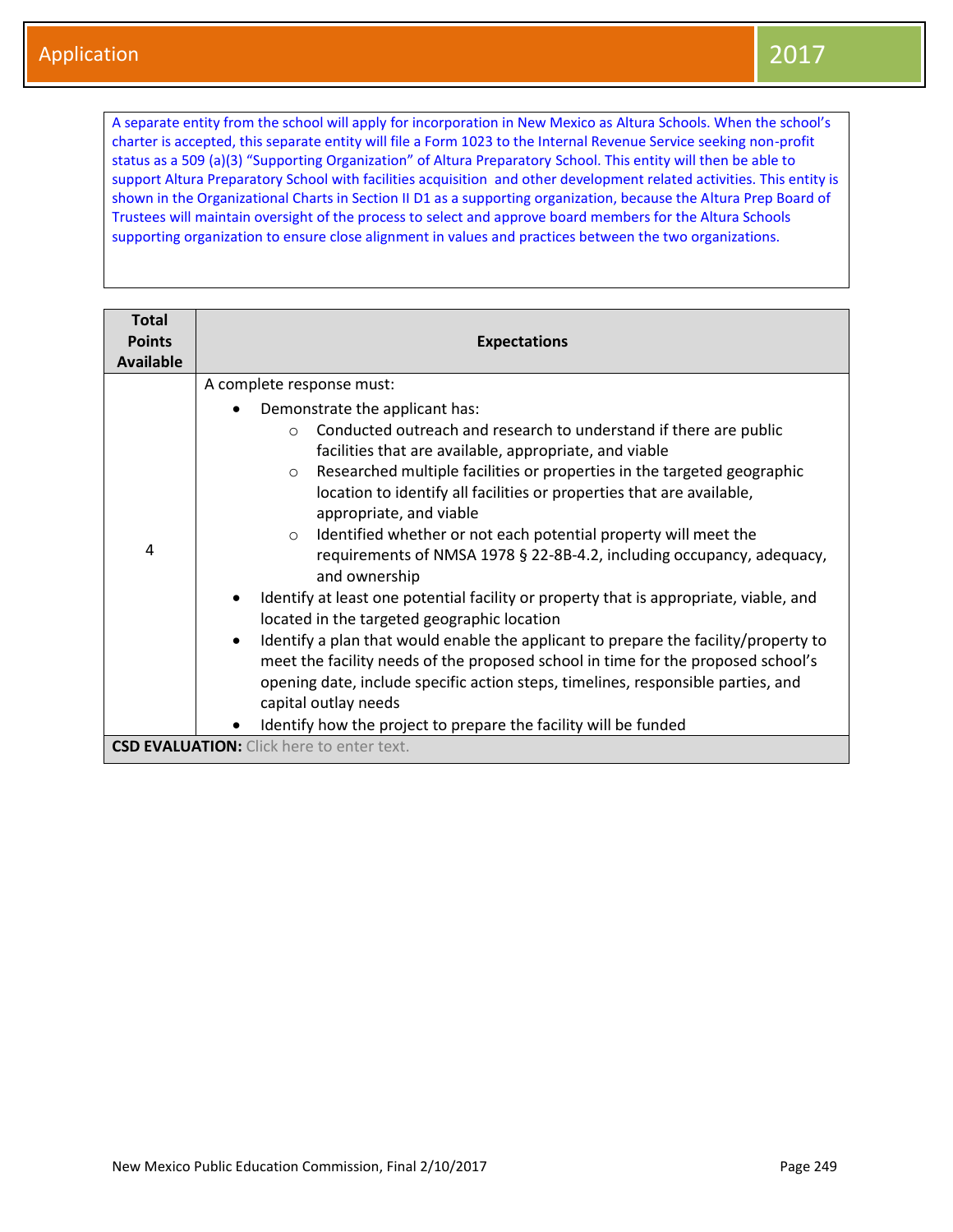A separate entity from the school will apply for incorporation in New Mexico as Altura Schools. When the school's charter is accepted, this separate entity will file a Form 1023 to the Internal Revenue Service seeking non-profit status as a 509 (a)(3) "Supporting Organization" of Altura Preparatory School. This entity will then be able to support Altura Preparatory School with facilities acquisition and other development related activities. This entity is shown in the Organizational Charts in Section II D1 as a supporting organization, because the Altura Prep Board of Trustees will maintain oversight of the process to select and approve board members for the Altura Schools supporting organization to ensure close alignment in values and practices between the two organizations.

| Total Points Available | Expectations |
|---|---|
| 4 | A complete response must:<br>• Demonstrate the applicant has:<br>○ Conducted outreach and research to understand if there are public facilities that are available, appropriate, and viable<br>○ Researched multiple facilities or properties in the targeted geographic location to identify all facilities or properties that are available, appropriate, and viable<br>○ Identified whether or not each potential property will meet the requirements of NMSA 1978 § 22-8B-4.2, including occupancy, adequacy, and ownership<br>• Identify at least one potential facility or property that is appropriate, viable, and located in the targeted geographic location<br>• Identify a plan that would enable the applicant to prepare the facility/property to meet the facility needs of the proposed school in time for the proposed school's opening date, include specific action steps, timelines, responsible parties, and capital outlay needs<br>• Identify how the project to prepare the facility will be funded |
| **CSD EVALUATION:** Click here to enter text. | |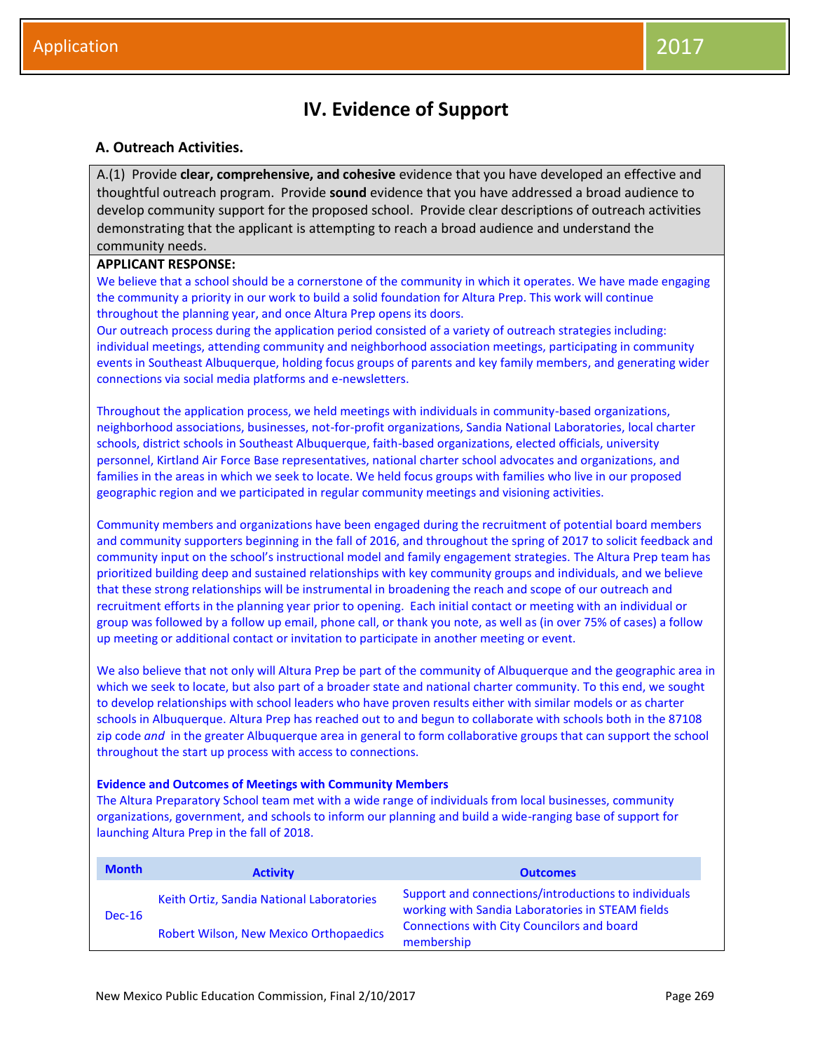# IV. Evidence of Support

## A. Outreach Activities.

A.(1) Provide **clear, comprehensive, and cohesive** evidence that you have developed an effective and thoughtful outreach program. Provide **sound** evidence that you have addressed a broad audience to develop community support for the proposed school. Provide clear descriptions of outreach activities demonstrating that the applicant is attempting to reach a broad audience and understand the community needs.

**APPLICANT RESPONSE:**

We believe that a school should be a cornerstone of the community in which it operates. We have made engaging the community a priority in our work to build a solid foundation for Altura Prep. This work will continue throughout the planning year, and once Altura Prep opens its doors.

Our outreach process during the application period consisted of a variety of outreach strategies including: individual meetings, attending community and neighborhood association meetings, participating in community events in Southeast Albuquerque, holding focus groups of parents and key family members, and generating wider connections via social media platforms and e-newsletters.

Throughout the application process, we held meetings with individuals in community-based organizations, neighborhood associations, businesses, not-for-profit organizations, Sandia National Laboratories, local charter schools, district schools in Southeast Albuquerque, faith-based organizations, elected officials, university personnel, Kirtland Air Force Base representatives, national charter school advocates and organizations, and families in the areas in which we seek to locate. We held focus groups with families who live in our proposed geographic region and we participated in regular community meetings and visioning activities.

Community members and organizations have been engaged during the recruitment of potential board members and community supporters beginning in the fall of 2016, and throughout the spring of 2017 to solicit feedback and community input on the school's instructional model and family engagement strategies. The Altura Prep team has prioritized building deep and sustained relationships with key community groups and individuals, and we believe that these strong relationships will be instrumental in broadening the reach and scope of our outreach and recruitment efforts in the planning year prior to opening. Each initial contact or meeting with an individual or group was followed by a follow up email, phone call, or thank you note, as well as (in over 75% of cases) a follow up meeting or additional contact or invitation to participate in another meeting or event.

We also believe that not only will Altura Prep be part of the community of Albuquerque and the geographic area in which we seek to locate, but also part of a broader state and national charter community. To this end, we sought to develop relationships with school leaders who have proven results either with similar models or as charter schools in Albuquerque. Altura Prep has reached out to and begun to collaborate with schools both in the 87108 zip code *and* in the greater Albuquerque area in general to form collaborative groups that can support the school throughout the start up process with access to connections.

**Evidence and Outcomes of Meetings with Community Members**

The Altura Preparatory School team met with a wide range of individuals from local businesses, community organizations, government, and schools to inform our planning and build a wide-ranging base of support for launching Altura Prep in the fall of 2018.

| Month | Activity | Outcomes |
|---|---|---|
| Dec-16 | Keith Ortiz, Sandia National Laboratories | Support and connections/introductions to individuals working with Sandia Laboratories in STEAM fields |
| | Robert Wilson, New Mexico Orthopaedics | Connections with City Councilors and board membership |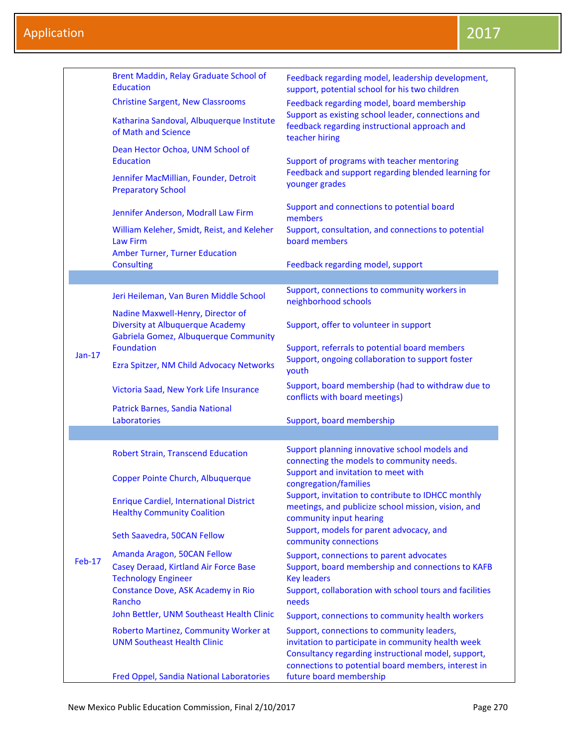| Date | Contact | Support/Feedback |
|---|---|---|
| | Brent Maddin, Relay Graduate School of Education | Feedback regarding model, leadership development, support, potential school for his two children |
| | Christine Sargent, New Classrooms | Feedback regarding model, board membership |
| | Katharina Sandoval, Albuquerque Institute of Math and Science | Support as existing school leader, connections and feedback regarding instructional approach and teacher hiring |
| | Dean Hector Ochoa, UNM School of Education | Support of programs with teacher mentoring |
| | Jennifer MacMillian, Founder, Detroit Preparatory School | Feedback and support regarding blended learning for younger grades |
| | Jennifer Anderson, Modrall Law Firm | Support and connections to potential board members |
| | William Keleher, Smidt, Reist, and Keleher Law Firm | Support, consultation, and connections to potential board members |
| | Amber Turner, Turner Education Consulting | Feedback regarding model, support |
| | | |
| Jan-17 | Jeri Heileman, Van Buren Middle School | Support, connections to community workers in neighborhood schools |
| | Nadine Maxwell-Henry, Director of Diversity at Albuquerque Academy | Support, offer to volunteer in support |
| | Gabriela Gomez, Albuquerque Community Foundation | Support, referrals to potential board members |
| | Ezra Spitzer, NM Child Advocacy Networks | Support, ongoing collaboration to support foster youth |
| | Victoria Saad, New York Life Insurance | Support, board membership (had to withdraw due to conflicts with board meetings) |
| | Patrick Barnes, Sandia National Laboratories | Support, board membership |
| | | |
| Feb-17 | Robert Strain, Transcend Education | Support planning innovative school models and connecting the models to community needs. |
| | Copper Pointe Church, Albuquerque | Support and invitation to meet with congregation/families |
| | Enrique Cardiel, International District Healthy Community Coalition | Support, invitation to contribute to IDHCC monthly meetings, and publicize school mission, vision, and community input hearing |
| | Seth Saavedra, 50CAN Fellow | Support, models for parent advocacy, and community connections |
| | Amanda Aragon, 50CAN Fellow | Support, connections to parent advocates |
| | Casey Deraad, Kirtland Air Force Base Technology Engineer | Support, board membership and connections to KAFB Key leaders |
| | Constance Dove, ASK Academy in Rio Rancho | Support, collaboration with school tours and facilities needs |
| | John Bettler, UNM Southeast Health Clinic | Support, connections to community health workers |
| | Roberto Martinez, Community Worker at UNM Southeast Health Clinic | Support, connections to community leaders, invitation to participate in community health week |
| | Fred Oppel, Sandia National Laboratories | Consultancy regarding instructional model, support, connections to potential board members, interest in future board membership |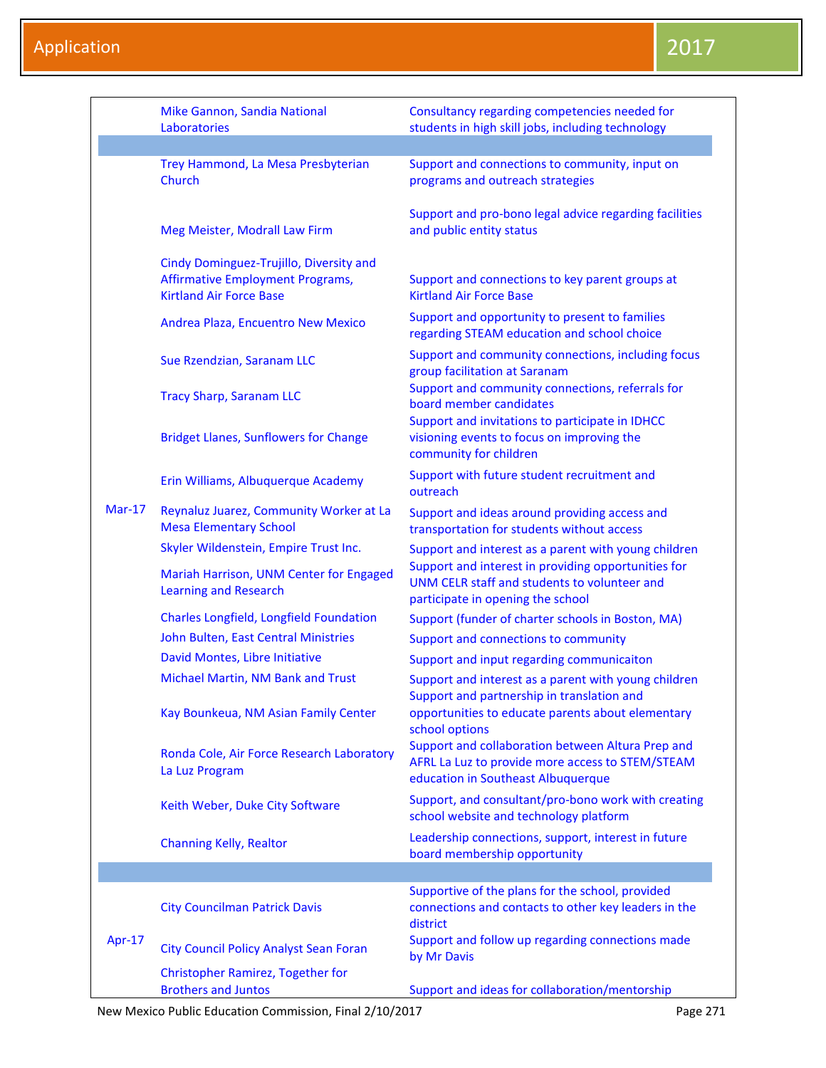| | | |
|---|---|---|
| | Mike Gannon, Sandia National Laboratories | Consultancy regarding competencies needed for students in high skill jobs, including technology |
| | | |
| Mar-17 | Trey Hammond, La Mesa Presbyterian Church | Support and connections to community, input on programs and outreach strategies |
| | Meg Meister, Modrall Law Firm | Support and pro-bono legal advice regarding facilities and public entity status |
| | Cindy Dominguez-Trujillo, Diversity and Affirmative Employment Programs, Kirtland Air Force Base | Support and connections to key parent groups at Kirtland Air Force Base |
| | Andrea Plaza, Encuentro New Mexico | Support and opportunity to present to families regarding STEAM education and school choice |
| | Sue Rzendzian, Saranam LLC | Support and community connections, including focus group facilitation at Saranam |
| | Tracy Sharp, Saranam LLC | Support and community connections, referrals for board member candidates |
| | Bridget Llanes, Sunflowers for Change | Support and invitations to participate in IDHCC visioning events to focus on improving the community for children |
| | Erin Williams, Albuquerque Academy | Support with future student recruitment and outreach |
| | Reynaluz Juarez, Community Worker at La Mesa Elementary School | Support and ideas around providing access and transportation for students without access |
| | Skyler Wildenstein, Empire Trust Inc. | Support and interest as a parent with young children |
| | Mariah Harrison, UNM Center for Engaged Learning and Research | Support and interest in providing opportunities for UNM CELR staff and students to volunteer and participate in opening the school |
| | Charles Longfield, Longfield Foundation | Support (funder of charter schools in Boston, MA) |
| | John Bulten, East Central Ministries | Support and connections to community |
| | David Montes, Libre Initiative | Support and input regarding communicaiton |
| | Michael Martin, NM Bank and Trust | Support and interest as a parent with young children |
| | Kay Bounkeua, NM Asian Family Center | Support and partnership in translation and opportunities to educate parents about elementary school options |
| | Ronda Cole, Air Force Research Laboratory La Luz Program | Support and collaboration between Altura Prep and AFRL La Luz to provide more access to STEM/STEAM education in Southeast Albuquerque |
| | Keith Weber, Duke City Software | Support, and consultant/pro-bono work with creating school website and technology platform |
| | Channing Kelly, Realtor | Leadership connections, support, interest in future board membership opportunity |
| | | |
| Apr-17 | City Councilman Patrick Davis | Supportive of the plans for the school, provided connections and contacts to other key leaders in the district |
| | City Council Policy Analyst Sean Foran | Support and follow up regarding connections made by Mr Davis |
| | Christopher Ramirez, Together for Brothers and Juntos | Support and ideas for collaboration/mentorship |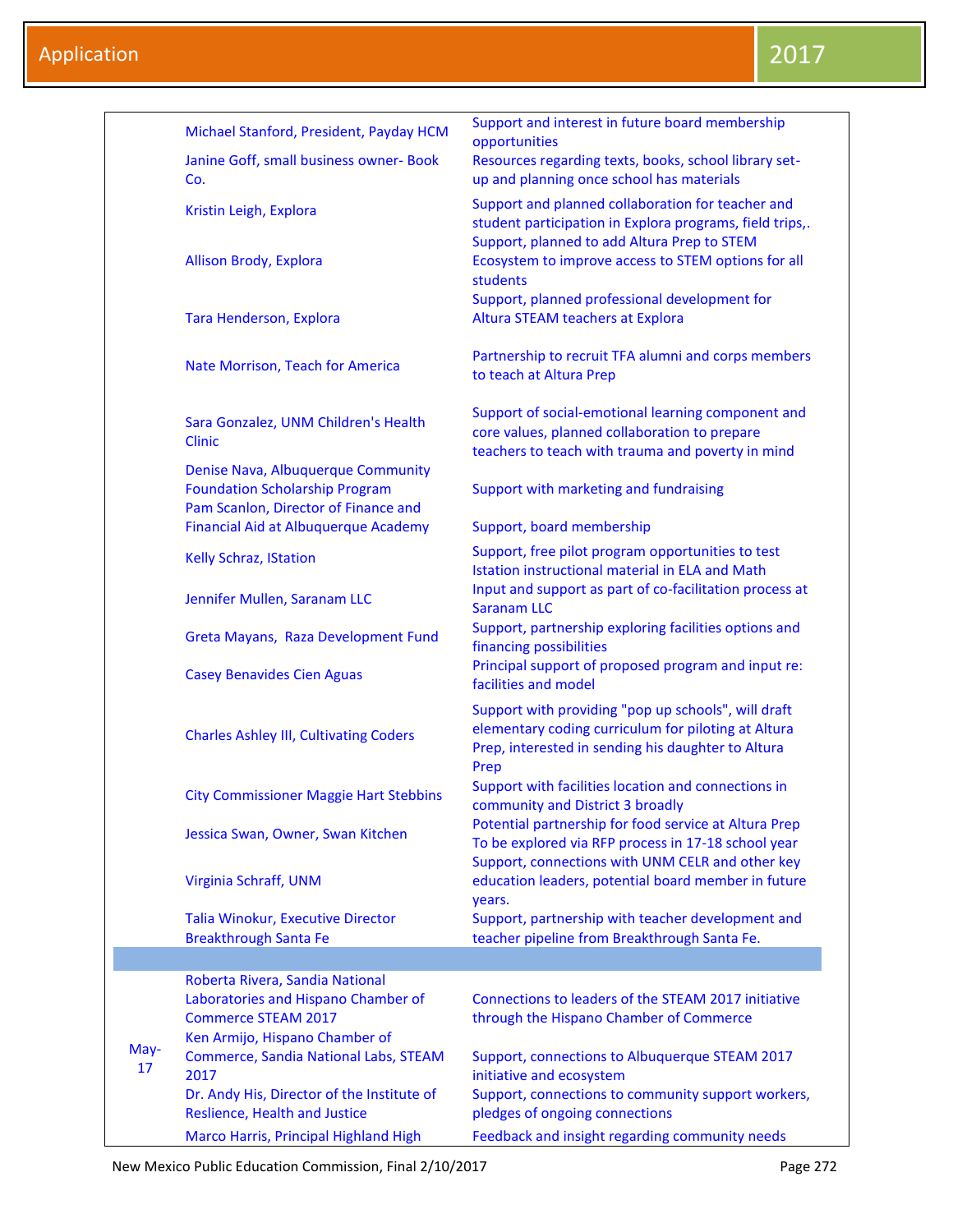| | | |
|---|---|---|
| | Michael Stanford, President, Payday HCM | Support and interest in future board membership opportunities |
| | Janine Goff, small business owner- Book Co. | Resources regarding texts, books, school library set-up and planning once school has materials |
| | Kristin Leigh, Explora | Support and planned collaboration for teacher and student participation in Explora programs, field trips,. |
| | Allison Brody, Explora | Support, planned to add Altura Prep to STEM Ecosystem to improve access to STEM options for all students |
| | Tara Henderson, Explora | Support, planned professional development for Altura STEAM teachers at Explora |
| | Nate Morrison, Teach for America | Partnership to recruit TFA alumni and corps members to teach at Altura Prep |
| | Sara Gonzalez, UNM Children's Health Clinic | Support of social-emotional learning component and core values, planned collaboration to prepare teachers to teach with trauma and poverty in mind |
| | Denise Nava, Albuquerque Community Foundation Scholarship Program | Support with marketing and fundraising |
| | Pam Scanlon, Director of Finance and Financial Aid at Albuquerque Academy | Support, board membership |
| | Kelly Schraz, IStation | Support, free pilot program opportunities to test Istation instructional material in ELA and Math |
| | Jennifer Mullen, Saranam LLC | Input and support as part of co-facilitation process at Saranam LLC |
| | Greta Mayans, Raza Development Fund | Support, partnership exploring facilities options and financing possibilities |
| | Casey Benavides Cien Aguas | Principal support of proposed program and input re: facilities and model |
| | Charles Ashley III, Cultivating Coders | Support with providing "pop up schools", will draft elementary coding curriculum for piloting at Altura Prep, interested in sending his daughter to Altura Prep |
| | City Commissioner Maggie Hart Stebbins | Support with facilities location and connections in community and District 3 broadly |
| | Jessica Swan, Owner, Swan Kitchen | Potential partnership for food service at Altura Prep To be explored via RFP process in 17-18 school year |
| | Virginia Schraff, UNM | Support, connections with UNM CELR and other key education leaders, potential board member in future years. |
| | Talia Winokur, Executive Director Breakthrough Santa Fe | Support, partnership with teacher development and teacher pipeline from Breakthrough Santa Fe. |
| | | |
| May-17 | Roberta Rivera, Sandia National Laboratories and Hispano Chamber of Commerce STEAM 2017 | Connections to leaders of the STEAM 2017 initiative through the Hispano Chamber of Commerce |
| | Ken Armijo, Hispano Chamber of Commerce, Sandia National Labs, STEAM 2017 | Support, connections to Albuquerque STEAM 2017 initiative and ecosystem |
| | Dr. Andy His, Director of the Institute of Reslience, Health and Justice | Support, connections to community support workers, pledges of ongoing connections |
| | Marco Harris, Principal Highland High | Feedback and insight regarding community needs |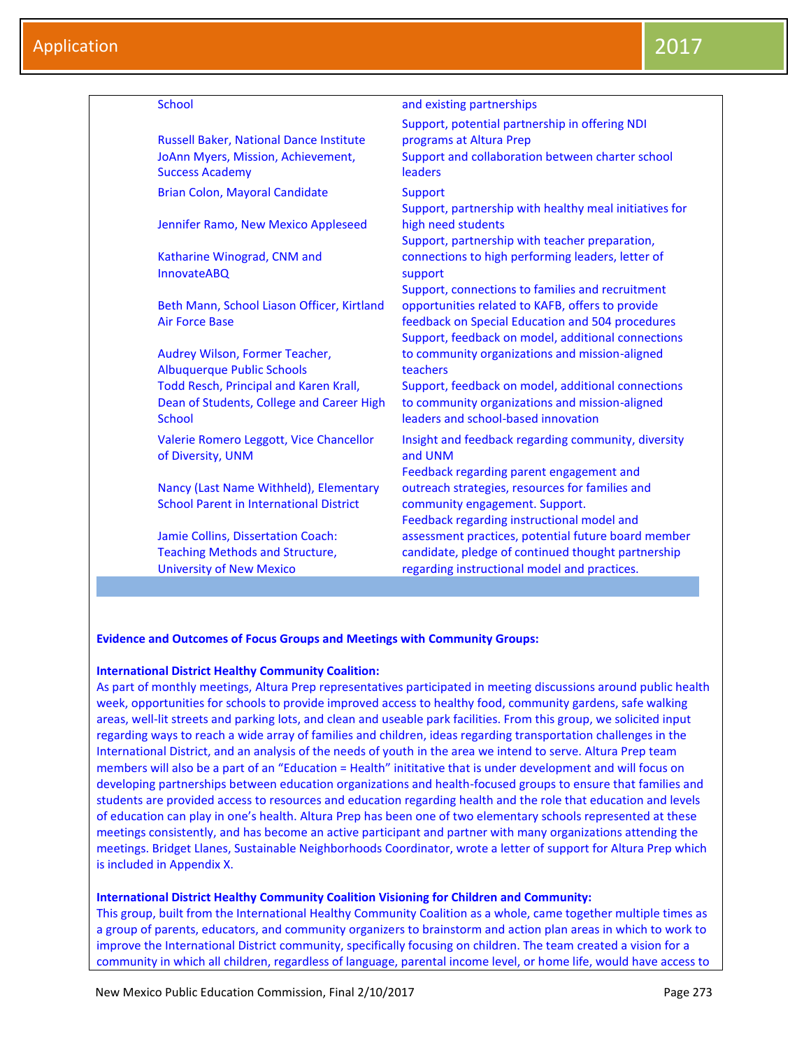| | |
|---|---|
| School | and existing partnerships |
| Russell Baker, National Dance Institute | Support, potential partnership in offering NDI programs at Altura Prep |
| JoAnn Myers, Mission, Achievement, Success Academy | Support and collaboration between charter school leaders |
| Brian Colon, Mayoral Candidate | Support |
| Jennifer Ramo, New Mexico Appleseed | Support, partnership with healthy meal initiatives for high need students |
| Katharine Winograd, CNM and InnovateABQ | Support, partnership with teacher preparation, connections to high performing leaders, letter of support |
| Beth Mann, School Liason Officer, Kirtland Air Force Base | Support, connections to families and recruitment opportunities related to KAFB, offers to provide feedback on Special Education and 504 procedures |
| Audrey Wilson, Former Teacher, Albuquerque Public Schools | Support, feedback on model, additional connections to community organizations and mission-aligned teachers |
| Todd Resch, Principal and Karen Krall, Dean of Students, College and Career High School | Support, feedback on model, additional connections to community organizations and mission-aligned leaders and school-based innovation |
| Valerie Romero Leggott, Vice Chancellor of Diversity, UNM | Insight and feedback regarding community, diversity and UNM |
| Nancy (Last Name Withheld), Elementary School Parent in International District | Feedback regarding parent engagement and outreach strategies, resources for families and community engagement. Support. |
| Jamie Collins, Dissertation Coach: Teaching Methods and Structure, University of New Mexico | Feedback regarding instructional model and assessment practices, potential future board member candidate, pledge of continued thought partnership regarding instructional model and practices. |

**Evidence and Outcomes of Focus Groups and Meetings with Community Groups:**

**International District Healthy Community Coalition:**

As part of monthly meetings, Altura Prep representatives participated in meeting discussions around public health week, opportunities for schools to provide improved access to healthy food, community gardens, safe walking areas, well-lit streets and parking lots, and clean and useable park facilities. From this group, we solicited input regarding ways to reach a wide array of families and children, ideas regarding transportation challenges in the International District, and an analysis of the needs of youth in the area we intend to serve. Altura Prep team members will also be a part of an "Education = Health" inititative that is under development and will focus on developing partnerships between education organizations and health-focused groups to ensure that families and students are provided access to resources and education regarding health and the role that education and levels of education can play in one's health. Altura Prep has been one of two elementary schools represented at these meetings consistently, and has become an active participant and partner with many organizations attending the meetings. Bridget Llanes, Sustainable Neighborhoods Coordinator, wrote a letter of support for Altura Prep which is included in Appendix X.

**International District Healthy Community Coalition Visioning for Children and Community:**

This group, built from the International Healthy Community Coalition as a whole, came together multiple times as a group of parents, educators, and community organizers to brainstorm and action plan areas in which to work to improve the International District community, specifically focusing on children. The team created a vision for a community in which all children, regardless of language, parental income level, or home life, would have access to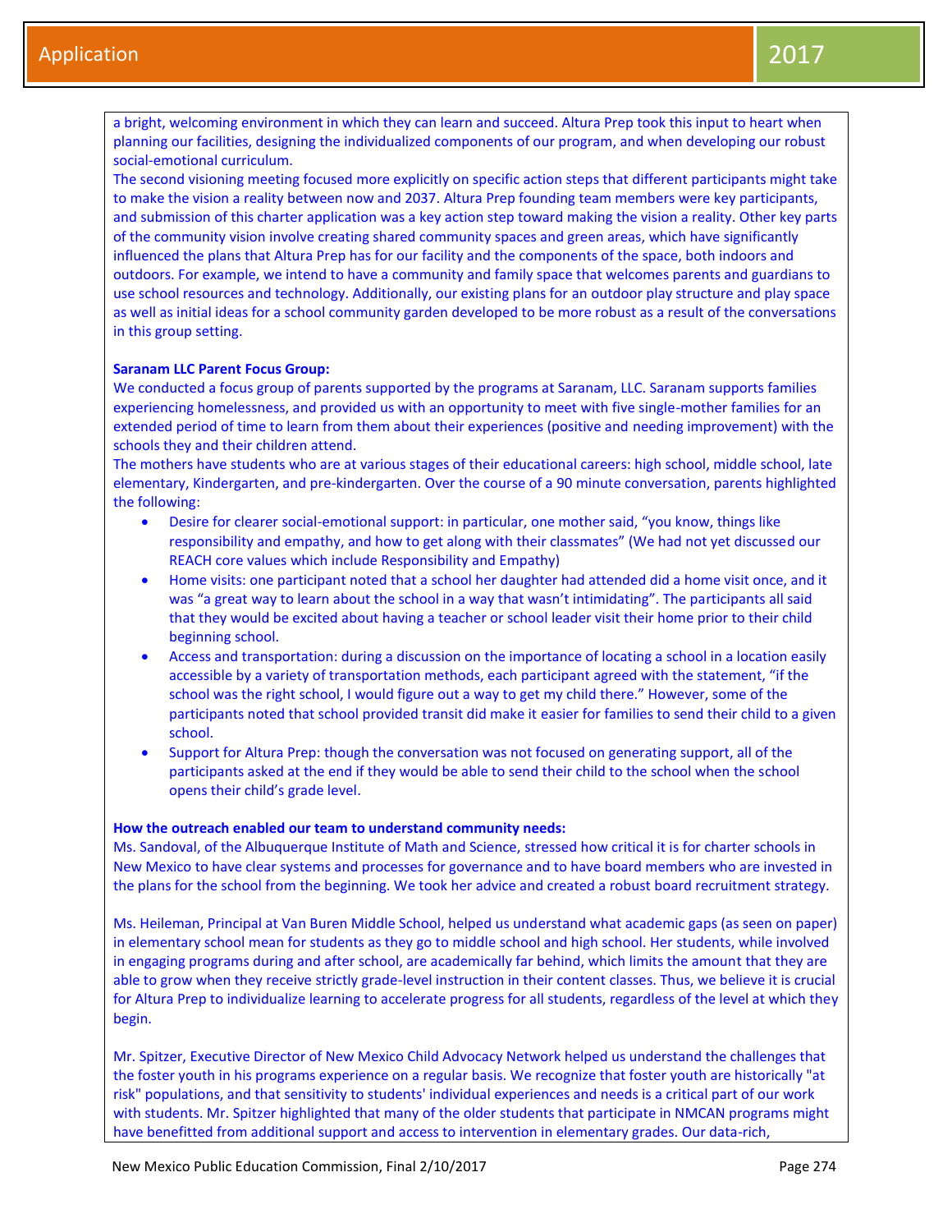a bright, welcoming environment in which they can learn and succeed. Altura Prep took this input to heart when planning our facilities, designing the individualized components of our program, and when developing our robust social-emotional curriculum.

The second visioning meeting focused more explicitly on specific action steps that different participants might take to make the vision a reality between now and 2037. Altura Prep founding team members were key participants, and submission of this charter application was a key action step toward making the vision a reality. Other key parts of the community vision involve creating shared community spaces and green areas, which have significantly influenced the plans that Altura Prep has for our facility and the components of the space, both indoors and outdoors. For example, we intend to have a community and family space that welcomes parents and guardians to use school resources and technology. Additionally, our existing plans for an outdoor play structure and play space as well as initial ideas for a school community garden developed to be more robust as a result of the conversations in this group setting.

**Saranam LLC Parent Focus Group:**

We conducted a focus group of parents supported by the programs at Saranam, LLC. Saranam supports families experiencing homelessness, and provided us with an opportunity to meet with five single-mother families for an extended period of time to learn from them about their experiences (positive and needing improvement) with the schools they and their children attend.

The mothers have students who are at various stages of their educational careers: high school, middle school, late elementary, Kindergarten, and pre-kindergarten. Over the course of a 90 minute conversation, parents highlighted the following:

- Desire for clearer social-emotional support: in particular, one mother said, "you know, things like responsibility and empathy, and how to get along with their classmates" (We had not yet discussed our REACH core values which include Responsibility and Empathy)
- Home visits: one participant noted that a school her daughter had attended did a home visit once, and it was "a great way to learn about the school in a way that wasn't intimidating". The participants all said that they would be excited about having a teacher or school leader visit their home prior to their child beginning school.
- Access and transportation: during a discussion on the importance of locating a school in a location easily accessible by a variety of transportation methods, each participant agreed with the statement, "if the school was the right school, I would figure out a way to get my child there." However, some of the participants noted that school provided transit did make it easier for families to send their child to a given school.
- Support for Altura Prep: though the conversation was not focused on generating support, all of the participants asked at the end if they would be able to send their child to the school when the school opens their child's grade level.

**How the outreach enabled our team to understand community needs:**

Ms. Sandoval, of the Albuquerque Institute of Math and Science, stressed how critical it is for charter schools in New Mexico to have clear systems and processes for governance and to have board members who are invested in the plans for the school from the beginning. We took her advice and created a robust board recruitment strategy.

Ms. Heileman, Principal at Van Buren Middle School, helped us understand what academic gaps (as seen on paper) in elementary school mean for students as they go to middle school and high school. Her students, while involved in engaging programs during and after school, are academically far behind, which limits the amount that they are able to grow when they receive strictly grade-level instruction in their content classes. Thus, we believe it is crucial for Altura Prep to individualize learning to accelerate progress for all students, regardless of the level at which they begin.

Mr. Spitzer, Executive Director of New Mexico Child Advocacy Network helped us understand the challenges that the foster youth in his programs experience on a regular basis. We recognize that foster youth are historically "at risk" populations, and that sensitivity to students' individual experiences and needs is a critical part of our work with students. Mr. Spitzer highlighted that many of the older students that participate in NMCAN programs might have benefitted from additional support and access to intervention in elementary grades. Our data-rich,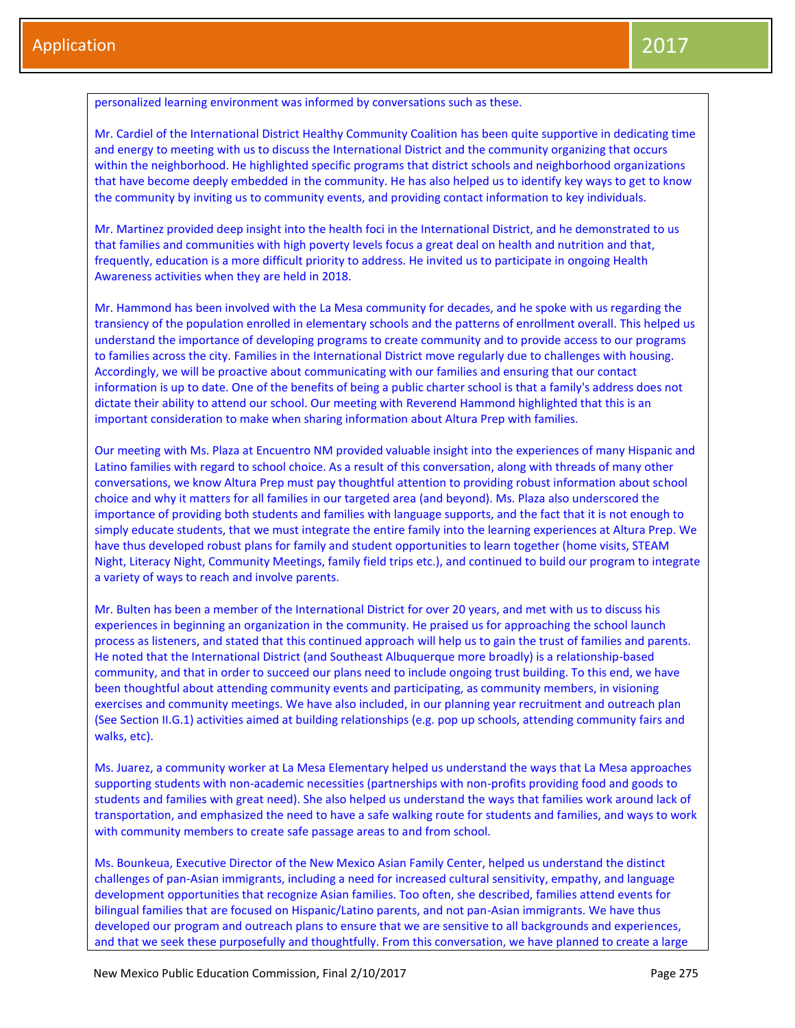personalized learning environment was informed by conversations such as these.

Mr. Cardiel of the International District Healthy Community Coalition has been quite supportive in dedicating time and energy to meeting with us to discuss the International District and the community organizing that occurs within the neighborhood. He highlighted specific programs that district schools and neighborhood organizations that have become deeply embedded in the community. He has also helped us to identify key ways to get to know the community by inviting us to community events, and providing contact information to key individuals.

Mr. Martinez provided deep insight into the health foci in the International District, and he demonstrated to us that families and communities with high poverty levels focus a great deal on health and nutrition and that, frequently, education is a more difficult priority to address. He invited us to participate in ongoing Health Awareness activities when they are held in 2018.

Mr. Hammond has been involved with the La Mesa community for decades, and he spoke with us regarding the transiency of the population enrolled in elementary schools and the patterns of enrollment overall. This helped us understand the importance of developing programs to create community and to provide access to our programs to families across the city. Families in the International District move regularly due to challenges with housing. Accordingly, we will be proactive about communicating with our families and ensuring that our contact information is up to date. One of the benefits of being a public charter school is that a family's address does not dictate their ability to attend our school. Our meeting with Reverend Hammond highlighted that this is an important consideration to make when sharing information about Altura Prep with families.

Our meeting with Ms. Plaza at Encuentro NM provided valuable insight into the experiences of many Hispanic and Latino families with regard to school choice. As a result of this conversation, along with threads of many other conversations, we know Altura Prep must pay thoughtful attention to providing robust information about school choice and why it matters for all families in our targeted area (and beyond). Ms. Plaza also underscored the importance of providing both students and families with language supports, and the fact that it is not enough to simply educate students, that we must integrate the entire family into the learning experiences at Altura Prep. We have thus developed robust plans for family and student opportunities to learn together (home visits, STEAM Night, Literacy Night, Community Meetings, family field trips etc.), and continued to build our program to integrate a variety of ways to reach and involve parents.

Mr. Bulten has been a member of the International District for over 20 years, and met with us to discuss his experiences in beginning an organization in the community. He praised us for approaching the school launch process as listeners, and stated that this continued approach will help us to gain the trust of families and parents. He noted that the International District (and Southeast Albuquerque more broadly) is a relationship-based community, and that in order to succeed our plans need to include ongoing trust building. To this end, we have been thoughtful about attending community events and participating, as community members, in visioning exercises and community meetings. We have also included, in our planning year recruitment and outreach plan (See Section II.G.1) activities aimed at building relationships (e.g. pop up schools, attending community fairs and walks, etc).

Ms. Juarez, a community worker at La Mesa Elementary helped us understand the ways that La Mesa approaches supporting students with non-academic necessities (partnerships with non-profits providing food and goods to students and families with great need). She also helped us understand the ways that families work around lack of transportation, and emphasized the need to have a safe walking route for students and families, and ways to work with community members to create safe passage areas to and from school.

Ms. Bounkeua, Executive Director of the New Mexico Asian Family Center, helped us understand the distinct challenges of pan-Asian immigrants, including a need for increased cultural sensitivity, empathy, and language development opportunities that recognize Asian families. Too often, she described, families attend events for bilingual families that are focused on Hispanic/Latino parents, and not pan-Asian immigrants. We have thus developed our program and outreach plans to ensure that we are sensitive to all backgrounds and experiences, and that we seek these purposefully and thoughtfully. From this conversation, we have planned to create a large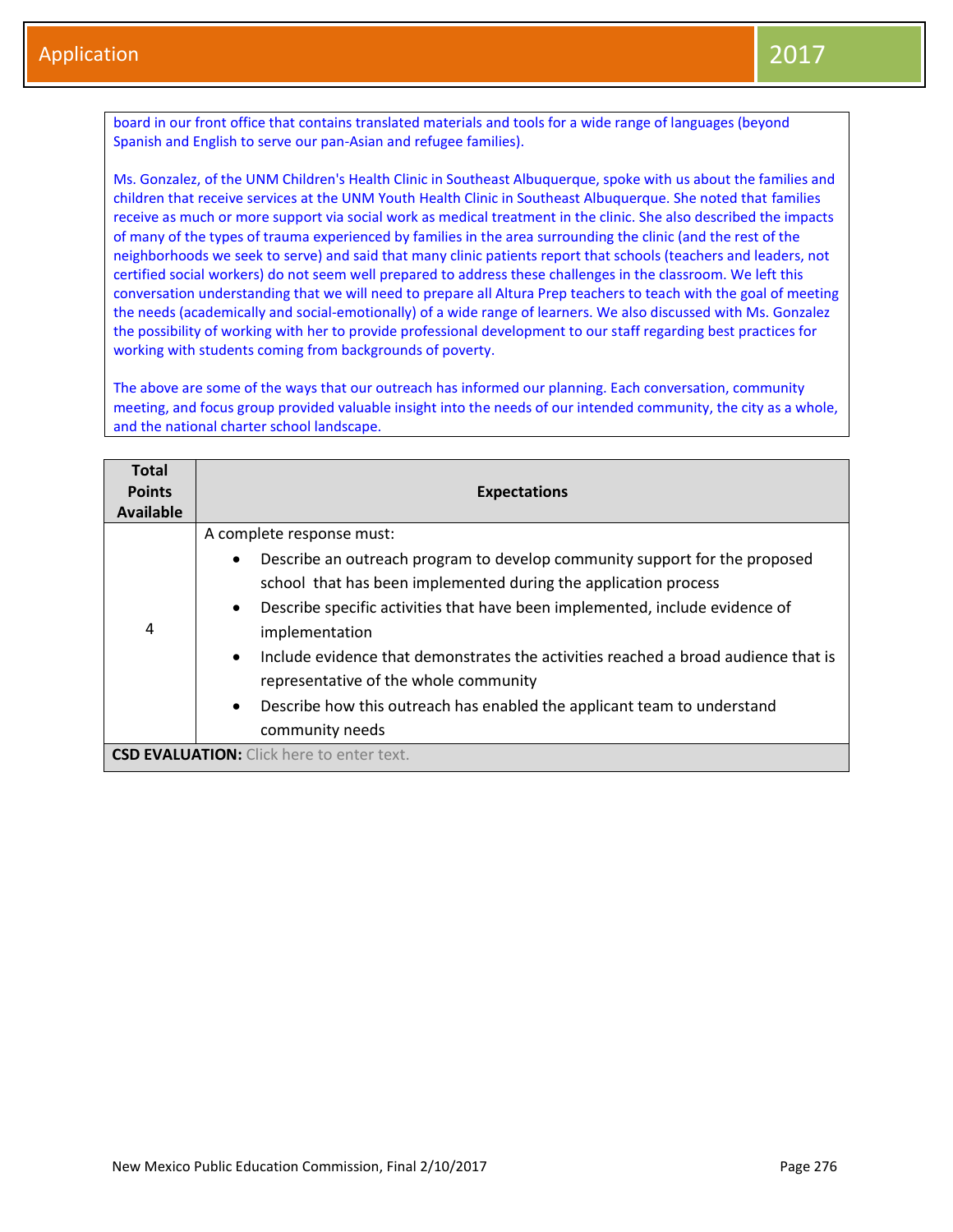board in our front office that contains translated materials and tools for a wide range of languages (beyond Spanish and English to serve our pan-Asian and refugee families).

Ms. Gonzalez, of the UNM Children's Health Clinic in Southeast Albuquerque, spoke with us about the families and children that receive services at the UNM Youth Health Clinic in Southeast Albuquerque. She noted that families receive as much or more support via social work as medical treatment in the clinic. She also described the impacts of many of the types of trauma experienced by families in the area surrounding the clinic (and the rest of the neighborhoods we seek to serve) and said that many clinic patients report that schools (teachers and leaders, not certified social workers) do not seem well prepared to address these challenges in the classroom. We left this conversation understanding that we will need to prepare all Altura Prep teachers to teach with the goal of meeting the needs (academically and social-emotionally) of a wide range of learners. We also discussed with Ms. Gonzalez the possibility of working with her to provide professional development to our staff regarding best practices for working with students coming from backgrounds of poverty.

The above are some of the ways that our outreach has informed our planning. Each conversation, community meeting, and focus group provided valuable insight into the needs of our intended community, the city as a whole, and the national charter school landscape.

| Total Points Available | Expectations |
|---|---|
| 4 | A complete response must:<br>• Describe an outreach program to develop community support for the proposed school that has been implemented during the application process<br>• Describe specific activities that have been implemented, include evidence of implementation<br>• Include evidence that demonstrates the activities reached a broad audience that is representative of the whole community<br>• Describe how this outreach has enabled the applicant team to understand community needs |
| **CSD EVALUATION:** Click here to enter text. | |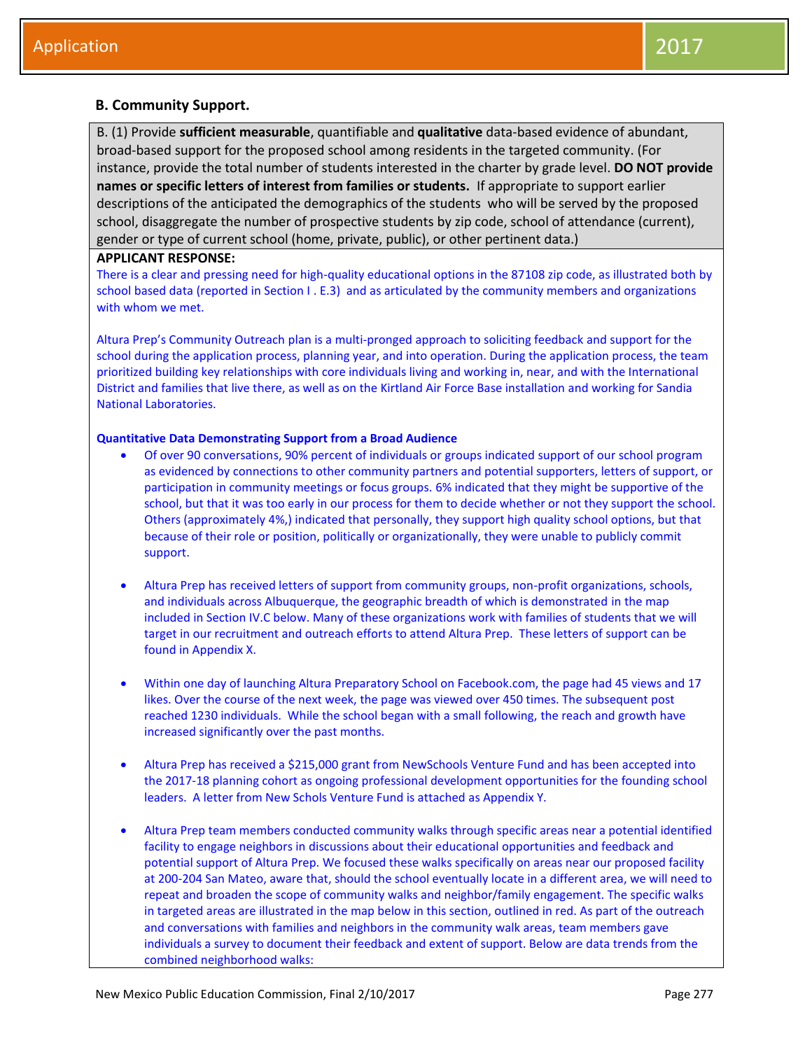## B. Community Support.

B. (1) Provide **sufficient measurable**, quantifiable and **qualitative** data-based evidence of abundant, broad-based support for the proposed school among residents in the targeted community. (For instance, provide the total number of students interested in the charter by grade level. **DO NOT provide names or specific letters of interest from families or students.** If appropriate to support earlier descriptions of the anticipated the demographics of the students who will be served by the proposed school, disaggregate the number of prospective students by zip code, school of attendance (current), gender or type of current school (home, private, public), or other pertinent data.)

**APPLICANT RESPONSE:**

There is a clear and pressing need for high-quality educational options in the 87108 zip code, as illustrated both by school based data (reported in Section I . E.3) and as articulated by the community members and organizations with whom we met.

Altura Prep's Community Outreach plan is a multi-pronged approach to soliciting feedback and support for the school during the application process, planning year, and into operation. During the application process, the team prioritized building key relationships with core individuals living and working in, near, and with the International District and families that live there, as well as on the Kirtland Air Force Base installation and working for Sandia National Laboratories.

**Quantitative Data Demonstrating Support from a Broad Audience**

- Of over 90 conversations, 90% percent of individuals or groups indicated support of our school program as evidenced by connections to other community partners and potential supporters, letters of support, or participation in community meetings or focus groups. 6% indicated that they might be supportive of the school, but that it was too early in our process for them to decide whether or not they support the school. Others (approximately 4%,) indicated that personally, they support high quality school options, but that because of their role or position, politically or organizationally, they were unable to publicly commit support.

- Altura Prep has received letters of support from community groups, non-profit organizations, schools, and individuals across Albuquerque, the geographic breadth of which is demonstrated in the map included in Section IV.C below. Many of these organizations work with families of students that we will target in our recruitment and outreach efforts to attend Altura Prep. These letters of support can be found in Appendix X.

- Within one day of launching Altura Preparatory School on Facebook.com, the page had 45 views and 17 likes. Over the course of the next week, the page was viewed over 450 times. The subsequent post reached 1230 individuals. While the school began with a small following, the reach and growth have increased significantly over the past months.

- Altura Prep has received a $215,000 grant from NewSchools Venture Fund and has been accepted into the 2017-18 planning cohort as ongoing professional development opportunities for the founding school leaders. A letter from New Schols Venture Fund is attached as Appendix Y.

- Altura Prep team members conducted community walks through specific areas near a potential identified facility to engage neighbors in discussions about their educational opportunities and feedback and potential support of Altura Prep. We focused these walks specifically on areas near our proposed facility at 200-204 San Mateo, aware that, should the school eventually locate in a different area, we will need to repeat and broaden the scope of community walks and neighbor/family engagement. The specific walks in targeted areas are illustrated in the map below in this section, outlined in red. As part of the outreach and conversations with families and neighbors in the community walk areas, team members gave individuals a survey to document their feedback and extent of support. Below are data trends from the combined neighborhood walks: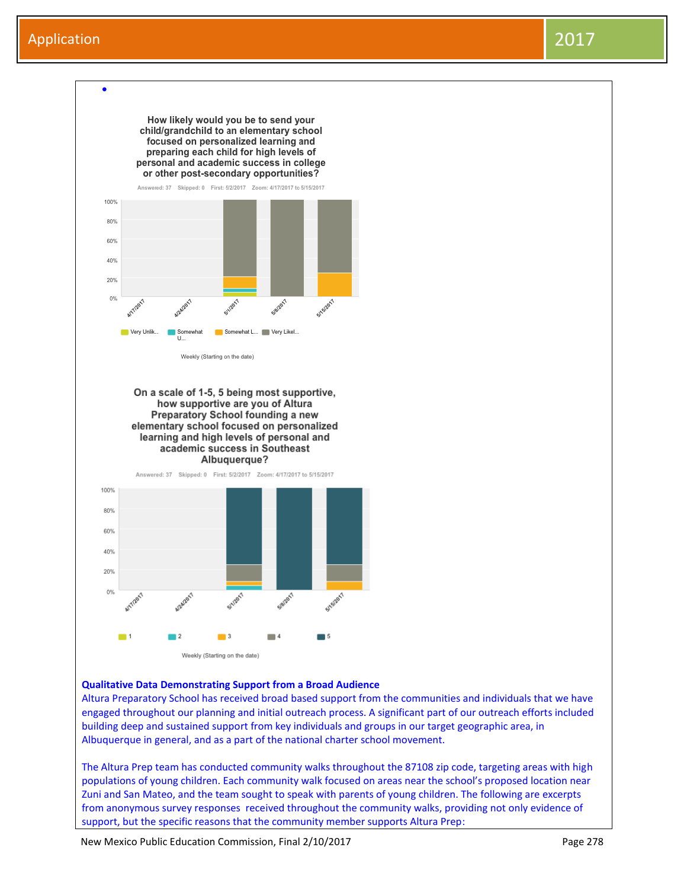•

**How likely would you be to send your child/grandchild to an elementary school focused on personalized learning and preparing each child for high levels of personal and academic success in college or other post-secondary opportunities?**

Answered: 37 Skipped: 0 First: 5/2/2017 Zoom: 4/17/2017 to 5/15/2017

100% 80% 60% 40% 20% 0%

4/17/2017 4/24/2017 5/1/2017 5/8/2017 5/15/2017

Very Unlik... Somewhat U... Somewhat L... Very Likel...

Weekly (Starting on the date)

**On a scale of 1-5, 5 being most supportive, how supportive are you of Altura Preparatory School founding a new elementary school focused on personalized learning and high levels of personal and academic success in Southeast Albuquerque?**

Answered: 37 Skipped: 0 First: 5/2/2017 Zoom: 4/17/2017 to 5/15/2017

100% 80% 60% 40% 20% 0%

4/17/2017 4/24/2017 5/1/2017 5/8/2017 5/15/2017

1 2 3 4 5

Weekly (Starting on the date)

**Qualitative Data Demonstrating Support from a Broad Audience**

Altura Preparatory School has received broad based support from the communities and individuals that we have engaged throughout our planning and initial outreach process. A significant part of our outreach efforts included building deep and sustained support from key individuals and groups in our target geographic area, in Albuquerque in general, and as a part of the national charter school movement.

The Altura Prep team has conducted community walks throughout the 87108 zip code, targeting areas with high populations of young children. Each community walk focused on areas near the school's proposed location near Zuni and San Mateo, and the team sought to speak with parents of young children. The following are excerpts from anonymous survey responses received throughout the community walks, providing not only evidence of support, but the specific reasons that the community member supports Altura Prep: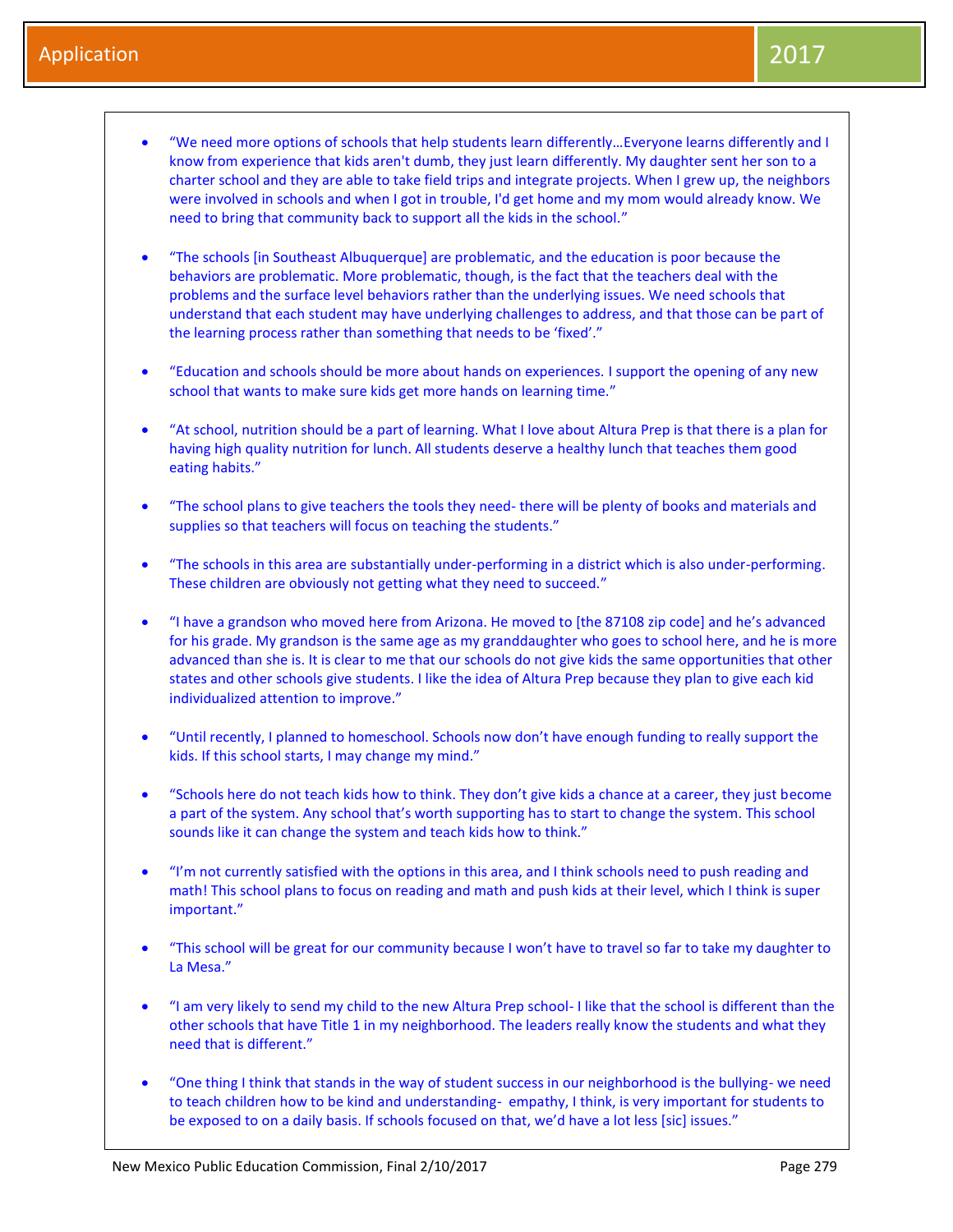- "We need more options of schools that help students learn differently…Everyone learns differently and I know from experience that kids aren't dumb, they just learn differently. My daughter sent her son to a charter school and they are able to take field trips and integrate projects. When I grew up, the neighbors were involved in schools and when I got in trouble, I'd get home and my mom would already know. We need to bring that community back to support all the kids in the school."

- "The schools [in Southeast Albuquerque] are problematic, and the education is poor because the behaviors are problematic. More problematic, though, is the fact that the teachers deal with the problems and the surface level behaviors rather than the underlying issues. We need schools that understand that each student may have underlying challenges to address, and that those can be part of the learning process rather than something that needs to be 'fixed'."

- "Education and schools should be more about hands on experiences. I support the opening of any new school that wants to make sure kids get more hands on learning time."

- "At school, nutrition should be a part of learning. What I love about Altura Prep is that there is a plan for having high quality nutrition for lunch. All students deserve a healthy lunch that teaches them good eating habits."

- "The school plans to give teachers the tools they need- there will be plenty of books and materials and supplies so that teachers will focus on teaching the students."

- "The schools in this area are substantially under-performing in a district which is also under-performing. These children are obviously not getting what they need to succeed."

- "I have a grandson who moved here from Arizona. He moved to [the 87108 zip code] and he's advanced for his grade. My grandson is the same age as my granddaughter who goes to school here, and he is more advanced than she is. It is clear to me that our schools do not give kids the same opportunities that other states and other schools give students. I like the idea of Altura Prep because they plan to give each kid individualized attention to improve."

- "Until recently, I planned to homeschool. Schools now don't have enough funding to really support the kids. If this school starts, I may change my mind."

- "Schools here do not teach kids how to think. They don't give kids a chance at a career, they just become a part of the system. Any school that's worth supporting has to start to change the system. This school sounds like it can change the system and teach kids how to think."

- "I'm not currently satisfied with the options in this area, and I think schools need to push reading and math! This school plans to focus on reading and math and push kids at their level, which I think is super important."

- "This school will be great for our community because I won't have to travel so far to take my daughter to La Mesa."

- "I am very likely to send my child to the new Altura Prep school- I like that the school is different than the other schools that have Title 1 in my neighborhood. The leaders really know the students and what they need that is different."

- "One thing I think that stands in the way of student success in our neighborhood is the bullying- we need to teach children how to be kind and understanding- empathy, I think, is very important for students to be exposed to on a daily basis. If schools focused on that, we'd have a lot less [sic] issues."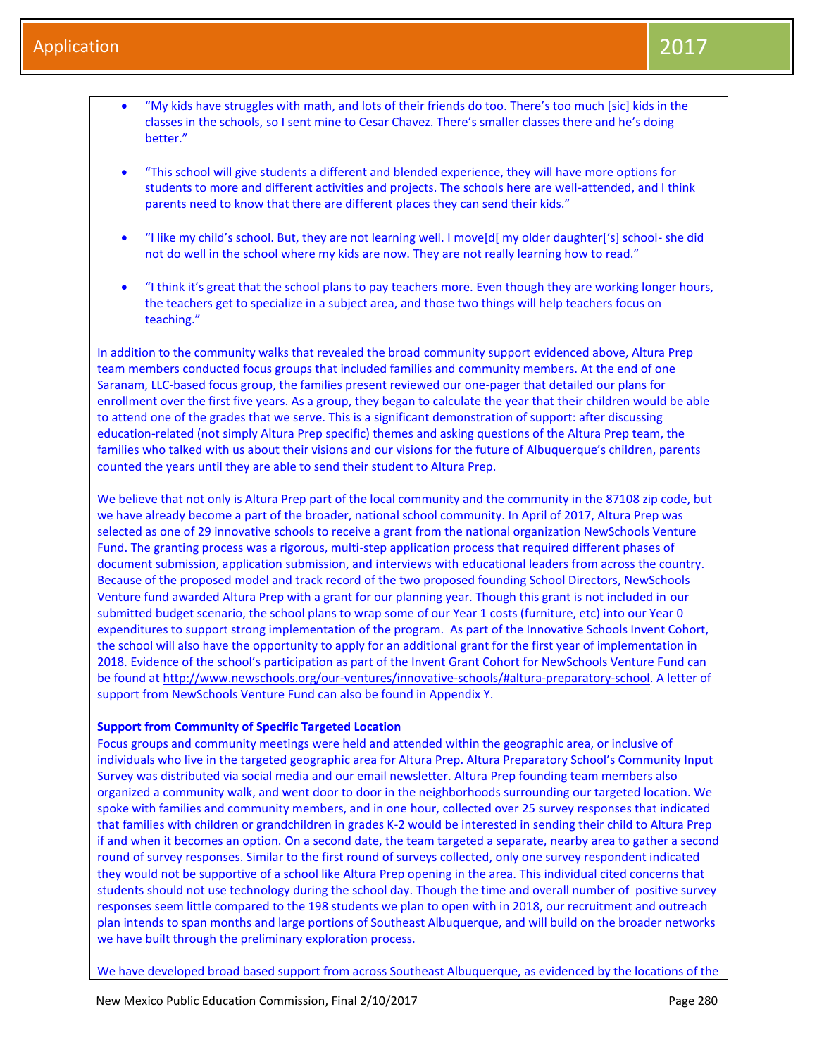- "My kids have struggles with math, and lots of their friends do too. There's too much [sic] kids in the classes in the schools, so I sent mine to Cesar Chavez. There's smaller classes there and he's doing better."

- "This school will give students a different and blended experience, they will have more options for students to more and different activities and projects. The schools here are well-attended, and I think parents need to know that there are different places they can send their kids."

- "I like my child's school. But, they are not learning well. I move[d[ my older daughter['s] school- she did not do well in the school where my kids are now. They are not really learning how to read."

- "I think it's great that the school plans to pay teachers more. Even though they are working longer hours, the teachers get to specialize in a subject area, and those two things will help teachers focus on teaching."

In addition to the community walks that revealed the broad community support evidenced above, Altura Prep team members conducted focus groups that included families and community members. At the end of one Saranam, LLC-based focus group, the families present reviewed our one-pager that detailed our plans for enrollment over the first five years. As a group, they began to calculate the year that their children would be able to attend one of the grades that we serve. This is a significant demonstration of support: after discussing education-related (not simply Altura Prep specific) themes and asking questions of the Altura Prep team, the families who talked with us about their visions and our visions for the future of Albuquerque's children, parents counted the years until they are able to send their student to Altura Prep.

We believe that not only is Altura Prep part of the local community and the community in the 87108 zip code, but we have already become a part of the broader, national school community. In April of 2017, Altura Prep was selected as one of 29 innovative schools to receive a grant from the national organization NewSchools Venture Fund. The granting process was a rigorous, multi-step application process that required different phases of document submission, application submission, and interviews with educational leaders from across the country. Because of the proposed model and track record of the two proposed founding School Directors, NewSchools Venture fund awarded Altura Prep with a grant for our planning year. Though this grant is not included in our submitted budget scenario, the school plans to wrap some of our Year 1 costs (furniture, etc) into our Year 0 expenditures to support strong implementation of the program. As part of the Innovative Schools Invent Cohort, the school will also have the opportunity to apply for an additional grant for the first year of implementation in 2018. Evidence of the school's participation as part of the Invent Grant Cohort for NewSchools Venture Fund can be found at http://www.newschools.org/our-ventures/innovative-schools/#altura-preparatory-school. A letter of support from NewSchools Venture Fund can also be found in Appendix Y.

**Support from Community of Specific Targeted Location**

Focus groups and community meetings were held and attended within the geographic area, or inclusive of individuals who live in the targeted geographic area for Altura Prep. Altura Preparatory School's Community Input Survey was distributed via social media and our email newsletter. Altura Prep founding team members also organized a community walk, and went door to door in the neighborhoods surrounding our targeted location. We spoke with families and community members, and in one hour, collected over 25 survey responses that indicated that families with children or grandchildren in grades K-2 would be interested in sending their child to Altura Prep if and when it becomes an option. On a second date, the team targeted a separate, nearby area to gather a second round of survey responses. Similar to the first round of surveys collected, only one survey respondent indicated they would not be supportive of a school like Altura Prep opening in the area. This individual cited concerns that students should not use technology during the school day. Though the time and overall number of positive survey responses seem little compared to the 198 students we plan to open with in 2018, our recruitment and outreach plan intends to span months and large portions of Southeast Albuquerque, and will build on the broader networks we have built through the preliminary exploration process.

We have developed broad based support from across Southeast Albuquerque, as evidenced by the locations of the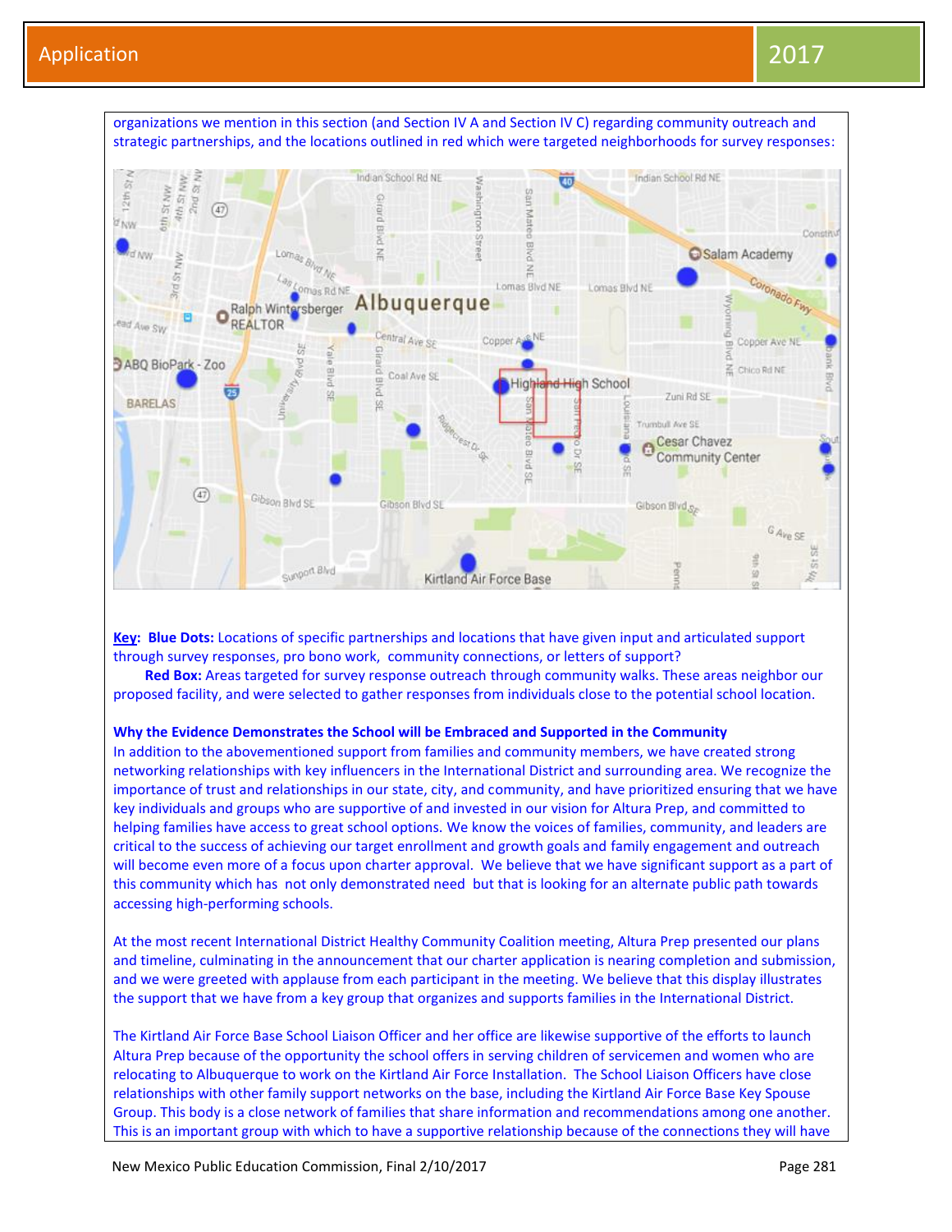organizations we mention in this section (and Section IV A and Section IV C) regarding community outreach and strategic partnerships, and the locations outlined in red which were targeted neighborhoods for survey responses:

**Key**: **Blue Dots:** Locations of specific partnerships and locations that have given input and articulated support through survey responses, pro bono work, community connections, or letters of support?

**Red Box:** Areas targeted for survey response outreach through community walks. These areas neighbor our proposed facility, and were selected to gather responses from individuals close to the potential school location.

**Why the Evidence Demonstrates the School will be Embraced and Supported in the Community**

In addition to the abovementioned support from families and community members, we have created strong networking relationships with key influencers in the International District and surrounding area. We recognize the importance of trust and relationships in our state, city, and community, and have prioritized ensuring that we have key individuals and groups who are supportive of and invested in our vision for Altura Prep, and committed to helping families have access to great school options. We know the voices of families, community, and leaders are critical to the success of achieving our target enrollment and growth goals and family engagement and outreach will become even more of a focus upon charter approval. We believe that we have significant support as a part of this community which has not only demonstrated need but that is looking for an alternate public path towards accessing high-performing schools.

At the most recent International District Healthy Community Coalition meeting, Altura Prep presented our plans and timeline, culminating in the announcement that our charter application is nearing completion and submission, and we were greeted with applause from each participant in the meeting. We believe that this display illustrates the support that we have from a key group that organizes and supports families in the International District.

The Kirtland Air Force Base School Liaison Officer and her office are likewise supportive of the efforts to launch Altura Prep because of the opportunity the school offers in serving children of servicemen and women who are relocating to Albuquerque to work on the Kirtland Air Force Installation. The School Liaison Officers have close relationships with other family support networks on the base, including the Kirtland Air Force Base Key Spouse Group. This body is a close network of families that share information and recommendations among one another. This is an important group with which to have a supportive relationship because of the connections they will have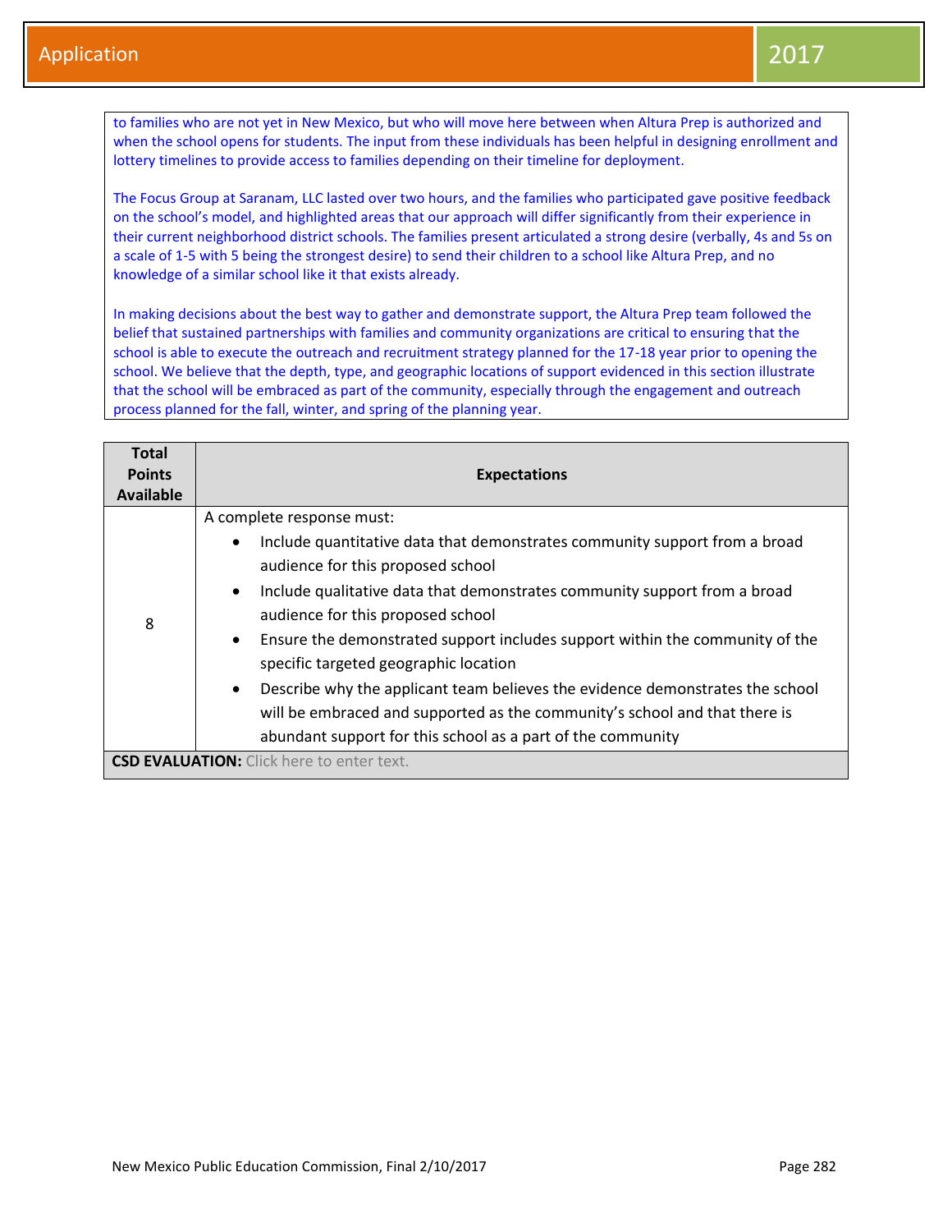to families who are not yet in New Mexico, but who will move here between when Altura Prep is authorized and when the school opens for students. The input from these individuals has been helpful in designing enrollment and lottery timelines to provide access to families depending on their timeline for deployment.

The Focus Group at Saranam, LLC lasted over two hours, and the families who participated gave positive feedback on the school's model, and highlighted areas that our approach will differ significantly from their experience in their current neighborhood district schools. The families present articulated a strong desire (verbally, 4s and 5s on a scale of 1-5 with 5 being the strongest desire) to send their children to a school like Altura Prep, and no knowledge of a similar school like it that exists already.

In making decisions about the best way to gather and demonstrate support, the Altura Prep team followed the belief that sustained partnerships with families and community organizations are critical to ensuring that the school is able to execute the outreach and recruitment strategy planned for the 17-18 year prior to opening the school. We believe that the depth, type, and geographic locations of support evidenced in this section illustrate that the school will be embraced as part of the community, especially through the engagement and outreach process planned for the fall, winter, and spring of the planning year.

| Total Points Available | Expectations |
|---|---|
| 8 | A complete response must:<br>• Include quantitative data that demonstrates community support from a broad audience for this proposed school<br>• Include qualitative data that demonstrates community support from a broad audience for this proposed school<br>• Ensure the demonstrated support includes support within the community of the specific targeted geographic location<br>• Describe why the applicant team believes the evidence demonstrates the school will be embraced and supported as the community's school and that there is abundant support for this school as a part of the community |
| **CSD EVALUATION:** Click here to enter text. | |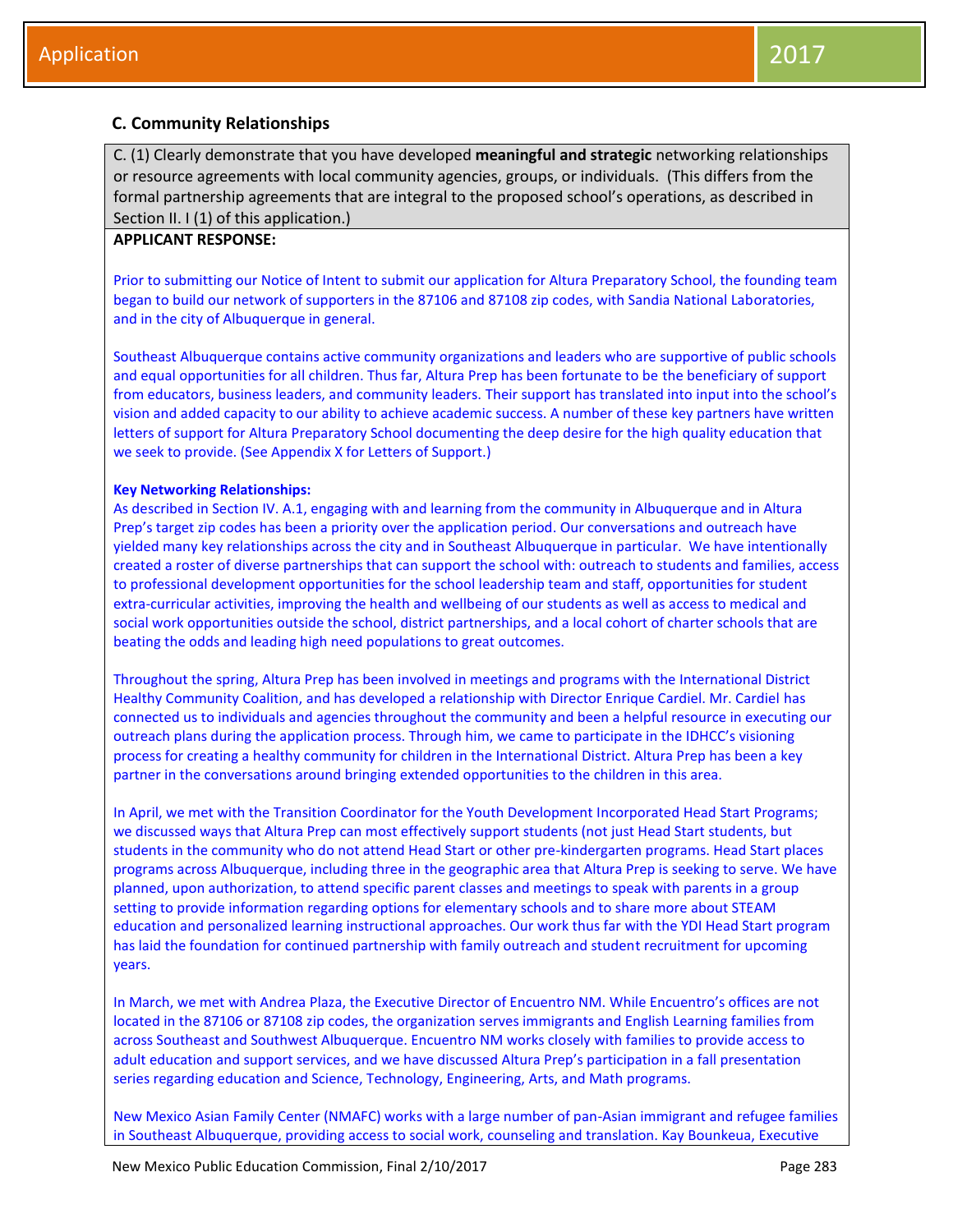## C. Community Relationships

C. (1) Clearly demonstrate that you have developed **meaningful and strategic** networking relationships or resource agreements with local community agencies, groups, or individuals. (This differs from the formal partnership agreements that are integral to the proposed school's operations, as described in Section II. I (1) of this application.)

**APPLICANT RESPONSE:**

Prior to submitting our Notice of Intent to submit our application for Altura Preparatory School, the founding team began to build our network of supporters in the 87106 and 87108 zip codes, with Sandia National Laboratories, and in the city of Albuquerque in general.

Southeast Albuquerque contains active community organizations and leaders who are supportive of public schools and equal opportunities for all children. Thus far, Altura Prep has been fortunate to be the beneficiary of support from educators, business leaders, and community leaders. Their support has translated into input into the school's vision and added capacity to our ability to achieve academic success. A number of these key partners have written letters of support for Altura Preparatory School documenting the deep desire for the high quality education that we seek to provide. (See Appendix X for Letters of Support.)

**Key Networking Relationships:**
As described in Section IV. A.1, engaging with and learning from the community in Albuquerque and in Altura Prep's target zip codes has been a priority over the application period. Our conversations and outreach have yielded many key relationships across the city and in Southeast Albuquerque in particular. We have intentionally created a roster of diverse partnerships that can support the school with: outreach to students and families, access to professional development opportunities for the school leadership team and staff, opportunities for student extra-curricular activities, improving the health and wellbeing of our students as well as access to medical and social work opportunities outside the school, district partnerships, and a local cohort of charter schools that are beating the odds and leading high need populations to great outcomes.

Throughout the spring, Altura Prep has been involved in meetings and programs with the International District Healthy Community Coalition, and has developed a relationship with Director Enrique Cardiel. Mr. Cardiel has connected us to individuals and agencies throughout the community and been a helpful resource in executing our outreach plans during the application process. Through him, we came to participate in the IDHCC's visioning process for creating a healthy community for children in the International District. Altura Prep has been a key partner in the conversations around bringing extended opportunities to the children in this area.

In April, we met with the Transition Coordinator for the Youth Development Incorporated Head Start Programs; we discussed ways that Altura Prep can most effectively support students (not just Head Start students, but students in the community who do not attend Head Start or other pre-kindergarten programs. Head Start places programs across Albuquerque, including three in the geographic area that Altura Prep is seeking to serve. We have planned, upon authorization, to attend specific parent classes and meetings to speak with parents in a group setting to provide information regarding options for elementary schools and to share more about STEAM education and personalized learning instructional approaches. Our work thus far with the YDI Head Start program has laid the foundation for continued partnership with family outreach and student recruitment for upcoming years.

In March, we met with Andrea Plaza, the Executive Director of Encuentro NM. While Encuentro's offices are not located in the 87106 or 87108 zip codes, the organization serves immigrants and English Learning families from across Southeast and Southwest Albuquerque. Encuentro NM works closely with families to provide access to adult education and support services, and we have discussed Altura Prep's participation in a fall presentation series regarding education and Science, Technology, Engineering, Arts, and Math programs.

New Mexico Asian Family Center (NMAFC) works with a large number of pan-Asian immigrant and refugee families in Southeast Albuquerque, providing access to social work, counseling and translation. Kay Bounkeua, Executive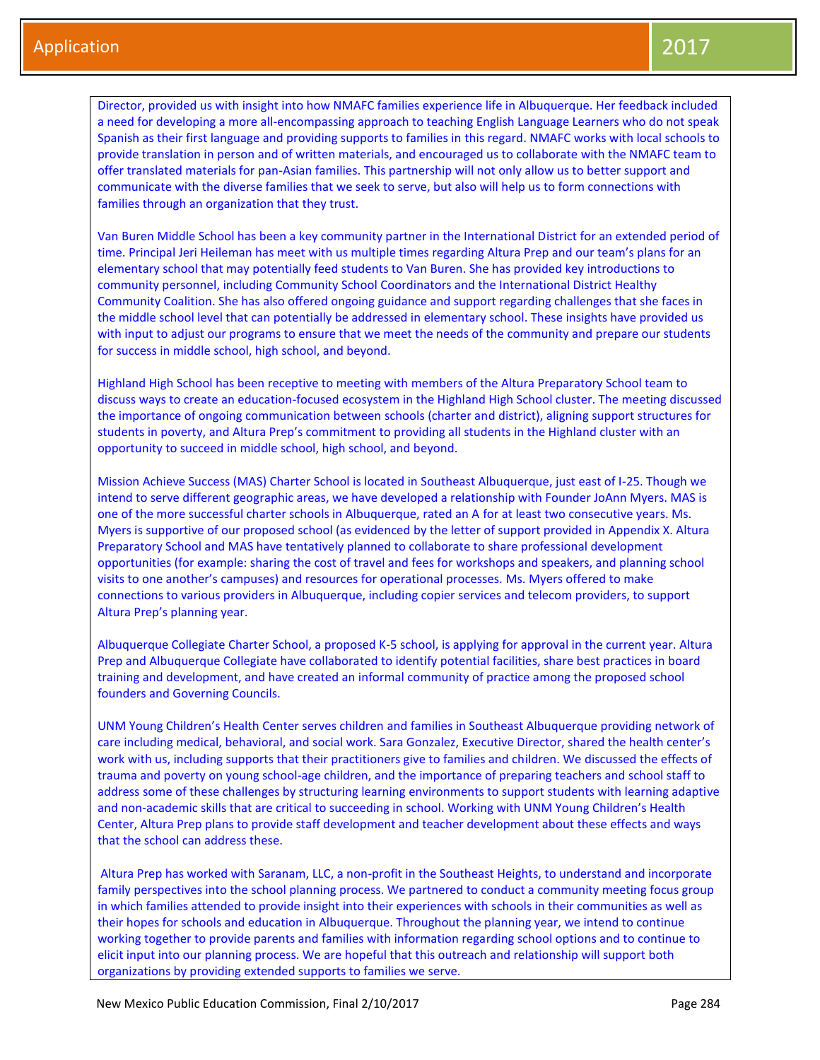Director, provided us with insight into how NMAFC families experience life in Albuquerque. Her feedback included a need for developing a more all-encompassing approach to teaching English Language Learners who do not speak Spanish as their first language and providing supports to families in this regard. NMAFC works with local schools to provide translation in person and of written materials, and encouraged us to collaborate with the NMAFC team to offer translated materials for pan-Asian families. This partnership will not only allow us to better support and communicate with the diverse families that we seek to serve, but also will help us to form connections with families through an organization that they trust.

Van Buren Middle School has been a key community partner in the International District for an extended period of time. Principal Jeri Heileman has meet with us multiple times regarding Altura Prep and our team's plans for an elementary school that may potentially feed students to Van Buren. She has provided key introductions to community personnel, including Community School Coordinators and the International District Healthy Community Coalition. She has also offered ongoing guidance and support regarding challenges that she faces in the middle school level that can potentially be addressed in elementary school. These insights have provided us with input to adjust our programs to ensure that we meet the needs of the community and prepare our students for success in middle school, high school, and beyond.

Highland High School has been receptive to meeting with members of the Altura Preparatory School team to discuss ways to create an education-focused ecosystem in the Highland High School cluster. The meeting discussed the importance of ongoing communication between schools (charter and district), aligning support structures for students in poverty, and Altura Prep's commitment to providing all students in the Highland cluster with an opportunity to succeed in middle school, high school, and beyond.

Mission Achieve Success (MAS) Charter School is located in Southeast Albuquerque, just east of I-25. Though we intend to serve different geographic areas, we have developed a relationship with Founder JoAnn Myers. MAS is one of the more successful charter schools in Albuquerque, rated an A for at least two consecutive years. Ms. Myers is supportive of our proposed school (as evidenced by the letter of support provided in Appendix X. Altura Preparatory School and MAS have tentatively planned to collaborate to share professional development opportunities (for example: sharing the cost of travel and fees for workshops and speakers, and planning school visits to one another's campuses) and resources for operational processes. Ms. Myers offered to make connections to various providers in Albuquerque, including copier services and telecom providers, to support Altura Prep's planning year.

Albuquerque Collegiate Charter School, a proposed K-5 school, is applying for approval in the current year. Altura Prep and Albuquerque Collegiate have collaborated to identify potential facilities, share best practices in board training and development, and have created an informal community of practice among the proposed school founders and Governing Councils.

UNM Young Children's Health Center serves children and families in Southeast Albuquerque providing network of care including medical, behavioral, and social work. Sara Gonzalez, Executive Director, shared the health center's work with us, including supports that their practitioners give to families and children. We discussed the effects of trauma and poverty on young school-age children, and the importance of preparing teachers and school staff to address some of these challenges by structuring learning environments to support students with learning adaptive and non-academic skills that are critical to succeeding in school. Working with UNM Young Children's Health Center, Altura Prep plans to provide staff development and teacher development about these effects and ways that the school can address these.

Altura Prep has worked with Saranam, LLC, a non-profit in the Southeast Heights, to understand and incorporate family perspectives into the school planning process. We partnered to conduct a community meeting focus group in which families attended to provide insight into their experiences with schools in their communities as well as their hopes for schools and education in Albuquerque. Throughout the planning year, we intend to continue working together to provide parents and families with information regarding school options and to continue to elicit input into our planning process. We are hopeful that this outreach and relationship will support both organizations by providing extended supports to families we serve.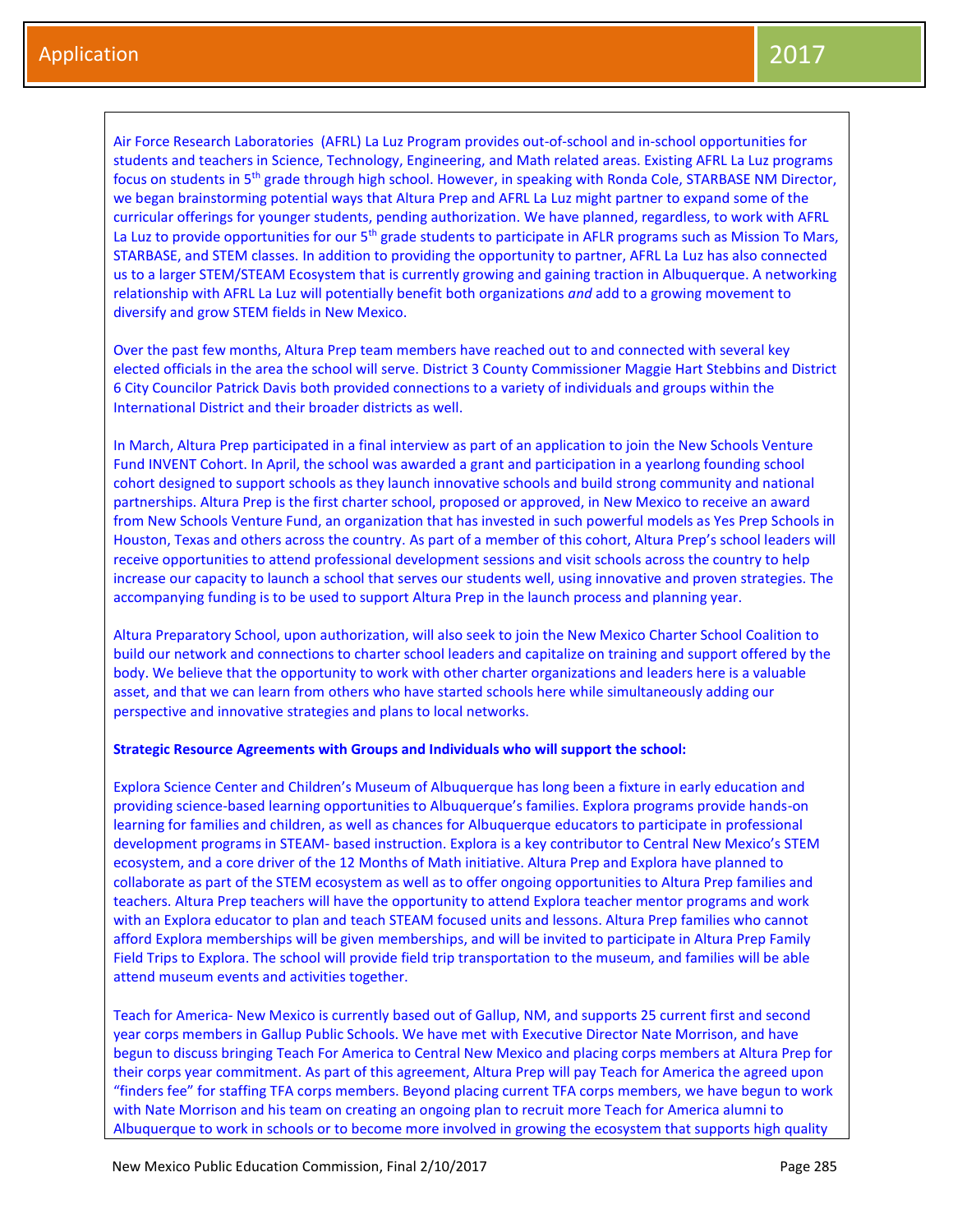Air Force Research Laboratories (AFRL) La Luz Program provides out-of-school and in-school opportunities for students and teachers in Science, Technology, Engineering, and Math related areas. Existing AFRL La Luz programs focus on students in 5th grade through high school. However, in speaking with Ronda Cole, STARBASE NM Director, we began brainstorming potential ways that Altura Prep and AFRL La Luz might partner to expand some of the curricular offerings for younger students, pending authorization. We have planned, regardless, to work with AFRL La Luz to provide opportunities for our 5th grade students to participate in AFLR programs such as Mission To Mars, STARBASE, and STEM classes. In addition to providing the opportunity to partner, AFRL La Luz has also connected us to a larger STEM/STEAM Ecosystem that is currently growing and gaining traction in Albuquerque. A networking relationship with AFRL La Luz will potentially benefit both organizations *and* add to a growing movement to diversify and grow STEM fields in New Mexico.

Over the past few months, Altura Prep team members have reached out to and connected with several key elected officials in the area the school will serve. District 3 County Commissioner Maggie Hart Stebbins and District 6 City Councilor Patrick Davis both provided connections to a variety of individuals and groups within the International District and their broader districts as well.

In March, Altura Prep participated in a final interview as part of an application to join the New Schools Venture Fund INVENT Cohort. In April, the school was awarded a grant and participation in a yearlong founding school cohort designed to support schools as they launch innovative schools and build strong community and national partnerships. Altura Prep is the first charter school, proposed or approved, in New Mexico to receive an award from New Schools Venture Fund, an organization that has invested in such powerful models as Yes Prep Schools in Houston, Texas and others across the country. As part of a member of this cohort, Altura Prep's school leaders will receive opportunities to attend professional development sessions and visit schools across the country to help increase our capacity to launch a school that serves our students well, using innovative and proven strategies. The accompanying funding is to be used to support Altura Prep in the launch process and planning year.

Altura Preparatory School, upon authorization, will also seek to join the New Mexico Charter School Coalition to build our network and connections to charter school leaders and capitalize on training and support offered by the body. We believe that the opportunity to work with other charter organizations and leaders here is a valuable asset, and that we can learn from others who have started schools here while simultaneously adding our perspective and innovative strategies and plans to local networks.

**Strategic Resource Agreements with Groups and Individuals who will support the school:**

Explora Science Center and Children's Museum of Albuquerque has long been a fixture in early education and providing science-based learning opportunities to Albuquerque's families. Explora programs provide hands-on learning for families and children, as well as chances for Albuquerque educators to participate in professional development programs in STEAM- based instruction. Explora is a key contributor to Central New Mexico's STEM ecosystem, and a core driver of the 12 Months of Math initiative. Altura Prep and Explora have planned to collaborate as part of the STEM ecosystem as well as to offer ongoing opportunities to Altura Prep families and teachers. Altura Prep teachers will have the opportunity to attend Explora teacher mentor programs and work with an Explora educator to plan and teach STEAM focused units and lessons. Altura Prep families who cannot afford Explora memberships will be given memberships, and will be invited to participate in Altura Prep Family Field Trips to Explora. The school will provide field trip transportation to the museum, and families will be able attend museum events and activities together.

Teach for America- New Mexico is currently based out of Gallup, NM, and supports 25 current first and second year corps members in Gallup Public Schools. We have met with Executive Director Nate Morrison, and have begun to discuss bringing Teach For America to Central New Mexico and placing corps members at Altura Prep for their corps year commitment. As part of this agreement, Altura Prep will pay Teach for America the agreed upon "finders fee" for staffing TFA corps members. Beyond placing current TFA corps members, we have begun to work with Nate Morrison and his team on creating an ongoing plan to recruit more Teach for America alumni to Albuquerque to work in schools or to become more involved in growing the ecosystem that supports high quality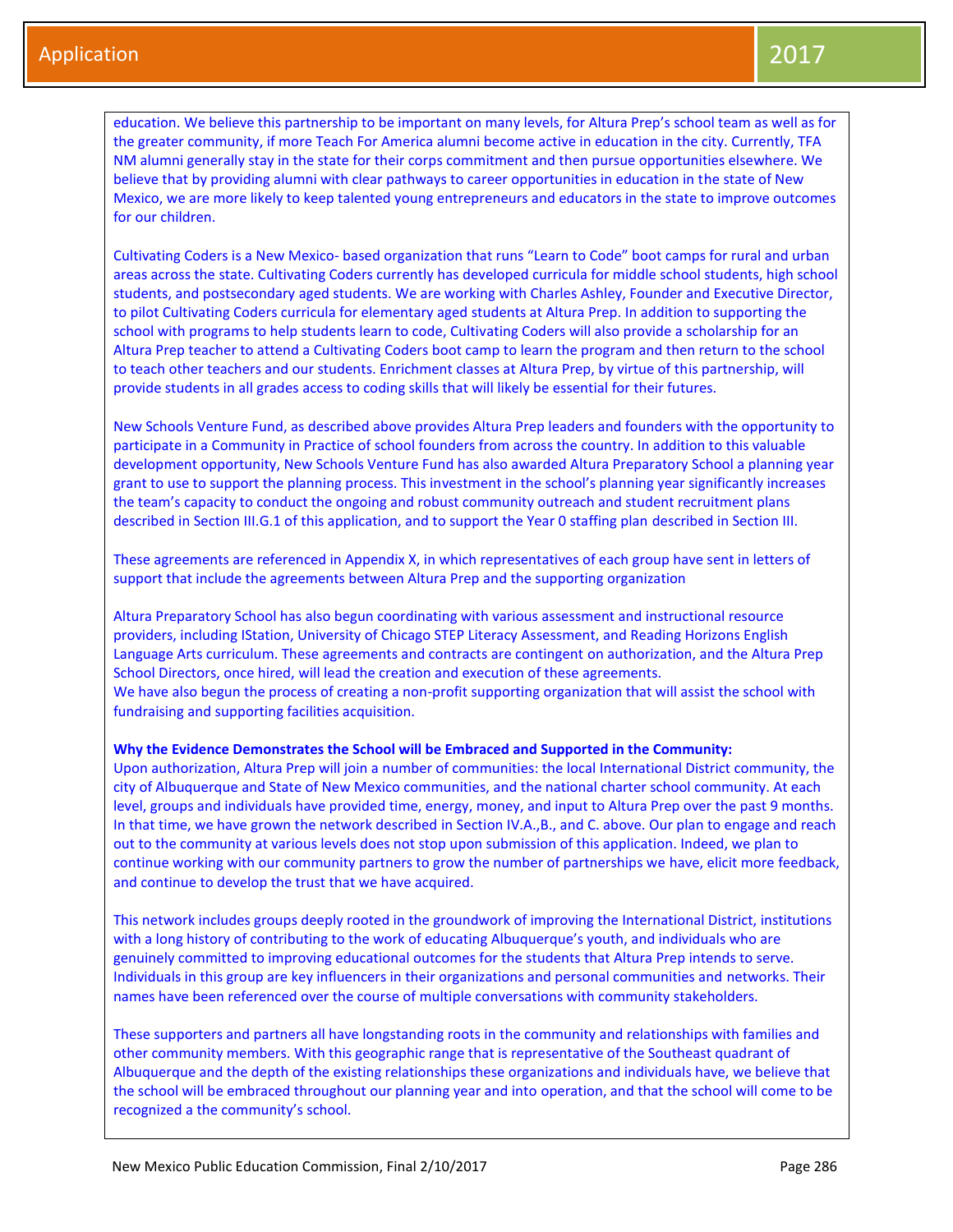education. We believe this partnership to be important on many levels, for Altura Prep's school team as well as for the greater community, if more Teach For America alumni become active in education in the city. Currently, TFA NM alumni generally stay in the state for their corps commitment and then pursue opportunities elsewhere. We believe that by providing alumni with clear pathways to career opportunities in education in the state of New Mexico, we are more likely to keep talented young entrepreneurs and educators in the state to improve outcomes for our children.

Cultivating Coders is a New Mexico- based organization that runs "Learn to Code" boot camps for rural and urban areas across the state. Cultivating Coders currently has developed curricula for middle school students, high school students, and postsecondary aged students. We are working with Charles Ashley, Founder and Executive Director, to pilot Cultivating Coders curricula for elementary aged students at Altura Prep. In addition to supporting the school with programs to help students learn to code, Cultivating Coders will also provide a scholarship for an Altura Prep teacher to attend a Cultivating Coders boot camp to learn the program and then return to the school to teach other teachers and our students. Enrichment classes at Altura Prep, by virtue of this partnership, will provide students in all grades access to coding skills that will likely be essential for their futures.

New Schools Venture Fund, as described above provides Altura Prep leaders and founders with the opportunity to participate in a Community in Practice of school founders from across the country. In addition to this valuable development opportunity, New Schools Venture Fund has also awarded Altura Preparatory School a planning year grant to use to support the planning process. This investment in the school's planning year significantly increases the team's capacity to conduct the ongoing and robust community outreach and student recruitment plans described in Section III.G.1 of this application, and to support the Year 0 staffing plan described in Section III.

These agreements are referenced in Appendix X, in which representatives of each group have sent in letters of support that include the agreements between Altura Prep and the supporting organization

Altura Preparatory School has also begun coordinating with various assessment and instructional resource providers, including IStation, University of Chicago STEP Literacy Assessment, and Reading Horizons English Language Arts curriculum. These agreements and contracts are contingent on authorization, and the Altura Prep School Directors, once hired, will lead the creation and execution of these agreements.
We have also begun the process of creating a non-profit supporting organization that will assist the school with fundraising and supporting facilities acquisition.

**Why the Evidence Demonstrates the School will be Embraced and Supported in the Community:**
Upon authorization, Altura Prep will join a number of communities: the local International District community, the city of Albuquerque and State of New Mexico communities, and the national charter school community. At each level, groups and individuals have provided time, energy, money, and input to Altura Prep over the past 9 months. In that time, we have grown the network described in Section IV.A.,B., and C. above. Our plan to engage and reach out to the community at various levels does not stop upon submission of this application. Indeed, we plan to continue working with our community partners to grow the number of partnerships we have, elicit more feedback, and continue to develop the trust that we have acquired.

This network includes groups deeply rooted in the groundwork of improving the International District, institutions with a long history of contributing to the work of educating Albuquerque's youth, and individuals who are genuinely committed to improving educational outcomes for the students that Altura Prep intends to serve. Individuals in this group are key influencers in their organizations and personal communities and networks. Their names have been referenced over the course of multiple conversations with community stakeholders.

These supporters and partners all have longstanding roots in the community and relationships with families and other community members. With this geographic range that is representative of the Southeast quadrant of Albuquerque and the depth of the existing relationships these organizations and individuals have, we believe that the school will be embraced throughout our planning year and into operation, and that the school will come to be recognized a the community's school.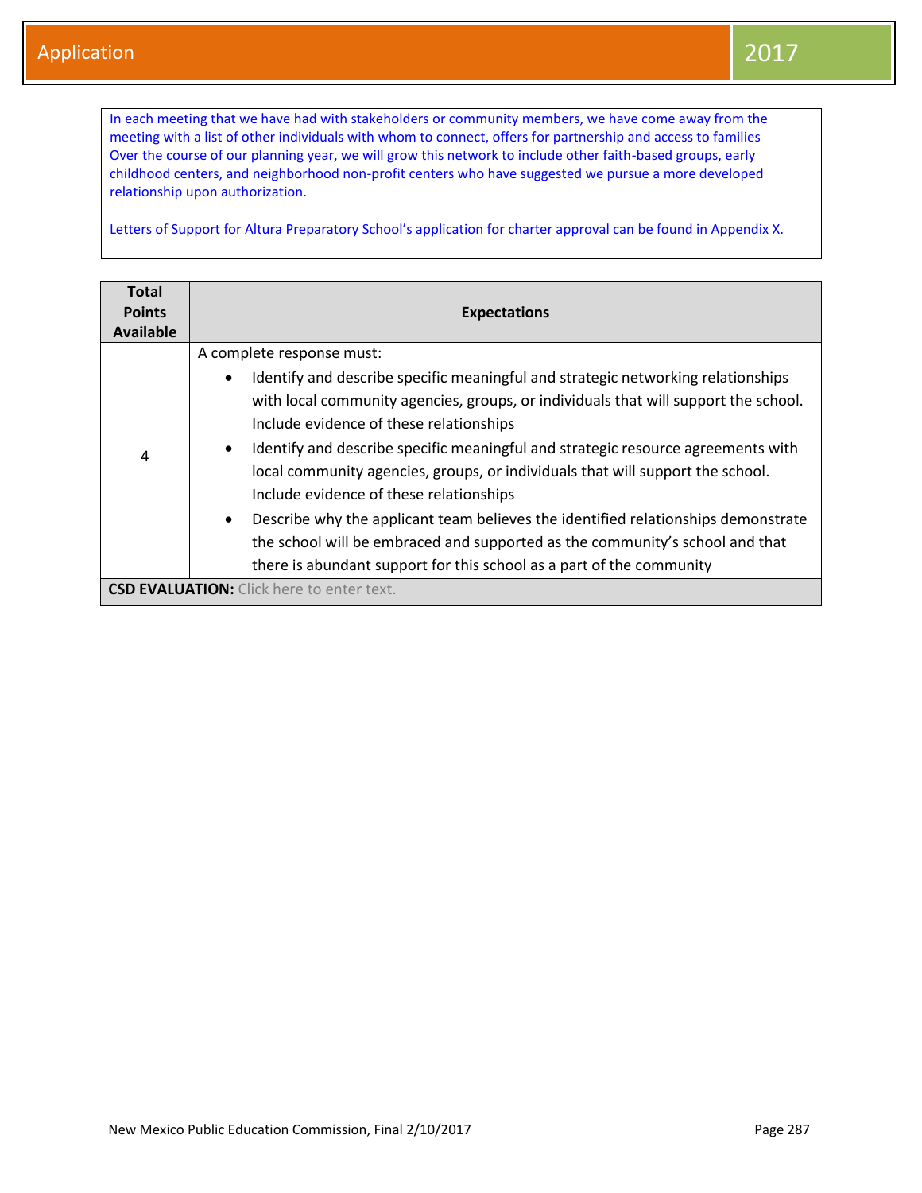In each meeting that we have had with stakeholders or community members, we have come away from the meeting with a list of other individuals with whom to connect, offers for partnership and access to families Over the course of our planning year, we will grow this network to include other faith-based groups, early childhood centers, and neighborhood non-profit centers who have suggested we pursue a more developed relationship upon authorization.

Letters of Support for Altura Preparatory School's application for charter approval can be found in Appendix X.

| Total Points Available | Expectations |
|---|---|
| 4 | A complete response must:<br>• Identify and describe specific meaningful and strategic networking relationships with local community agencies, groups, or individuals that will support the school. Include evidence of these relationships<br>• Identify and describe specific meaningful and strategic resource agreements with local community agencies, groups, or individuals that will support the school. Include evidence of these relationships<br>• Describe why the applicant team believes the identified relationships demonstrate the school will be embraced and supported as the community's school and that there is abundant support for this school as a part of the community |
| **CSD EVALUATION:** Click here to enter text. | |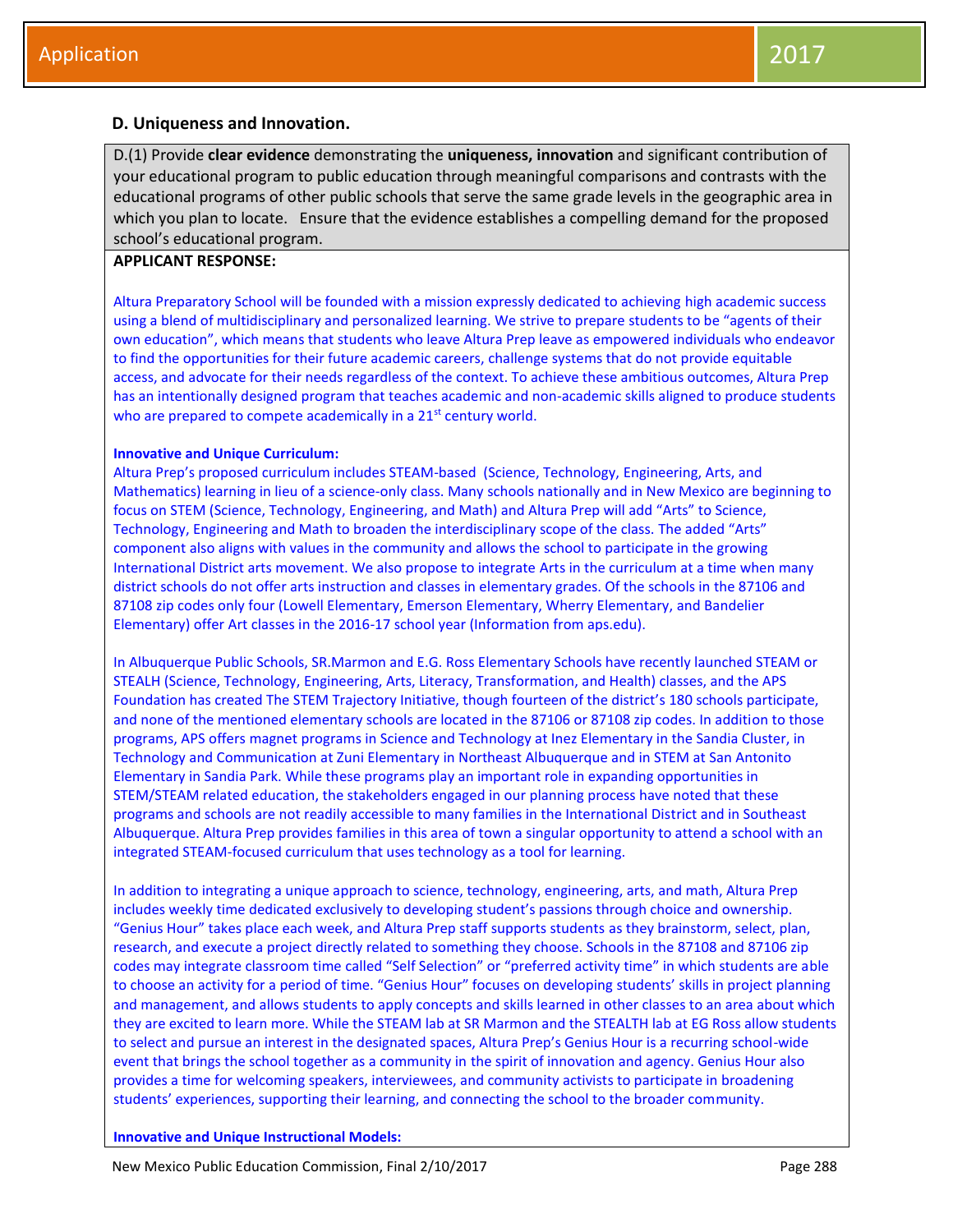## D. Uniqueness and Innovation.

| D.(1) Provide **clear evidence** demonstrating the **uniqueness, innovation** and significant contribution of your educational program to public education through meaningful comparisons and contrasts with the educational programs of other public schools that serve the same grade levels in the geographic area in which you plan to locate. Ensure that the evidence establishes a compelling demand for the proposed school's educational program. |
|---|

**APPLICANT RESPONSE:**

Altura Preparatory School will be founded with a mission expressly dedicated to achieving high academic success using a blend of multidisciplinary and personalized learning. We strive to prepare students to be "agents of their own education", which means that students who leave Altura Prep leave as empowered individuals who endeavor to find the opportunities for their future academic careers, challenge systems that do not provide equitable access, and advocate for their needs regardless of the context. To achieve these ambitious outcomes, Altura Prep has an intentionally designed program that teaches academic and non-academic skills aligned to produce students who are prepared to compete academically in a 21st century world.

**Innovative and Unique Curriculum:**

Altura Prep's proposed curriculum includes STEAM-based (Science, Technology, Engineering, Arts, and Mathematics) learning in lieu of a science-only class. Many schools nationally and in New Mexico are beginning to focus on STEM (Science, Technology, Engineering, and Math) and Altura Prep will add "Arts" to Science, Technology, Engineering and Math to broaden the interdisciplinary scope of the class. The added "Arts" component also aligns with values in the community and allows the school to participate in the growing International District arts movement. We also propose to integrate Arts in the curriculum at a time when many district schools do not offer arts instruction and classes in elementary grades. Of the schools in the 87106 and 87108 zip codes only four (Lowell Elementary, Emerson Elementary, Wherry Elementary, and Bandelier Elementary) offer Art classes in the 2016-17 school year (Information from aps.edu).

In Albuquerque Public Schools, SR.Marmon and E.G. Ross Elementary Schools have recently launched STEAM or STEALH (Science, Technology, Engineering, Arts, Literacy, Transformation, and Health) classes, and the APS Foundation has created The STEM Trajectory Initiative, though fourteen of the district's 180 schools participate, and none of the mentioned elementary schools are located in the 87106 or 87108 zip codes. In addition to those programs, APS offers magnet programs in Science and Technology at Inez Elementary in the Sandia Cluster, in Technology and Communication at Zuni Elementary in Northeast Albuquerque and in STEM at San Antonito Elementary in Sandia Park. While these programs play an important role in expanding opportunities in STEM/STEAM related education, the stakeholders engaged in our planning process have noted that these programs and schools are not readily accessible to many families in the International District and in Southeast Albuquerque. Altura Prep provides families in this area of town a singular opportunity to attend a school with an integrated STEAM-focused curriculum that uses technology as a tool for learning.

In addition to integrating a unique approach to science, technology, engineering, arts, and math, Altura Prep includes weekly time dedicated exclusively to developing student's passions through choice and ownership. "Genius Hour" takes place each week, and Altura Prep staff supports students as they brainstorm, select, plan, research, and execute a project directly related to something they choose. Schools in the 87108 and 87106 zip codes may integrate classroom time called "Self Selection" or "preferred activity time" in which students are able to choose an activity for a period of time. "Genius Hour" focuses on developing students' skills in project planning and management, and allows students to apply concepts and skills learned in other classes to an area about which they are excited to learn more. While the STEAM lab at SR Marmon and the STEALTH lab at EG Ross allow students to select and pursue an interest in the designated spaces, Altura Prep's Genius Hour is a recurring school-wide event that brings the school together as a community in the spirit of innovation and agency. Genius Hour also provides a time for welcoming speakers, interviewees, and community activists to participate in broadening students' experiences, supporting their learning, and connecting the school to the broader community.

**Innovative and Unique Instructional Models:**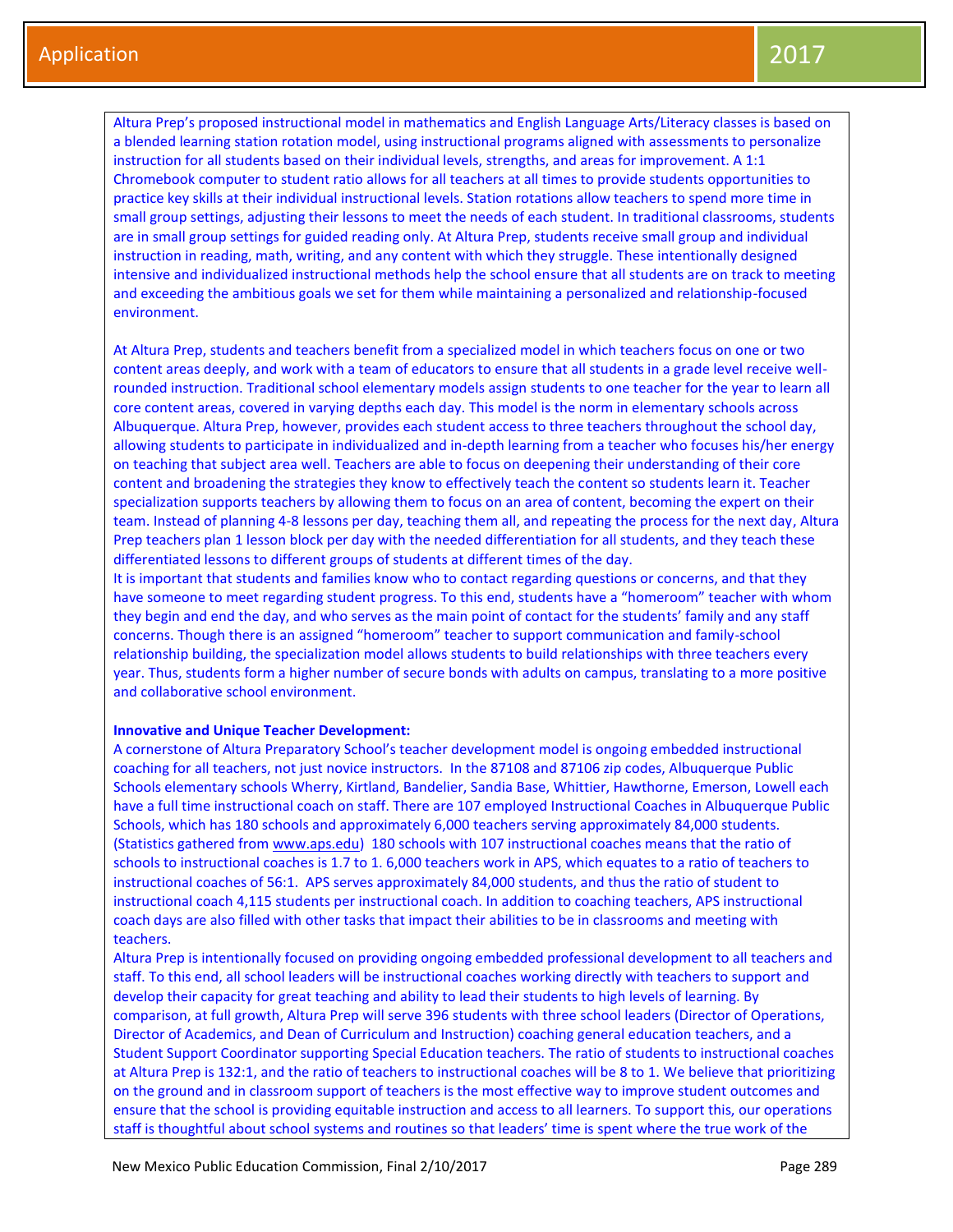Altura Prep's proposed instructional model in mathematics and English Language Arts/Literacy classes is based on a blended learning station rotation model, using instructional programs aligned with assessments to personalize instruction for all students based on their individual levels, strengths, and areas for improvement. A 1:1 Chromebook computer to student ratio allows for all teachers at all times to provide students opportunities to practice key skills at their individual instructional levels. Station rotations allow teachers to spend more time in small group settings, adjusting their lessons to meet the needs of each student. In traditional classrooms, students are in small group settings for guided reading only. At Altura Prep, students receive small group and individual instruction in reading, math, writing, and any content with which they struggle. These intentionally designed intensive and individualized instructional methods help the school ensure that all students are on track to meeting and exceeding the ambitious goals we set for them while maintaining a personalized and relationship-focused environment.

At Altura Prep, students and teachers benefit from a specialized model in which teachers focus on one or two content areas deeply, and work with a team of educators to ensure that all students in a grade level receive well-rounded instruction. Traditional school elementary models assign students to one teacher for the year to learn all core content areas, covered in varying depths each day. This model is the norm in elementary schools across Albuquerque. Altura Prep, however, provides each student access to three teachers throughout the school day, allowing students to participate in individualized and in-depth learning from a teacher who focuses his/her energy on teaching that subject area well. Teachers are able to focus on deepening their understanding of their core content and broadening the strategies they know to effectively teach the content so students learn it. Teacher specialization supports teachers by allowing them to focus on an area of content, becoming the expert on their team. Instead of planning 4-8 lessons per day, teaching them all, and repeating the process for the next day, Altura Prep teachers plan 1 lesson block per day with the needed differentiation for all students, and they teach these differentiated lessons to different groups of students at different times of the day.
It is important that students and families know who to contact regarding questions or concerns, and that they have someone to meet regarding student progress. To this end, students have a "homeroom" teacher with whom they begin and end the day, and who serves as the main point of contact for the students' family and any staff concerns. Though there is an assigned "homeroom" teacher to support communication and family-school relationship building, the specialization model allows students to build relationships with three teachers every year. Thus, students form a higher number of secure bonds with adults on campus, translating to a more positive and collaborative school environment.

**Innovative and Unique Teacher Development:**
A cornerstone of Altura Preparatory School's teacher development model is ongoing embedded instructional coaching for all teachers, not just novice instructors. In the 87108 and 87106 zip codes, Albuquerque Public Schools elementary schools Wherry, Kirtland, Bandelier, Sandia Base, Whittier, Hawthorne, Emerson, Lowell each have a full time instructional coach on staff. There are 107 employed Instructional Coaches in Albuquerque Public Schools, which has 180 schools and approximately 6,000 teachers serving approximately 84,000 students. (Statistics gathered from www.aps.edu) 180 schools with 107 instructional coaches means that the ratio of schools to instructional coaches is 1.7 to 1. 6,000 teachers work in APS, which equates to a ratio of teachers to instructional coaches of 56:1. APS serves approximately 84,000 students, and thus the ratio of student to instructional coach 4,115 students per instructional coach. In addition to coaching teachers, APS instructional coach days are also filled with other tasks that impact their abilities to be in classrooms and meeting with teachers.
Altura Prep is intentionally focused on providing ongoing embedded professional development to all teachers and staff. To this end, all school leaders will be instructional coaches working directly with teachers to support and develop their capacity for great teaching and ability to lead their students to high levels of learning. By comparison, at full growth, Altura Prep will serve 396 students with three school leaders (Director of Operations, Director of Academics, and Dean of Curriculum and Instruction) coaching general education teachers, and a Student Support Coordinator supporting Special Education teachers. The ratio of students to instructional coaches at Altura Prep is 132:1, and the ratio of teachers to instructional coaches will be 8 to 1. We believe that prioritizing on the ground and in classroom support of teachers is the most effective way to improve student outcomes and ensure that the school is providing equitable instruction and access to all learners. To support this, our operations staff is thoughtful about school systems and routines so that leaders' time is spent where the true work of the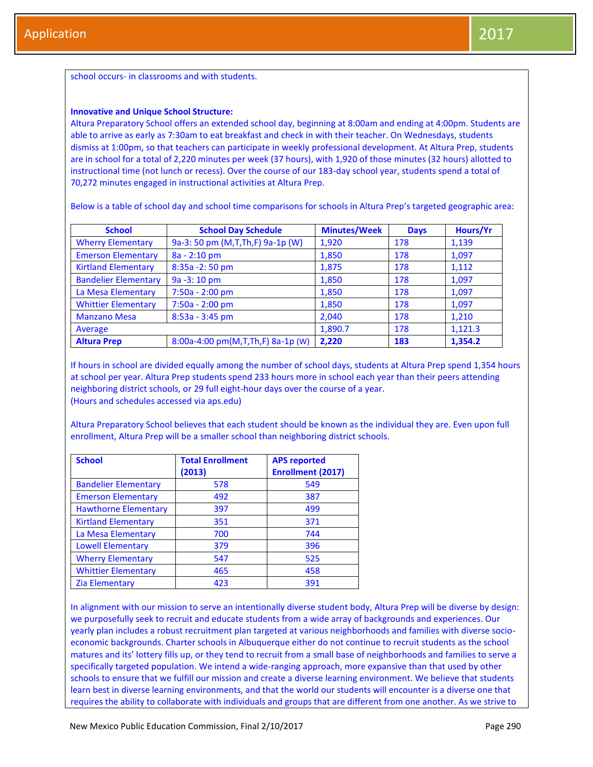school occurs- in classrooms and with students.

**Innovative and Unique School Structure:**

Altura Preparatory School offers an extended school day, beginning at 8:00am and ending at 4:00pm. Students are able to arrive as early as 7:30am to eat breakfast and check in with their teacher. On Wednesdays, students dismiss at 1:00pm, so that teachers can participate in weekly professional development. At Altura Prep, students are in school for a total of 2,220 minutes per week (37 hours), with 1,920 of those minutes (32 hours) allotted to instructional time (not lunch or recess). Over the course of our 183-day school year, students spend a total of 70,272 minutes engaged in instructional activities at Altura Prep.

Below is a table of school day and school time comparisons for schools in Altura Prep's targeted geographic area:

| School | School Day Schedule | Minutes/Week | Days | Hours/Yr |
|---|---|---|---|---|
| Wherry Elementary | 9a-3: 50 pm (M,T,Th,F) 9a-1p (W) | 1,920 | 178 | 1,139 |
| Emerson Elementary | 8a - 2:10 pm | 1,850 | 178 | 1,097 |
| Kirtland Elementary | 8:35a -2: 50 pm | 1,875 | 178 | 1,112 |
| Bandelier Elementary | 9a -3: 10 pm | 1,850 | 178 | 1,097 |
| La Mesa Elementary | 7:50a - 2:00 pm | 1,850 | 178 | 1,097 |
| Whittier Elementary | 7:50a - 2:00 pm | 1,850 | 178 | 1,097 |
| Manzano Mesa | 8:53a - 3:45 pm | 2,040 | 178 | 1,210 |
| Average | | 1,890.7 | 178 | 1,121.3 |
| **Altura Prep** | 8:00a-4:00 pm(M,T,Th,F) 8a-1p (W) | **2,220** | **183** | **1,354.2** |

If hours in school are divided equally among the number of school days, students at Altura Prep spend 1,354 hours at school per year. Altura Prep students spend 233 hours more in school each year than their peers attending neighboring district schools, or 29 full eight-hour days over the course of a year.
(Hours and schedules accessed via aps.edu)

Altura Preparatory School believes that each student should be known as the individual they are. Even upon full enrollment, Altura Prep will be a smaller school than neighboring district schools.

| School | Total Enrollment (2013) | APS reported Enrollment (2017) |
|---|---|---|
| Bandelier Elementary | 578 | 549 |
| Emerson Elementary | 492 | 387 |
| Hawthorne Elementary | 397 | 499 |
| Kirtland Elementary | 351 | 371 |
| La Mesa Elementary | 700 | 744 |
| Lowell Elementary | 379 | 396 |
| Wherry Elementary | 547 | 525 |
| Whittier Elementary | 465 | 458 |
| Zia Elementary | 423 | 391 |

In alignment with our mission to serve an intentionally diverse student body, Altura Prep will be diverse by design: we purposefully seek to recruit and educate students from a wide array of backgrounds and experiences. Our yearly plan includes a robust recruitment plan targeted at various neighborhoods and families with diverse socio-economic backgrounds. Charter schools in Albuquerque either do not continue to recruit students as the school matures and its' lottery fills up, or they tend to recruit from a small base of neighborhoods and families to serve a specifically targeted population. We intend a wide-ranging approach, more expansive than that used by other schools to ensure that we fulfill our mission and create a diverse learning environment. We believe that students learn best in diverse learning environments, and that the world our students will encounter is a diverse one that requires the ability to collaborate with individuals and groups that are different from one another. As we strive to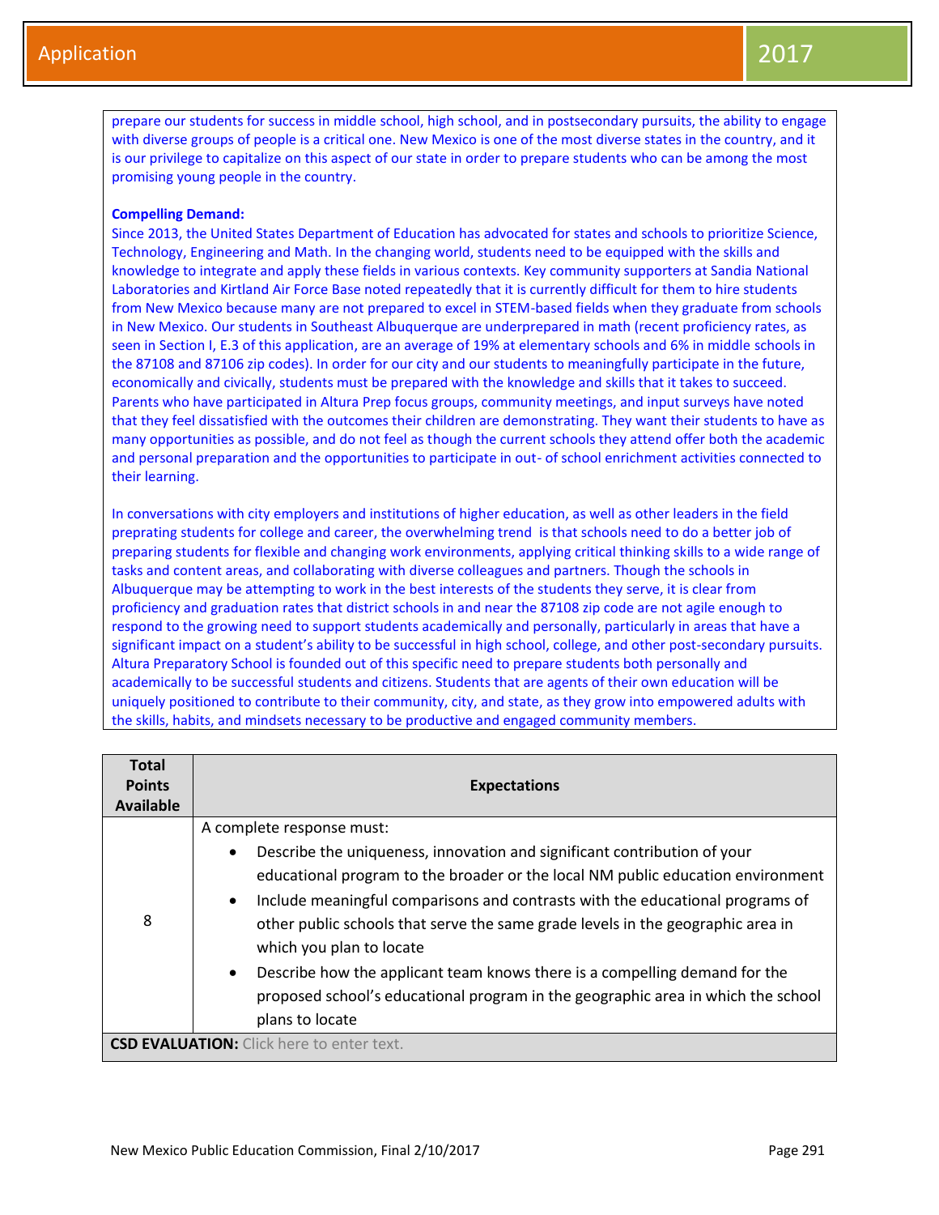prepare our students for success in middle school, high school, and in postsecondary pursuits, the ability to engage with diverse groups of people is a critical one. New Mexico is one of the most diverse states in the country, and it is our privilege to capitalize on this aspect of our state in order to prepare students who can be among the most promising young people in the country.

**Compelling Demand:**

Since 2013, the United States Department of Education has advocated for states and schools to prioritize Science, Technology, Engineering and Math. In the changing world, students need to be equipped with the skills and knowledge to integrate and apply these fields in various contexts. Key community supporters at Sandia National Laboratories and Kirtland Air Force Base noted repeatedly that it is currently difficult for them to hire students from New Mexico because many are not prepared to excel in STEM-based fields when they graduate from schools in New Mexico. Our students in Southeast Albuquerque are underprepared in math (recent proficiency rates, as seen in Section I, E.3 of this application, are an average of 19% at elementary schools and 6% in middle schools in the 87108 and 87106 zip codes). In order for our city and our students to meaningfully participate in the future, economically and civically, students must be prepared with the knowledge and skills that it takes to succeed. Parents who have participated in Altura Prep focus groups, community meetings, and input surveys have noted that they feel dissatisfied with the outcomes their children are demonstrating. They want their students to have as many opportunities as possible, and do not feel as though the current schools they attend offer both the academic and personal preparation and the opportunities to participate in out- of school enrichment activities connected to their learning.

In conversations with city employers and institutions of higher education, as well as other leaders in the field preprating students for college and career, the overwhelming trend is that schools need to do a better job of preparing students for flexible and changing work environments, applying critical thinking skills to a wide range of tasks and content areas, and collaborating with diverse colleagues and partners. Though the schools in Albuquerque may be attempting to work in the best interests of the students they serve, it is clear from proficiency and graduation rates that district schools in and near the 87108 zip code are not agile enough to respond to the growing need to support students academically and personally, particularly in areas that have a significant impact on a student's ability to be successful in high school, college, and other post-secondary pursuits. Altura Preparatory School is founded out of this specific need to prepare students both personally and academically to be successful students and citizens. Students that are agents of their own education will be uniquely positioned to contribute to their community, city, and state, as they grow into empowered adults with the skills, habits, and mindsets necessary to be productive and engaged community members.

| Total Points Available | Expectations |
|---|---|
| 8 | A complete response must:<br>• Describe the uniqueness, innovation and significant contribution of your educational program to the broader or the local NM public education environment<br>• Include meaningful comparisons and contrasts with the educational programs of other public schools that serve the same grade levels in the geographic area in which you plan to locate<br>• Describe how the applicant team knows there is a compelling demand for the proposed school's educational program in the geographic area in which the school plans to locate |
| **CSD EVALUATION:** Click here to enter text. | |